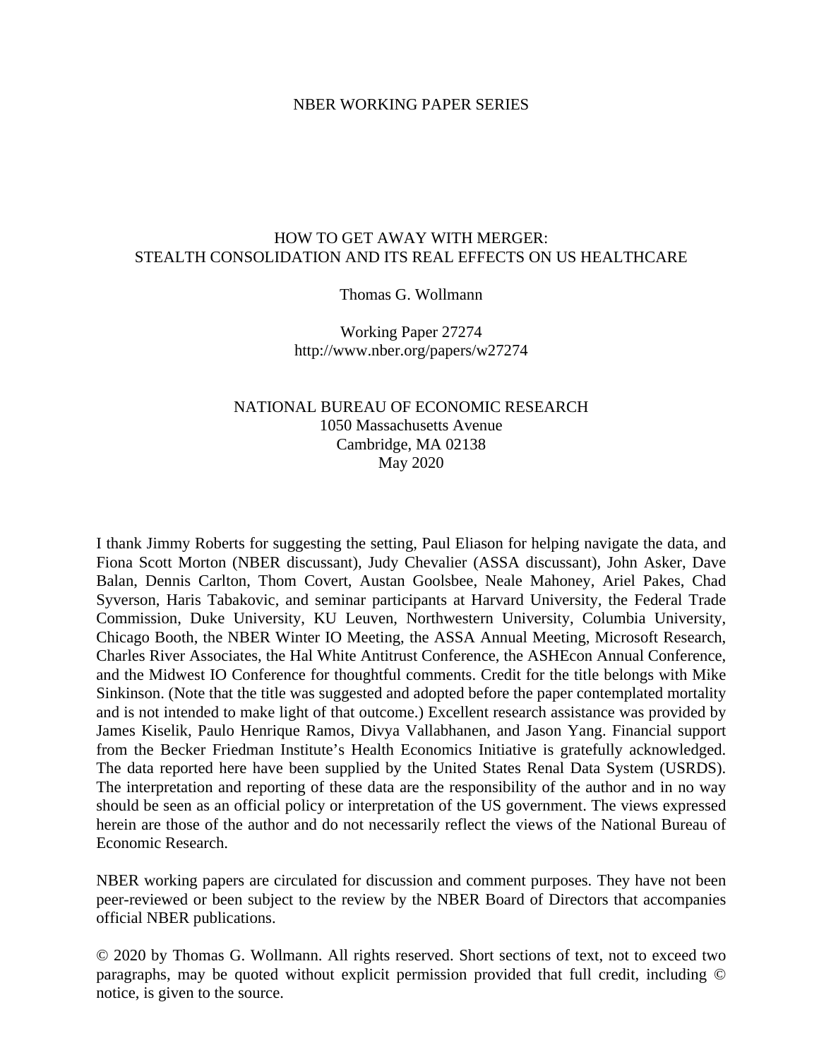NBER WORKING PAPER SERIES

# HOW TO GET AWAY WITH MERGER: STEALTH CONSOLIDATION AND ITS REAL EFFECTS ON US HEALTHCARE

Thomas G. Wollmann

Working Paper 27274
http://www.nber.org/papers/w27274

NATIONAL BUREAU OF ECONOMIC RESEARCH
1050 Massachusetts Avenue
Cambridge, MA 02138
May 2020

I thank Jimmy Roberts for suggesting the setting, Paul Eliason for helping navigate the data, and Fiona Scott Morton (NBER discussant), Judy Chevalier (ASSA discussant), John Asker, Dave Balan, Dennis Carlton, Thom Covert, Austan Goolsbee, Neale Mahoney, Ariel Pakes, Chad Syverson, Haris Tabakovic, and seminar participants at Harvard University, the Federal Trade Commission, Duke University, KU Leuven, Northwestern University, Columbia University, Chicago Booth, the NBER Winter IO Meeting, the ASSA Annual Meeting, Microsoft Research, Charles River Associates, the Hal White Antitrust Conference, the ASHEcon Annual Conference, and the Midwest IO Conference for thoughtful comments. Credit for the title belongs with Mike Sinkinson. (Note that the title was suggested and adopted before the paper contemplated mortality and is not intended to make light of that outcome.) Excellent research assistance was provided by James Kiselik, Paulo Henrique Ramos, Divya Vallabhanen, and Jason Yang. Financial support from the Becker Friedman Institute's Health Economics Initiative is gratefully acknowledged. The data reported here have been supplied by the United States Renal Data System (USRDS). The interpretation and reporting of these data are the responsibility of the author and in no way should be seen as an official policy or interpretation of the US government. The views expressed herein are those of the author and do not necessarily reflect the views of the National Bureau of Economic Research.

NBER working papers are circulated for discussion and comment purposes. They have not been peer-reviewed or been subject to the review by the NBER Board of Directors that accompanies official NBER publications.

© 2020 by Thomas G. Wollmann. All rights reserved. Short sections of text, not to exceed two paragraphs, may be quoted without explicit permission provided that full credit, including © notice, is given to the source.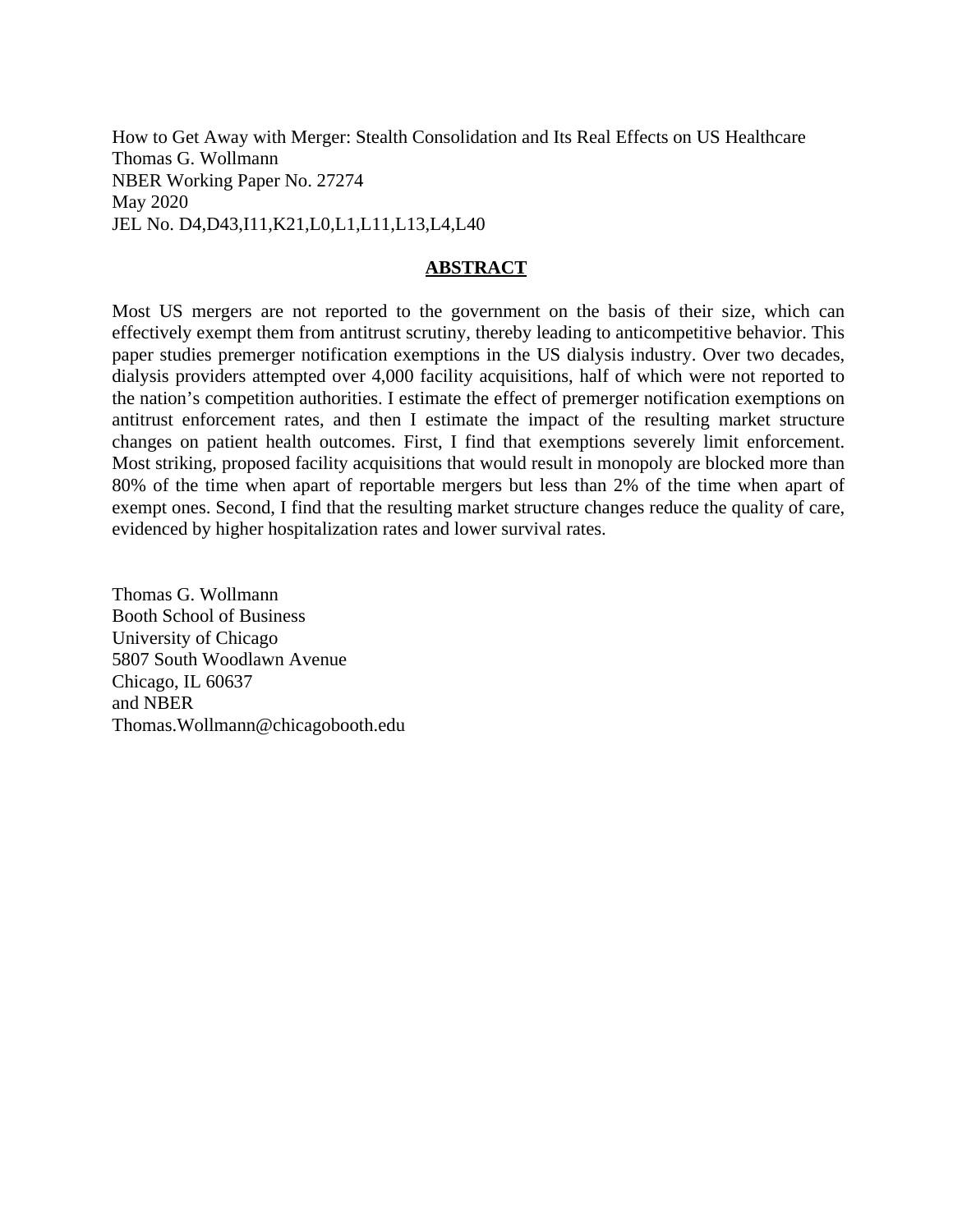How to Get Away with Merger: Stealth Consolidation and Its Real Effects on US Healthcare
Thomas G. Wollmann
NBER Working Paper No. 27274
May 2020
JEL No. D4,D43,I11,K21,L0,L1,L11,L13,L4,L40

## ABSTRACT

Most US mergers are not reported to the government on the basis of their size, which can effectively exempt them from antitrust scrutiny, thereby leading to anticompetitive behavior. This paper studies premerger notification exemptions in the US dialysis industry. Over two decades, dialysis providers attempted over 4,000 facility acquisitions, half of which were not reported to the nation's competition authorities. I estimate the effect of premerger notification exemptions on antitrust enforcement rates, and then I estimate the impact of the resulting market structure changes on patient health outcomes. First, I find that exemptions severely limit enforcement. Most striking, proposed facility acquisitions that would result in monopoly are blocked more than 80% of the time when apart of reportable mergers but less than 2% of the time when apart of exempt ones. Second, I find that the resulting market structure changes reduce the quality of care, evidenced by higher hospitalization rates and lower survival rates.

Thomas G. Wollmann
Booth School of Business
University of Chicago
5807 South Woodlawn Avenue
Chicago, IL 60637
and NBER
Thomas.Wollmann@chicagobooth.edu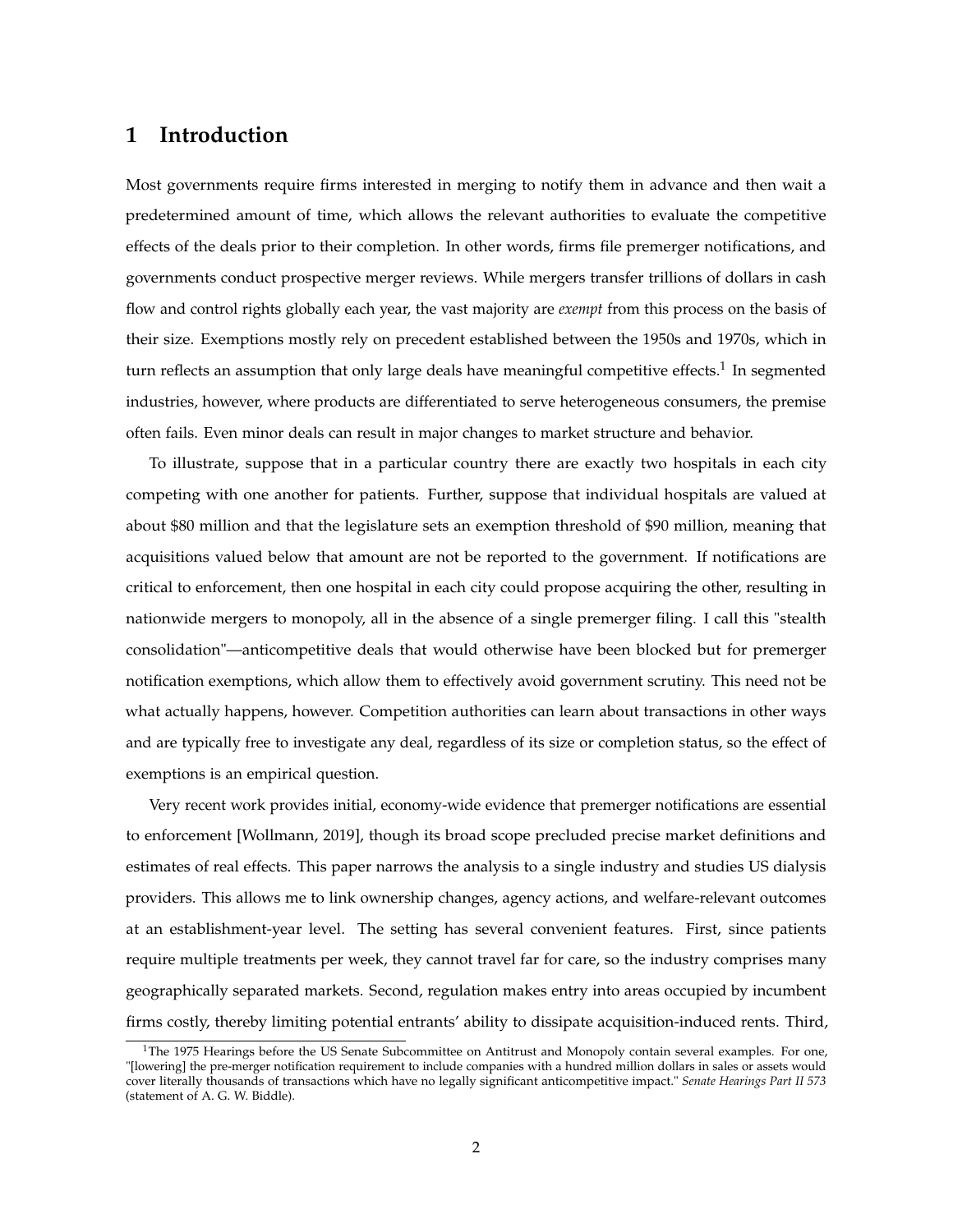# 1 Introduction

Most governments require firms interested in merging to notify them in advance and then wait a predetermined amount of time, which allows the relevant authorities to evaluate the competitive effects of the deals prior to their completion. In other words, firms file premerger notifications, and governments conduct prospective merger reviews. While mergers transfer trillions of dollars in cash flow and control rights globally each year, the vast majority are *exempt* from this process on the basis of their size. Exemptions mostly rely on precedent established between the 1950s and 1970s, which in turn reflects an assumption that only large deals have meaningful competitive effects.[1] In segmented industries, however, where products are differentiated to serve heterogeneous consumers, the premise often fails. Even minor deals can result in major changes to market structure and behavior.

To illustrate, suppose that in a particular country there are exactly two hospitals in each city competing with one another for patients. Further, suppose that individual hospitals are valued at about $80 million and that the legislature sets an exemption threshold of $90 million, meaning that acquisitions valued below that amount are not be reported to the government. If notifications are critical to enforcement, then one hospital in each city could propose acquiring the other, resulting in nationwide mergers to monopoly, all in the absence of a single premerger filing. I call this "stealth consolidation"—anticompetitive deals that would otherwise have been blocked but for premerger notification exemptions, which allow them to effectively avoid government scrutiny. This need not be what actually happens, however. Competition authorities can learn about transactions in other ways and are typically free to investigate any deal, regardless of its size or completion status, so the effect of exemptions is an empirical question.

Very recent work provides initial, economy-wide evidence that premerger notifications are essential to enforcement [Wollmann, 2019], though its broad scope precluded precise market definitions and estimates of real effects. This paper narrows the analysis to a single industry and studies US dialysis providers. This allows me to link ownership changes, agency actions, and welfare-relevant outcomes at an establishment-year level. The setting has several convenient features. First, since patients require multiple treatments per week, they cannot travel far for care, so the industry comprises many geographically separated markets. Second, regulation makes entry into areas occupied by incumbent firms costly, thereby limiting potential entrants' ability to dissipate acquisition-induced rents. Third,

[1] The 1975 Hearings before the US Senate Subcommittee on Antitrust and Monopoly contain several examples. For one, "[lowering] the pre-merger notification requirement to include companies with a hundred million dollars in sales or assets would cover literally thousands of transactions which have no legally significant anticompetitive impact." *Senate Hearings Part II 573* (statement of A. G. W. Biddle).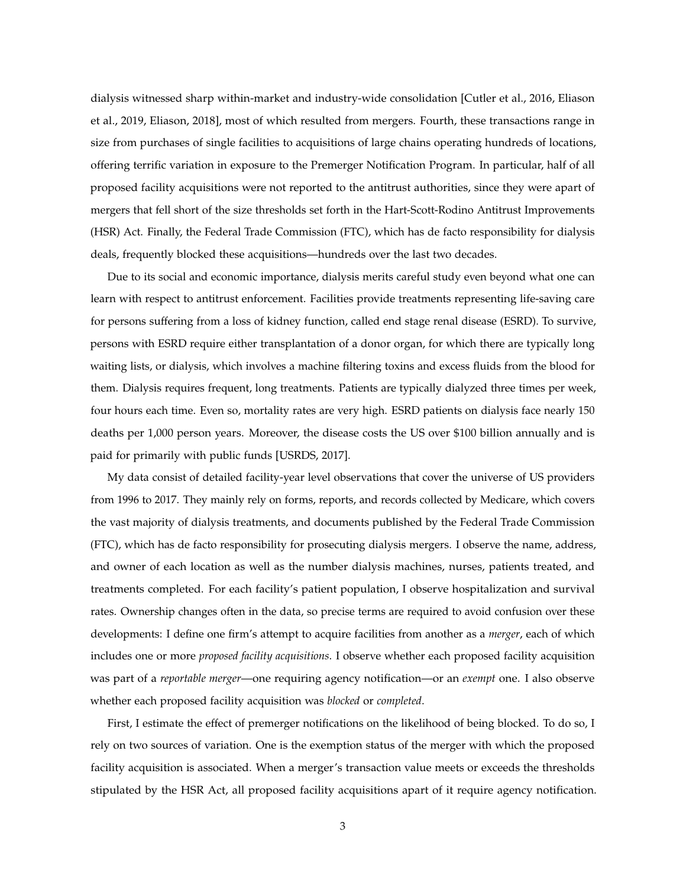dialysis witnessed sharp within-market and industry-wide consolidation [Cutler et al., 2016, Eliason et al., 2019, Eliason, 2018], most of which resulted from mergers. Fourth, these transactions range in size from purchases of single facilities to acquisitions of large chains operating hundreds of locations, offering terrific variation in exposure to the Premerger Notification Program. In particular, half of all proposed facility acquisitions were not reported to the antitrust authorities, since they were apart of mergers that fell short of the size thresholds set forth in the Hart-Scott-Rodino Antitrust Improvements (HSR) Act. Finally, the Federal Trade Commission (FTC), which has de facto responsibility for dialysis deals, frequently blocked these acquisitions—hundreds over the last two decades.

Due to its social and economic importance, dialysis merits careful study even beyond what one can learn with respect to antitrust enforcement. Facilities provide treatments representing life-saving care for persons suffering from a loss of kidney function, called end stage renal disease (ESRD). To survive, persons with ESRD require either transplantation of a donor organ, for which there are typically long waiting lists, or dialysis, which involves a machine filtering toxins and excess fluids from the blood for them. Dialysis requires frequent, long treatments. Patients are typically dialyzed three times per week, four hours each time. Even so, mortality rates are very high. ESRD patients on dialysis face nearly 150 deaths per 1,000 person years. Moreover, the disease costs the US over $100 billion annually and is paid for primarily with public funds [USRDS, 2017].

My data consist of detailed facility-year level observations that cover the universe of US providers from 1996 to 2017. They mainly rely on forms, reports, and records collected by Medicare, which covers the vast majority of dialysis treatments, and documents published by the Federal Trade Commission (FTC), which has de facto responsibility for prosecuting dialysis mergers. I observe the name, address, and owner of each location as well as the number dialysis machines, nurses, patients treated, and treatments completed. For each facility's patient population, I observe hospitalization and survival rates. Ownership changes often in the data, so precise terms are required to avoid confusion over these developments: I define one firm's attempt to acquire facilities from another as a *merger*, each of which includes one or more *proposed facility acquisitions*. I observe whether each proposed facility acquisition was part of a *reportable merger*—one requiring agency notification—or an *exempt* one. I also observe whether each proposed facility acquisition was *blocked* or *completed*.

First, I estimate the effect of premerger notifications on the likelihood of being blocked. To do so, I rely on two sources of variation. One is the exemption status of the merger with which the proposed facility acquisition is associated. When a merger's transaction value meets or exceeds the thresholds stipulated by the HSR Act, all proposed facility acquisitions apart of it require agency notification.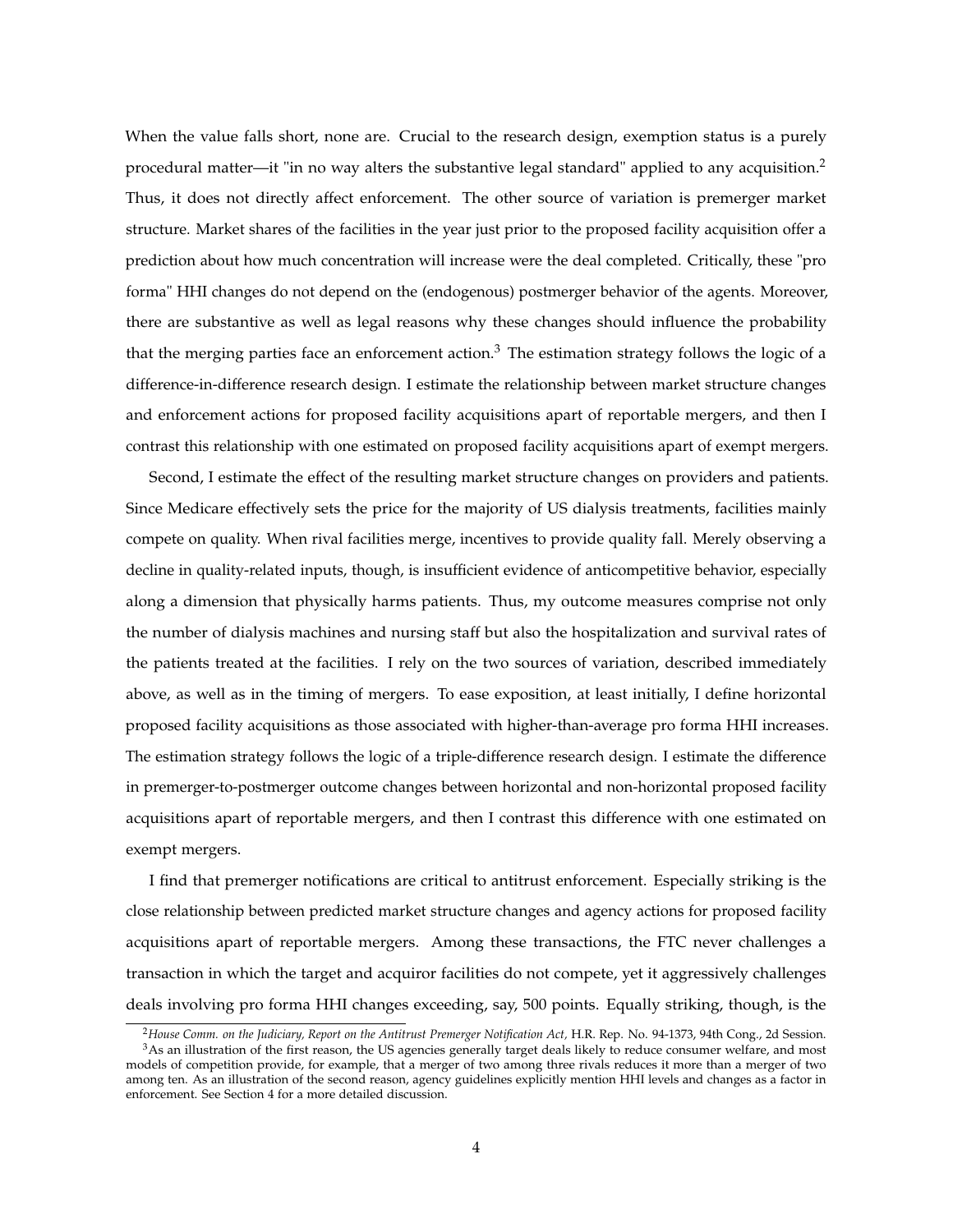When the value falls short, none are. Crucial to the research design, exemption status is a purely procedural matter—it "in no way alters the substantive legal standard" applied to any acquisition.[2] Thus, it does not directly affect enforcement. The other source of variation is premerger market structure. Market shares of the facilities in the year just prior to the proposed facility acquisition offer a prediction about how much concentration will increase were the deal completed. Critically, these "pro forma" HHI changes do not depend on the (endogenous) postmerger behavior of the agents. Moreover, there are substantive as well as legal reasons why these changes should influence the probability that the merging parties face an enforcement action.[3] The estimation strategy follows the logic of a difference-in-difference research design. I estimate the relationship between market structure changes and enforcement actions for proposed facility acquisitions apart of reportable mergers, and then I contrast this relationship with one estimated on proposed facility acquisitions apart of exempt mergers.

Second, I estimate the effect of the resulting market structure changes on providers and patients. Since Medicare effectively sets the price for the majority of US dialysis treatments, facilities mainly compete on quality. When rival facilities merge, incentives to provide quality fall. Merely observing a decline in quality-related inputs, though, is insufficient evidence of anticompetitive behavior, especially along a dimension that physically harms patients. Thus, my outcome measures comprise not only the number of dialysis machines and nursing staff but also the hospitalization and survival rates of the patients treated at the facilities. I rely on the two sources of variation, described immediately above, as well as in the timing of mergers. To ease exposition, at least initially, I define horizontal proposed facility acquisitions as those associated with higher-than-average pro forma HHI increases. The estimation strategy follows the logic of a triple-difference research design. I estimate the difference in premerger-to-postmerger outcome changes between horizontal and non-horizontal proposed facility acquisitions apart of reportable mergers, and then I contrast this difference with one estimated on exempt mergers.

I find that premerger notifications are critical to antitrust enforcement. Especially striking is the close relationship between predicted market structure changes and agency actions for proposed facility acquisitions apart of reportable mergers. Among these transactions, the FTC never challenges a transaction in which the target and acquiror facilities do not compete, yet it aggressively challenges deals involving pro forma HHI changes exceeding, say, 500 points. Equally striking, though, is the

---

[2] *House Comm. on the Judiciary, Report on the Antitrust Premerger Notification Act,* H.R. Rep. No. 94-1373, 94th Cong., 2d Session.

[3] As an illustration of the first reason, the US agencies generally target deals likely to reduce consumer welfare, and most models of competition provide, for example, that a merger of two among three rivals reduces it more than a merger of two among ten. As an illustration of the second reason, agency guidelines explicitly mention HHI levels and changes as a factor in enforcement. See Section 4 for a more detailed discussion.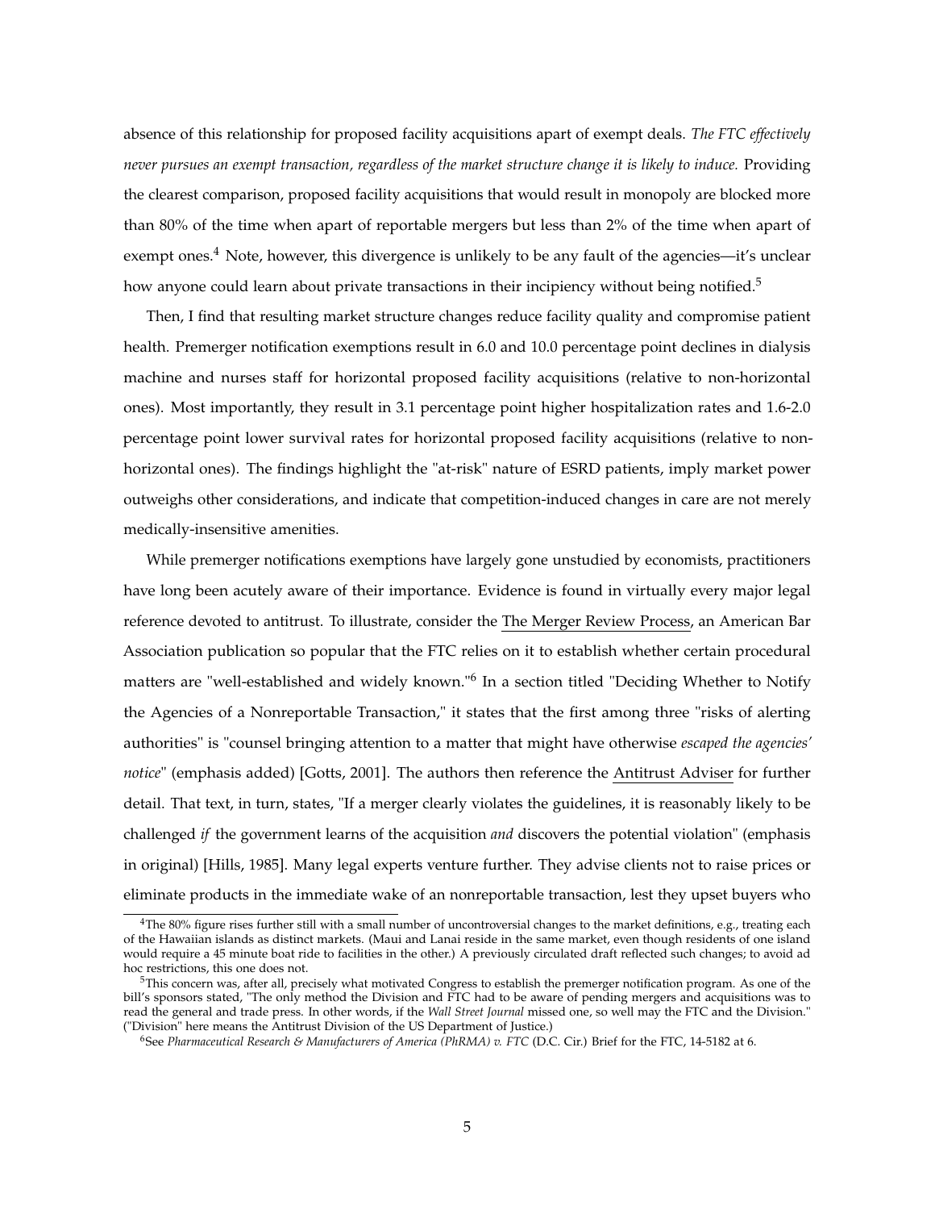absence of this relationship for proposed facility acquisitions apart of exempt deals. *The FTC effectively never pursues an exempt transaction, regardless of the market structure change it is likely to induce.* Providing the clearest comparison, proposed facility acquisitions that would result in monopoly are blocked more than 80% of the time when apart of reportable mergers but less than 2% of the time when apart of exempt ones.[4] Note, however, this divergence is unlikely to be any fault of the agencies—it's unclear how anyone could learn about private transactions in their incipiency without being notified.[5]

Then, I find that resulting market structure changes reduce facility quality and compromise patient health. Premerger notification exemptions result in 6.0 and 10.0 percentage point declines in dialysis machine and nurses staff for horizontal proposed facility acquisitions (relative to non-horizontal ones). Most importantly, they result in 3.1 percentage point higher hospitalization rates and 1.6-2.0 percentage point lower survival rates for horizontal proposed facility acquisitions (relative to non-horizontal ones). The findings highlight the "at-risk" nature of ESRD patients, imply market power outweighs other considerations, and indicate that competition-induced changes in care are not merely medically-insensitive amenities.

While premerger notifications exemptions have largely gone unstudied by economists, practitioners have long been acutely aware of their importance. Evidence is found in virtually every major legal reference devoted to antitrust. To illustrate, consider the The Merger Review Process, an American Bar Association publication so popular that the FTC relies on it to establish whether certain procedural matters are "well-established and widely known."[6] In a section titled "Deciding Whether to Notify the Agencies of a Nonreportable Transaction," it states that the first among three "risks of alerting authorities" is "counsel bringing attention to a matter that might have otherwise *escaped the agencies' notice*" (emphasis added) [Gotts, 2001]. The authors then reference the Antitrust Adviser for further detail. That text, in turn, states, "If a merger clearly violates the guidelines, it is reasonably likely to be challenged *if* the government learns of the acquisition *and* discovers the potential violation" (emphasis in original) [Hills, 1985]. Many legal experts venture further. They advise clients not to raise prices or eliminate products in the immediate wake of an nonreportable transaction, lest they upset buyers who

[4] The 80% figure rises further still with a small number of uncontroversial changes to the market definitions, e.g., treating each of the Hawaiian islands as distinct markets. (Maui and Lanai reside in the same market, even though residents of one island would require a 45 minute boat ride to facilities in the other.) A previously circulated draft reflected such changes; to avoid ad hoc restrictions, this one does not.

[5] This concern was, after all, precisely what motivated Congress to establish the premerger notification program. As one of the bill's sponsors stated, "The only method the Division and FTC had to be aware of pending mergers and acquisitions was to read the general and trade press. In other words, if the *Wall Street Journal* missed one, so well may the FTC and the Division." ("Division" here means the Antitrust Division of the US Department of Justice.)

[6] See *Pharmaceutical Research & Manufacturers of America (PhRMA) v. FTC* (D.C. Cir.) Brief for the FTC, 14-5182 at 6.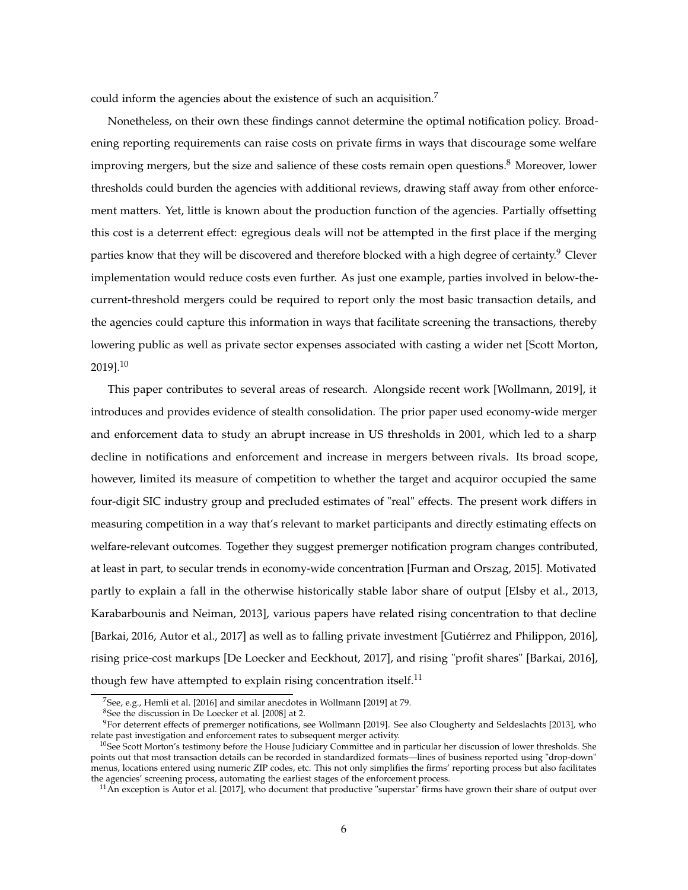could inform the agencies about the existence of such an acquisition.[7]

Nonetheless, on their own these findings cannot determine the optimal notification policy. Broadening reporting requirements can raise costs on private firms in ways that discourage some welfare improving mergers, but the size and salience of these costs remain open questions.[8] Moreover, lower thresholds could burden the agencies with additional reviews, drawing staff away from other enforcement matters. Yet, little is known about the production function of the agencies. Partially offsetting this cost is a deterrent effect: egregious deals will not be attempted in the first place if the merging parties know that they will be discovered and therefore blocked with a high degree of certainty.[9] Clever implementation would reduce costs even further. As just one example, parties involved in below-the-current-threshold mergers could be required to report only the most basic transaction details, and the agencies could capture this information in ways that facilitate screening the transactions, thereby lowering public as well as private sector expenses associated with casting a wider net [Scott Morton, 2019].[10]

This paper contributes to several areas of research. Alongside recent work [Wollmann, 2019], it introduces and provides evidence of stealth consolidation. The prior paper used economy-wide merger and enforcement data to study an abrupt increase in US thresholds in 2001, which led to a sharp decline in notifications and enforcement and increase in mergers between rivals. Its broad scope, however, limited its measure of competition to whether the target and acquiror occupied the same four-digit SIC industry group and precluded estimates of "real" effects. The present work differs in measuring competition in a way that's relevant to market participants and directly estimating effects on welfare-relevant outcomes. Together they suggest premerger notification program changes contributed, at least in part, to secular trends in economy-wide concentration [Furman and Orszag, 2015]. Motivated partly to explain a fall in the otherwise historically stable labor share of output [Elsby et al., 2013, Karabarbounis and Neiman, 2013], various papers have related rising concentration to that decline [Barkai, 2016, Autor et al., 2017] as well as to falling private investment [Gutiérrez and Philippon, 2016], rising price-cost markups [De Loecker and Eeckhout, 2017], and rising "profit shares" [Barkai, 2016], though few have attempted to explain rising concentration itself.[11]

[7] See, e.g., Hemli et al. [2016] and similar anecdotes in Wollmann [2019] at 79.

[8] See the discussion in De Loecker et al. [2008] at 2.

[9] For deterrent effects of premerger notifications, see Wollmann [2019]. See also Clougherty and Seldeslachts [2013], who relate past investigation and enforcement rates to subsequent merger activity.

[10] See Scott Morton's testimony before the House Judiciary Committee and in particular her discussion of lower thresholds. She points out that most transaction details can be recorded in standardized formats—lines of business reported using "drop-down" menus, locations entered using numeric ZIP codes, etc. This not only simplifies the firms' reporting process but also facilitates the agencies' screening process, automating the earliest stages of the enforcement process.

[11] An exception is Autor et al. [2017], who document that productive "superstar" firms have grown their share of output over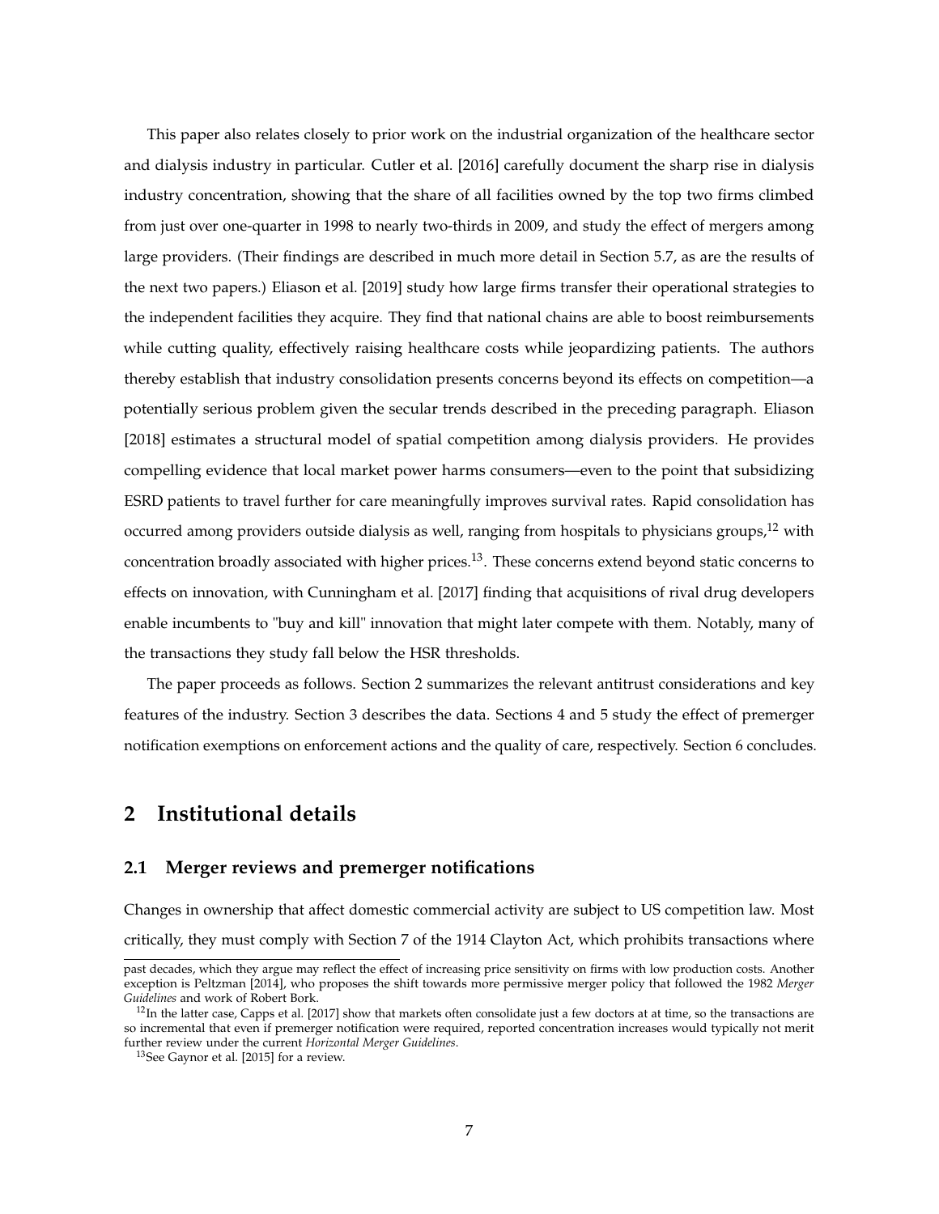This paper also relates closely to prior work on the industrial organization of the healthcare sector and dialysis industry in particular. Cutler et al. [2016] carefully document the sharp rise in dialysis industry concentration, showing that the share of all facilities owned by the top two firms climbed from just over one-quarter in 1998 to nearly two-thirds in 2009, and study the effect of mergers among large providers. (Their findings are described in much more detail in Section 5.7, as are the results of the next two papers.) Eliason et al. [2019] study how large firms transfer their operational strategies to the independent facilities they acquire. They find that national chains are able to boost reimbursements while cutting quality, effectively raising healthcare costs while jeopardizing patients. The authors thereby establish that industry consolidation presents concerns beyond its effects on competition—a potentially serious problem given the secular trends described in the preceding paragraph. Eliason [2018] estimates a structural model of spatial competition among dialysis providers. He provides compelling evidence that local market power harms consumers—even to the point that subsidizing ESRD patients to travel further for care meaningfully improves survival rates. Rapid consolidation has occurred among providers outside dialysis as well, ranging from hospitals to physicians groups,[12] with concentration broadly associated with higher prices.[13]. These concerns extend beyond static concerns to effects on innovation, with Cunningham et al. [2017] finding that acquisitions of rival drug developers enable incumbents to "buy and kill" innovation that might later compete with them. Notably, many of the transactions they study fall below the HSR thresholds.

The paper proceeds as follows. Section 2 summarizes the relevant antitrust considerations and key features of the industry. Section 3 describes the data. Sections 4 and 5 study the effect of premerger notification exemptions on enforcement actions and the quality of care, respectively. Section 6 concludes.

## 2 Institutional details

### 2.1 Merger reviews and premerger notifications

Changes in ownership that affect domestic commercial activity are subject to US competition law. Most critically, they must comply with Section 7 of the 1914 Clayton Act, which prohibits transactions where

past decades, which they argue may reflect the effect of increasing price sensitivity on firms with low production costs. Another exception is Peltzman [2014], who proposes the shift towards more permissive merger policy that followed the 1982 *Merger Guidelines* and work of Robert Bork.

[12] In the latter case, Capps et al. [2017] show that markets often consolidate just a few doctors at at time, so the transactions are so incremental that even if premerger notification were required, reported concentration increases would typically not merit further review under the current *Horizontal Merger Guidelines*.

[13] See Gaynor et al. [2015] for a review.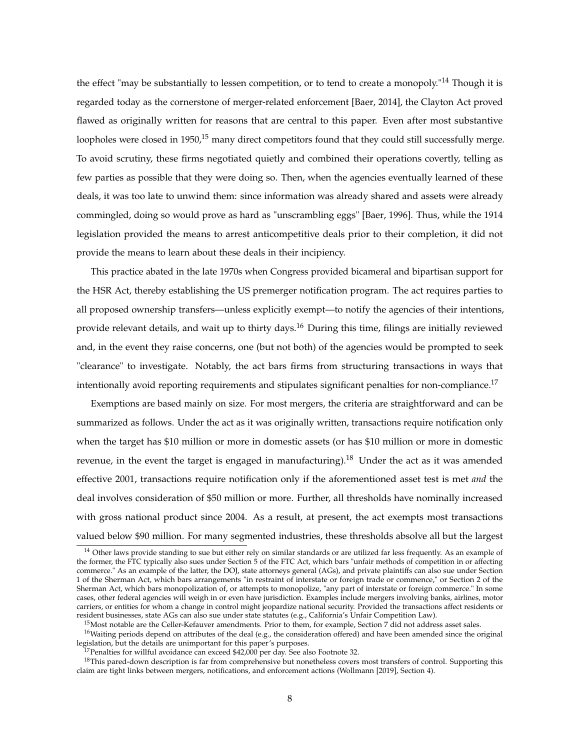the effect "may be substantially to lessen competition, or to tend to create a monopoly."[14] Though it is regarded today as the cornerstone of merger-related enforcement [Baer, 2014], the Clayton Act proved flawed as originally written for reasons that are central to this paper. Even after most substantive loopholes were closed in 1950,[15] many direct competitors found that they could still successfully merge. To avoid scrutiny, these firms negotiated quietly and combined their operations covertly, telling as few parties as possible that they were doing so. Then, when the agencies eventually learned of these deals, it was too late to unwind them: since information was already shared and assets were already commingled, doing so would prove as hard as "unscrambling eggs" [Baer, 1996]. Thus, while the 1914 legislation provided the means to arrest anticompetitive deals prior to their completion, it did not provide the means to learn about these deals in their incipiency.

This practice abated in the late 1970s when Congress provided bicameral and bipartisan support for the HSR Act, thereby establishing the US premerger notification program. The act requires parties to all proposed ownership transfers—unless explicitly exempt—to notify the agencies of their intentions, provide relevant details, and wait up to thirty days.[16] During this time, filings are initially reviewed and, in the event they raise concerns, one (but not both) of the agencies would be prompted to seek "clearance" to investigate. Notably, the act bars firms from structuring transactions in ways that intentionally avoid reporting requirements and stipulates significant penalties for non-compliance.[17]

Exemptions are based mainly on size. For most mergers, the criteria are straightforward and can be summarized as follows. Under the act as it was originally written, transactions require notification only when the target has $10 million or more in domestic assets (or has $10 million or more in domestic revenue, in the event the target is engaged in manufacturing).[18] Under the act as it was amended effective 2001, transactions require notification only if the aforementioned asset test is met *and* the deal involves consideration of $50 million or more. Further, all thresholds have nominally increased with gross national product since 2004. As a result, at present, the act exempts most transactions valued below $90 million. For many segmented industries, these thresholds absolve all but the largest

[14] Other laws provide standing to sue but either rely on similar standards or are utilized far less frequently. As an example of the former, the FTC typically also sues under Section 5 of the FTC Act, which bars "unfair methods of competition in or affecting commerce." As an example of the latter, the DOJ, state attorneys general (AGs), and private plaintiffs can also sue under Section 1 of the Sherman Act, which bars arrangements "in restraint of interstate or foreign trade or commence," or Section 2 of the Sherman Act, which bars monopolization of, or attempts to monopolize, "any part of interstate or foreign commerce." In some cases, other federal agencies will weigh in or even have jurisdiction. Examples include mergers involving banks, airlines, motor carriers, or entities for whom a change in control might jeopardize national security. Provided the transactions affect residents or resident businesses, state AGs can also sue under state statutes (e.g., California's Unfair Competition Law).

[15] Most notable are the Celler-Kefauver amendments. Prior to them, for example, Section 7 did not address asset sales.

[16] Waiting periods depend on attributes of the deal (e.g., the consideration offered) and have been amended since the original legislation, but the details are unimportant for this paper's purposes.

[17] Penalties for willful avoidance can exceed $42,000 per day. See also Footnote 32.

[18] This pared-down description is far from comprehensive but nonetheless covers most transfers of control. Supporting this claim are tight links between mergers, notifications, and enforcement actions (Wollmann [2019], Section 4).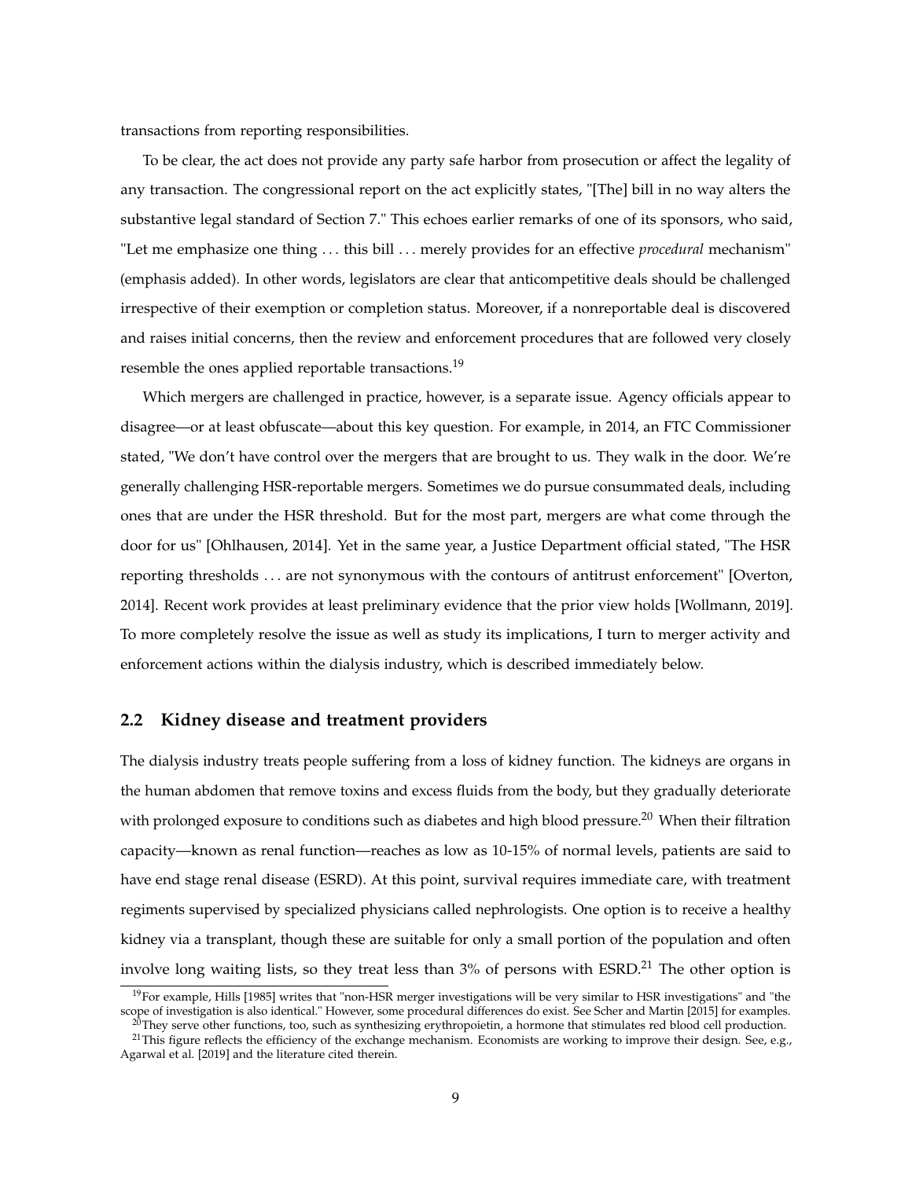transactions from reporting responsibilities.

To be clear, the act does not provide any party safe harbor from prosecution or affect the legality of any transaction. The congressional report on the act explicitly states, "[The] bill in no way alters the substantive legal standard of Section 7." This echoes earlier remarks of one of its sponsors, who said, "Let me emphasize one thing . . . this bill . . . merely provides for an effective *procedural* mechanism" (emphasis added). In other words, legislators are clear that anticompetitive deals should be challenged irrespective of their exemption or completion status. Moreover, if a nonreportable deal is discovered and raises initial concerns, then the review and enforcement procedures that are followed very closely resemble the ones applied reportable transactions.[19]

Which mergers are challenged in practice, however, is a separate issue. Agency officials appear to disagree—or at least obfuscate—about this key question. For example, in 2014, an FTC Commissioner stated, "We don't have control over the mergers that are brought to us. They walk in the door. We're generally challenging HSR-reportable mergers. Sometimes we do pursue consummated deals, including ones that are under the HSR threshold. But for the most part, mergers are what come through the door for us" [Ohlhausen, 2014]. Yet in the same year, a Justice Department official stated, "The HSR reporting thresholds . . . are not synonymous with the contours of antitrust enforcement" [Overton, 2014]. Recent work provides at least preliminary evidence that the prior view holds [Wollmann, 2019]. To more completely resolve the issue as well as study its implications, I turn to merger activity and enforcement actions within the dialysis industry, which is described immediately below.

## 2.2 Kidney disease and treatment providers

The dialysis industry treats people suffering from a loss of kidney function. The kidneys are organs in the human abdomen that remove toxins and excess fluids from the body, but they gradually deteriorate with prolonged exposure to conditions such as diabetes and high blood pressure.[20] When their filtration capacity—known as renal function—reaches as low as 10-15% of normal levels, patients are said to have end stage renal disease (ESRD). At this point, survival requires immediate care, with treatment regiments supervised by specialized physicians called nephrologists. One option is to receive a healthy kidney via a transplant, though these are suitable for only a small portion of the population and often involve long waiting lists, so they treat less than 3% of persons with ESRD.[21] The other option is

---

[19] For example, Hills [1985] writes that "non-HSR merger investigations will be very similar to HSR investigations" and "the scope of investigation is also identical." However, some procedural differences do exist. See Scher and Martin [2015] for examples.

[20] They serve other functions, too, such as synthesizing erythropoietin, a hormone that stimulates red blood cell production.

[21] This figure reflects the efficiency of the exchange mechanism. Economists are working to improve their design. See, e.g., Agarwal et al. [2019] and the literature cited therein.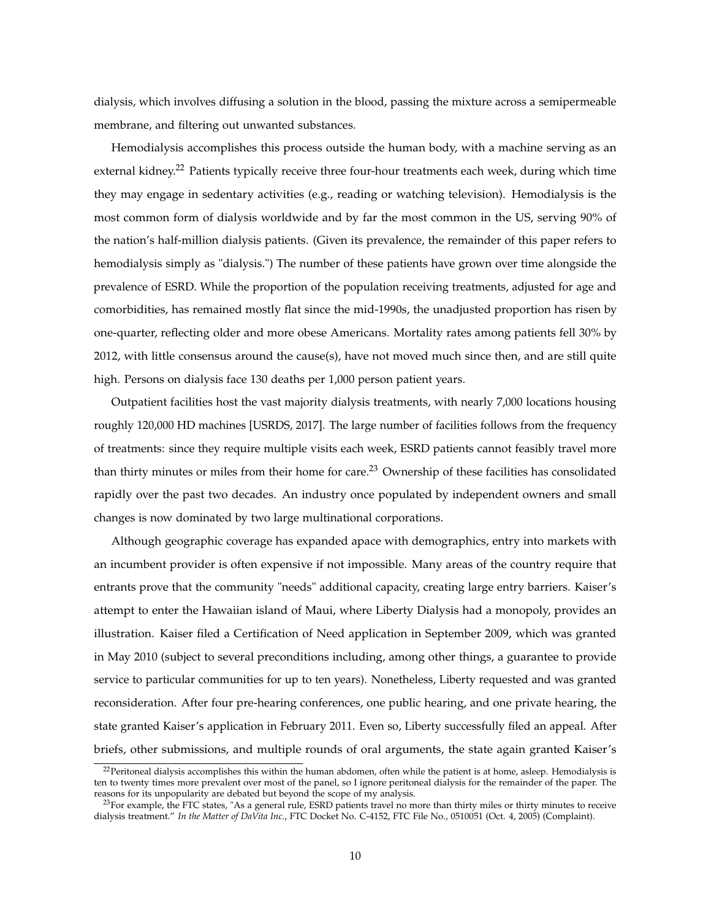dialysis, which involves diffusing a solution in the blood, passing the mixture across a semipermeable membrane, and filtering out unwanted substances.

Hemodialysis accomplishes this process outside the human body, with a machine serving as an external kidney.[22] Patients typically receive three four-hour treatments each week, during which time they may engage in sedentary activities (e.g., reading or watching television). Hemodialysis is the most common form of dialysis worldwide and by far the most common in the US, serving 90% of the nation's half-million dialysis patients. (Given its prevalence, the remainder of this paper refers to hemodialysis simply as "dialysis.") The number of these patients have grown over time alongside the prevalence of ESRD. While the proportion of the population receiving treatments, adjusted for age and comorbidities, has remained mostly flat since the mid-1990s, the unadjusted proportion has risen by one-quarter, reflecting older and more obese Americans. Mortality rates among patients fell 30% by 2012, with little consensus around the cause(s), have not moved much since then, and are still quite high. Persons on dialysis face 130 deaths per 1,000 person patient years.

Outpatient facilities host the vast majority dialysis treatments, with nearly 7,000 locations housing roughly 120,000 HD machines [USRDS, 2017]. The large number of facilities follows from the frequency of treatments: since they require multiple visits each week, ESRD patients cannot feasibly travel more than thirty minutes or miles from their home for care.[23] Ownership of these facilities has consolidated rapidly over the past two decades. An industry once populated by independent owners and small changes is now dominated by two large multinational corporations.

Although geographic coverage has expanded apace with demographics, entry into markets with an incumbent provider is often expensive if not impossible. Many areas of the country require that entrants prove that the community "needs" additional capacity, creating large entry barriers. Kaiser's attempt to enter the Hawaiian island of Maui, where Liberty Dialysis had a monopoly, provides an illustration. Kaiser filed a Certification of Need application in September 2009, which was granted in May 2010 (subject to several preconditions including, among other things, a guarantee to provide service to particular communities for up to ten years). Nonetheless, Liberty requested and was granted reconsideration. After four pre-hearing conferences, one public hearing, and one private hearing, the state granted Kaiser's application in February 2011. Even so, Liberty successfully filed an appeal. After briefs, other submissions, and multiple rounds of oral arguments, the state again granted Kaiser's

[22] Peritoneal dialysis accomplishes this within the human abdomen, often while the patient is at home, asleep. Hemodialysis is ten to twenty times more prevalent over most of the panel, so I ignore peritoneal dialysis for the remainder of the paper. The reasons for its unpopularity are debated but beyond the scope of my analysis.

[23] For example, the FTC states, "As a general rule, ESRD patients travel no more than thirty miles or thirty minutes to receive dialysis treatment." *In the Matter of DaVita Inc.*, FTC Docket No. C-4152, FTC File No., 0510051 (Oct. 4, 2005) (Complaint).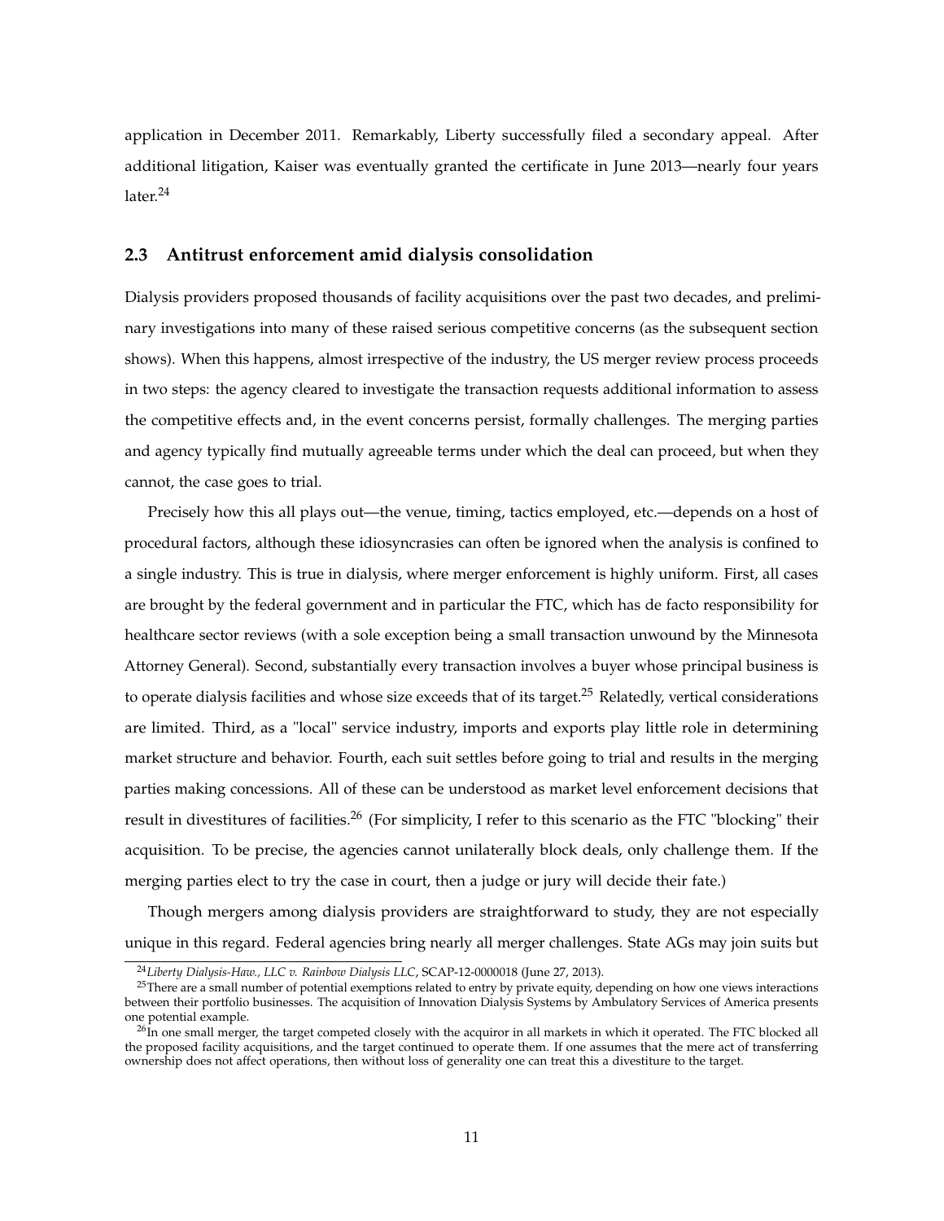application in December 2011. Remarkably, Liberty successfully filed a secondary appeal. After additional litigation, Kaiser was eventually granted the certificate in June 2013—nearly four years later.[24]

### 2.3 Antitrust enforcement amid dialysis consolidation

Dialysis providers proposed thousands of facility acquisitions over the past two decades, and preliminary investigations into many of these raised serious competitive concerns (as the subsequent section shows). When this happens, almost irrespective of the industry, the US merger review process proceeds in two steps: the agency cleared to investigate the transaction requests additional information to assess the competitive effects and, in the event concerns persist, formally challenges. The merging parties and agency typically find mutually agreeable terms under which the deal can proceed, but when they cannot, the case goes to trial.

Precisely how this all plays out—the venue, timing, tactics employed, etc.—depends on a host of procedural factors, although these idiosyncrasies can often be ignored when the analysis is confined to a single industry. This is true in dialysis, where merger enforcement is highly uniform. First, all cases are brought by the federal government and in particular the FTC, which has de facto responsibility for healthcare sector reviews (with a sole exception being a small transaction unwound by the Minnesota Attorney General). Second, substantially every transaction involves a buyer whose principal business is to operate dialysis facilities and whose size exceeds that of its target.[25] Relatedly, vertical considerations are limited. Third, as a "local" service industry, imports and exports play little role in determining market structure and behavior. Fourth, each suit settles before going to trial and results in the merging parties making concessions. All of these can be understood as market level enforcement decisions that result in divestitures of facilities.[26] (For simplicity, I refer to this scenario as the FTC "blocking" their acquisition. To be precise, the agencies cannot unilaterally block deals, only challenge them. If the merging parties elect to try the case in court, then a judge or jury will decide their fate.)

Though mergers among dialysis providers are straightforward to study, they are not especially unique in this regard. Federal agencies bring nearly all merger challenges. State AGs may join suits but

---

[24] *Liberty Dialysis-Haw., LLC v. Rainbow Dialysis LLC*, SCAP-12-0000018 (June 27, 2013).

[25] There are a small number of potential exemptions related to entry by private equity, depending on how one views interactions between their portfolio businesses. The acquisition of Innovation Dialysis Systems by Ambulatory Services of America presents one potential example.

[26] In one small merger, the target competed closely with the acquiror in all markets in which it operated. The FTC blocked all the proposed facility acquisitions, and the target continued to operate them. If one assumes that the mere act of transferring ownership does not affect operations, then without loss of generality one can treat this a divestiture to the target.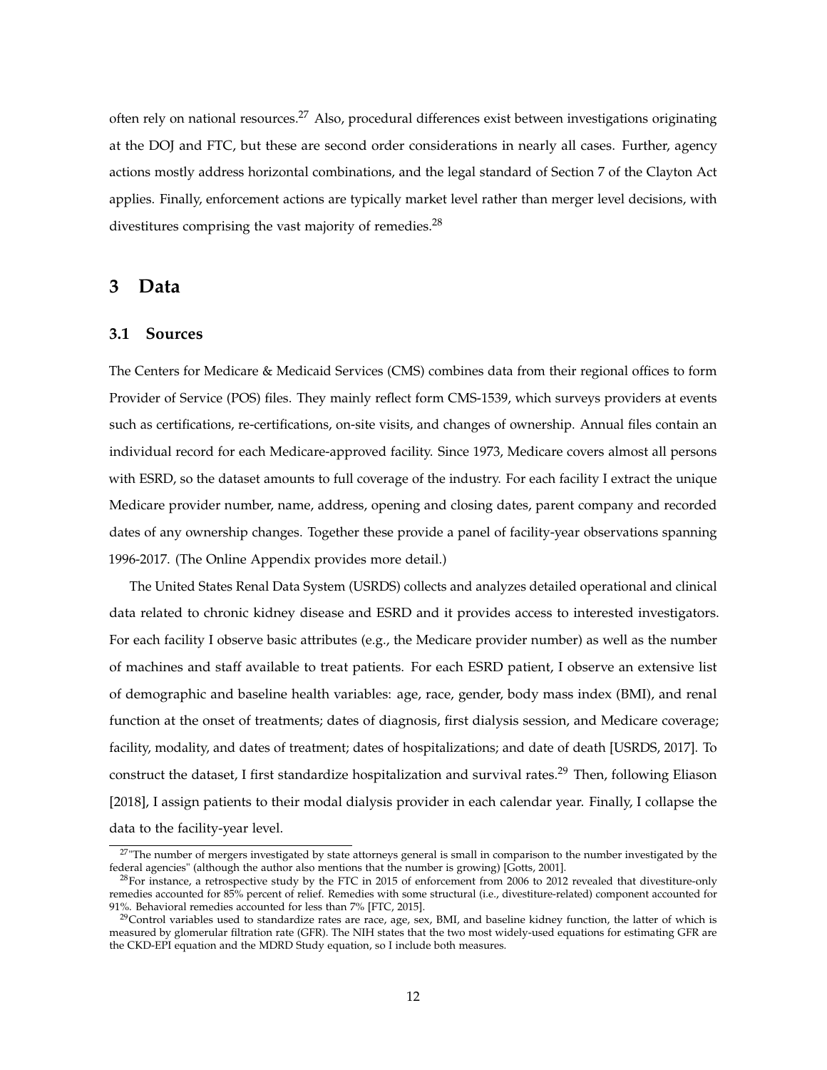often rely on national resources.[27] Also, procedural differences exist between investigations originating at the DOJ and FTC, but these are second order considerations in nearly all cases. Further, agency actions mostly address horizontal combinations, and the legal standard of Section 7 of the Clayton Act applies. Finally, enforcement actions are typically market level rather than merger level decisions, with divestitures comprising the vast majority of remedies.[28]

# 3 Data

## 3.1 Sources

The Centers for Medicare & Medicaid Services (CMS) combines data from their regional offices to form Provider of Service (POS) files. They mainly reflect form CMS-1539, which surveys providers at events such as certifications, re-certifications, on-site visits, and changes of ownership. Annual files contain an individual record for each Medicare-approved facility. Since 1973, Medicare covers almost all persons with ESRD, so the dataset amounts to full coverage of the industry. For each facility I extract the unique Medicare provider number, name, address, opening and closing dates, parent company and recorded dates of any ownership changes. Together these provide a panel of facility-year observations spanning 1996-2017. (The Online Appendix provides more detail.)

The United States Renal Data System (USRDS) collects and analyzes detailed operational and clinical data related to chronic kidney disease and ESRD and it provides access to interested investigators. For each facility I observe basic attributes (e.g., the Medicare provider number) as well as the number of machines and staff available to treat patients. For each ESRD patient, I observe an extensive list of demographic and baseline health variables: age, race, gender, body mass index (BMI), and renal function at the onset of treatments; dates of diagnosis, first dialysis session, and Medicare coverage; facility, modality, and dates of treatment; dates of hospitalizations; and date of death [USRDS, 2017]. To construct the dataset, I first standardize hospitalization and survival rates.[29] Then, following Eliason [2018], I assign patients to their modal dialysis provider in each calendar year. Finally, I collapse the data to the facility-year level.

[27] "The number of mergers investigated by state attorneys general is small in comparison to the number investigated by the federal agencies" (although the author also mentions that the number is growing) [Gotts, 2001].

[28] For instance, a retrospective study by the FTC in 2015 of enforcement from 2006 to 2012 revealed that divestiture-only remedies accounted for 85% percent of relief. Remedies with some structural (i.e., divestiture-related) component accounted for 91%. Behavioral remedies accounted for less than 7% [FTC, 2015].

[29] Control variables used to standardize rates are race, age, sex, BMI, and baseline kidney function, the latter of which is measured by glomerular filtration rate (GFR). The NIH states that the two most widely-used equations for estimating GFR are the CKD-EPI equation and the MDRD Study equation, so I include both measures.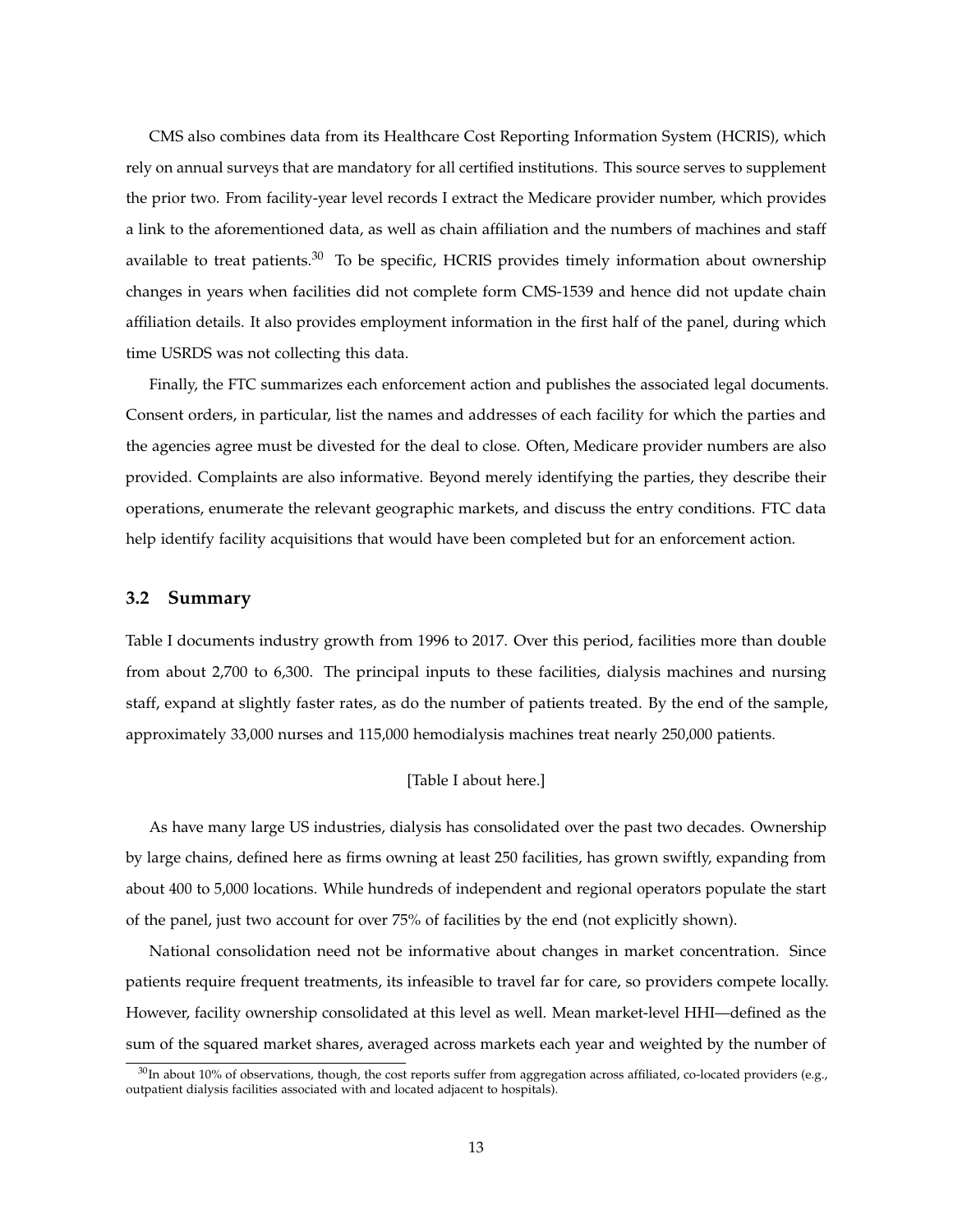CMS also combines data from its Healthcare Cost Reporting Information System (HCRIS), which rely on annual surveys that are mandatory for all certified institutions. This source serves to supplement the prior two. From facility-year level records I extract the Medicare provider number, which provides a link to the aforementioned data, as well as chain affiliation and the numbers of machines and staff available to treat patients.[30] To be specific, HCRIS provides timely information about ownership changes in years when facilities did not complete form CMS-1539 and hence did not update chain affiliation details. It also provides employment information in the first half of the panel, during which time USRDS was not collecting this data.

Finally, the FTC summarizes each enforcement action and publishes the associated legal documents. Consent orders, in particular, list the names and addresses of each facility for which the parties and the agencies agree must be divested for the deal to close. Often, Medicare provider numbers are also provided. Complaints are also informative. Beyond merely identifying the parties, they describe their operations, enumerate the relevant geographic markets, and discuss the entry conditions. FTC data help identify facility acquisitions that would have been completed but for an enforcement action.

### 3.2 Summary

Table I documents industry growth from 1996 to 2017. Over this period, facilities more than double from about 2,700 to 6,300. The principal inputs to these facilities, dialysis machines and nursing staff, expand at slightly faster rates, as do the number of patients treated. By the end of the sample, approximately 33,000 nurses and 115,000 hemodialysis machines treat nearly 250,000 patients.

[Table I about here.]

As have many large US industries, dialysis has consolidated over the past two decades. Ownership by large chains, defined here as firms owning at least 250 facilities, has grown swiftly, expanding from about 400 to 5,000 locations. While hundreds of independent and regional operators populate the start of the panel, just two account for over 75% of facilities by the end (not explicitly shown).

National consolidation need not be informative about changes in market concentration. Since patients require frequent treatments, its infeasible to travel far for care, so providers compete locally. However, facility ownership consolidated at this level as well. Mean market-level HHI—defined as the sum of the squared market shares, averaged across markets each year and weighted by the number of

[30]In about 10% of observations, though, the cost reports suffer from aggregation across affiliated, co-located providers (e.g., outpatient dialysis facilities associated with and located adjacent to hospitals).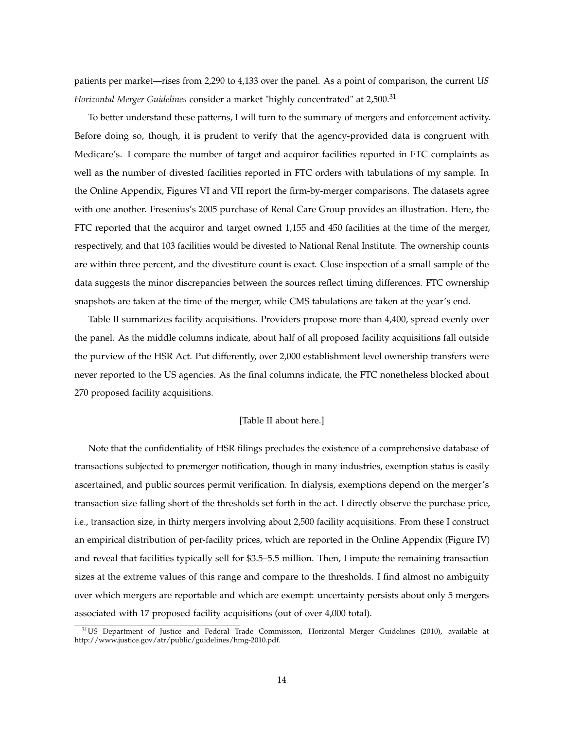patients per market—rises from 2,290 to 4,133 over the panel. As a point of comparison, the current *US Horizontal Merger Guidelines* consider a market "highly concentrated" at 2,500.[31]

To better understand these patterns, I will turn to the summary of mergers and enforcement activity. Before doing so, though, it is prudent to verify that the agency-provided data is congruent with Medicare's. I compare the number of target and acquiror facilities reported in FTC complaints as well as the number of divested facilities reported in FTC orders with tabulations of my sample. In the Online Appendix, Figures VI and VII report the firm-by-merger comparisons. The datasets agree with one another. Fresenius's 2005 purchase of Renal Care Group provides an illustration. Here, the FTC reported that the acquiror and target owned 1,155 and 450 facilities at the time of the merger, respectively, and that 103 facilities would be divested to National Renal Institute. The ownership counts are within three percent, and the divestiture count is exact. Close inspection of a small sample of the data suggests the minor discrepancies between the sources reflect timing differences. FTC ownership snapshots are taken at the time of the merger, while CMS tabulations are taken at the year's end.

Table II summarizes facility acquisitions. Providers propose more than 4,400, spread evenly over the panel. As the middle columns indicate, about half of all proposed facility acquisitions fall outside the purview of the HSR Act. Put differently, over 2,000 establishment level ownership transfers were never reported to the US agencies. As the final columns indicate, the FTC nonetheless blocked about 270 proposed facility acquisitions.

[Table II about here.]

Note that the confidentiality of HSR filings precludes the existence of a comprehensive database of transactions subjected to premerger notification, though in many industries, exemption status is easily ascertained, and public sources permit verification. In dialysis, exemptions depend on the merger's transaction size falling short of the thresholds set forth in the act. I directly observe the purchase price, i.e., transaction size, in thirty mergers involving about 2,500 facility acquisitions. From these I construct an empirical distribution of per-facility prices, which are reported in the Online Appendix (Figure IV) and reveal that facilities typically sell for \$3.5–5.5 million. Then, I impute the remaining transaction sizes at the extreme values of this range and compare to the thresholds. I find almost no ambiguity over which mergers are reportable and which are exempt: uncertainty persists about only 5 mergers associated with 17 proposed facility acquisitions (out of over 4,000 total).

[31] US Department of Justice and Federal Trade Commission, Horizontal Merger Guidelines (2010), available at http://www.justice.gov/atr/public/guidelines/hmg-2010.pdf.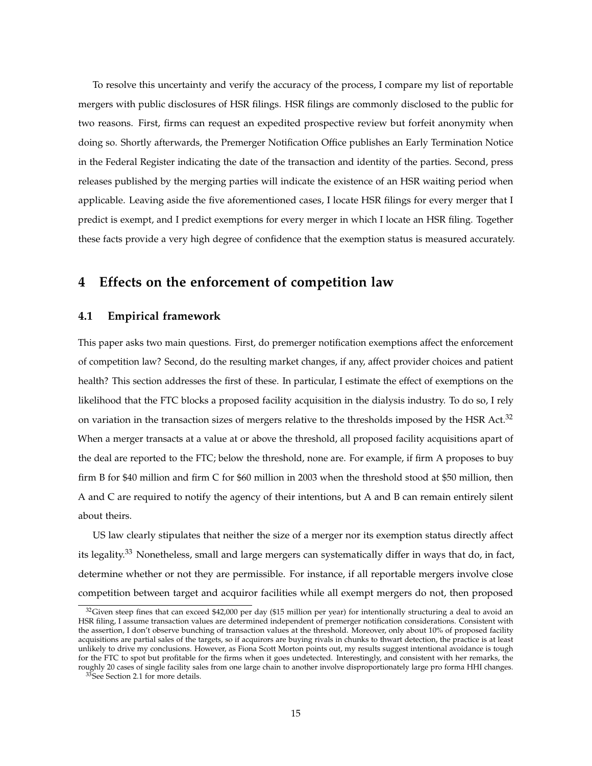To resolve this uncertainty and verify the accuracy of the process, I compare my list of reportable mergers with public disclosures of HSR filings. HSR filings are commonly disclosed to the public for two reasons. First, firms can request an expedited prospective review but forfeit anonymity when doing so. Shortly afterwards, the Premerger Notification Office publishes an Early Termination Notice in the Federal Register indicating the date of the transaction and identity of the parties. Second, press releases published by the merging parties will indicate the existence of an HSR waiting period when applicable. Leaving aside the five aforementioned cases, I locate HSR filings for every merger that I predict is exempt, and I predict exemptions for every merger in which I locate an HSR filing. Together these facts provide a very high degree of confidence that the exemption status is measured accurately.

## 4 Effects on the enforcement of competition law

### 4.1 Empirical framework

This paper asks two main questions. First, do premerger notification exemptions affect the enforcement of competition law? Second, do the resulting market changes, if any, affect provider choices and patient health? This section addresses the first of these. In particular, I estimate the effect of exemptions on the likelihood that the FTC blocks a proposed facility acquisition in the dialysis industry. To do so, I rely on variation in the transaction sizes of mergers relative to the thresholds imposed by the HSR Act.[32] When a merger transacts at a value at or above the threshold, all proposed facility acquisitions apart of the deal are reported to the FTC; below the threshold, none are. For example, if firm A proposes to buy firm B for $40 million and firm C for $60 million in 2003 when the threshold stood at $50 million, then A and C are required to notify the agency of their intentions, but A and B can remain entirely silent about theirs.

US law clearly stipulates that neither the size of a merger nor its exemption status directly affect its legality.[33] Nonetheless, small and large mergers can systematically differ in ways that do, in fact, determine whether or not they are permissible. For instance, if all reportable mergers involve close competition between target and acquiror facilities while all exempt mergers do not, then proposed

[32] Given steep fines that can exceed $42,000 per day ($15 million per year) for intentionally structuring a deal to avoid an HSR filing, I assume transaction values are determined independent of premerger notification considerations. Consistent with the assertion, I don't observe bunching of transaction values at the threshold. Moreover, only about 10% of proposed facility acquisitions are partial sales of the targets, so if acquirors are buying rivals in chunks to thwart detection, the practice is at least unlikely to drive my conclusions. However, as Fiona Scott Morton points out, my results suggest intentional avoidance is tough for the FTC to spot but profitable for the firms when it goes undetected. Interestingly, and consistent with her remarks, the roughly 20 cases of single facility sales from one large chain to another involve disproportionately large pro forma HHI changes.

[33] See Section 2.1 for more details.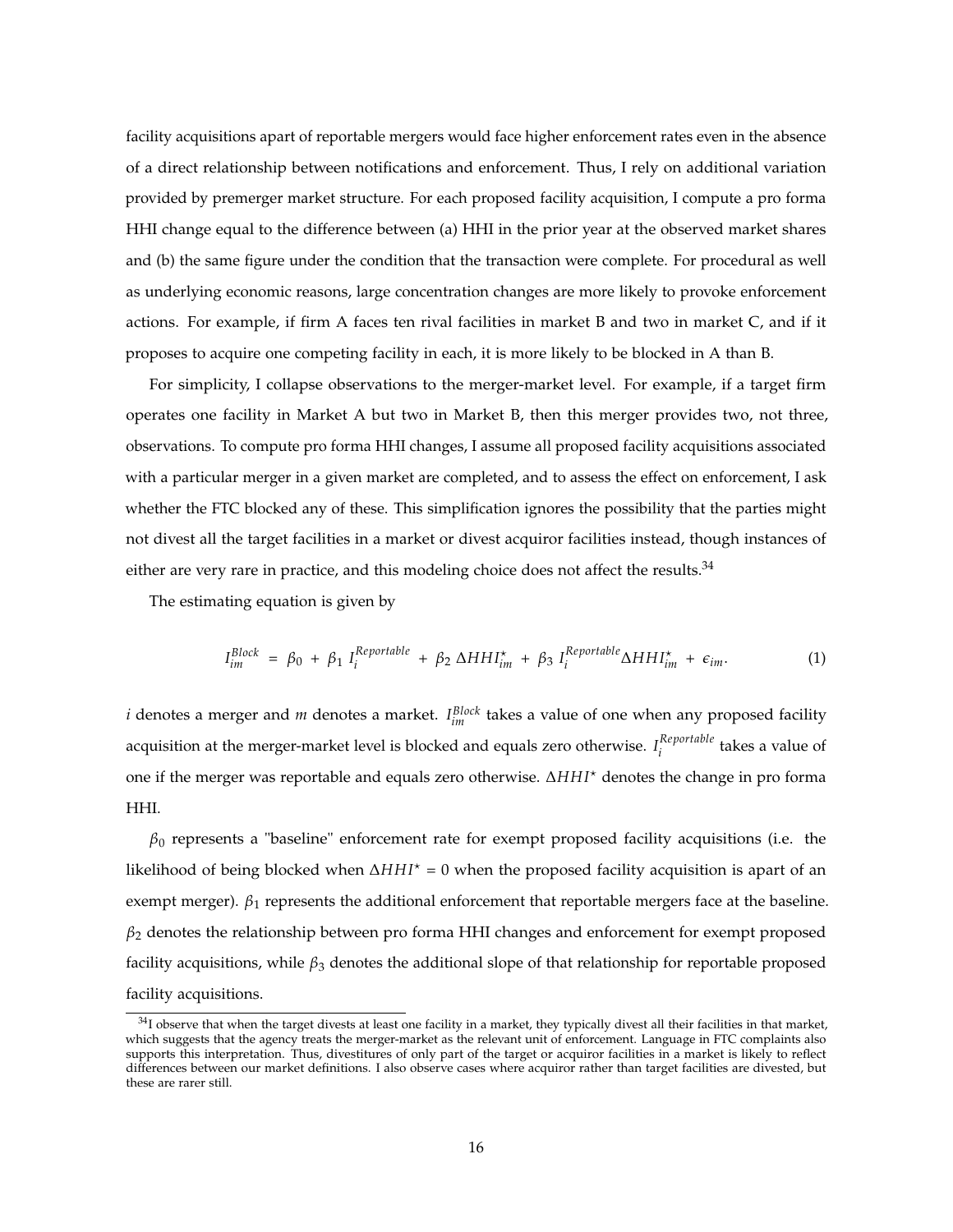facility acquisitions apart of reportable mergers would face higher enforcement rates even in the absence of a direct relationship between notifications and enforcement. Thus, I rely on additional variation provided by premerger market structure. For each proposed facility acquisition, I compute a pro forma HHI change equal to the difference between (a) HHI in the prior year at the observed market shares and (b) the same figure under the condition that the transaction were complete. For procedural as well as underlying economic reasons, large concentration changes are more likely to provoke enforcement actions. For example, if firm A faces ten rival facilities in market B and two in market C, and if it proposes to acquire one competing facility in each, it is more likely to be blocked in A than B.

For simplicity, I collapse observations to the merger-market level. For example, if a target firm operates one facility in Market A but two in Market B, then this merger provides two, not three, observations. To compute pro forma HHI changes, I assume all proposed facility acquisitions associated with a particular merger in a given market are completed, and to assess the effect on enforcement, I ask whether the FTC blocked any of these. This simplification ignores the possibility that the parties might not divest all the target facilities in a market or divest acquiror facilities instead, though instances of either are very rare in practice, and this modeling choice does not affect the results.[34]

The estimating equation is given by

$$I_{im}^{Block} = \beta_0 + \beta_1 \, I_i^{Reportable} + \beta_2 \, \Delta HHI_{im}^{\star} + \beta_3 \, I_i^{Reportable} \Delta HHI_{im}^{\star} + \epsilon_{im}. \tag{1}$$

$i$ denotes a merger and $m$ denotes a market. $I_{im}^{Block}$ takes a value of one when any proposed facility acquisition at the merger-market level is blocked and equals zero otherwise. $I_i^{Reportable}$ takes a value of one if the merger was reportable and equals zero otherwise. $\Delta HHI^{\star}$ denotes the change in pro forma HHI.

$\beta_0$ represents a "baseline" enforcement rate for exempt proposed facility acquisitions (i.e. the likelihood of being blocked when $\Delta HHI^{\star} = 0$ when the proposed facility acquisition is apart of an exempt merger). $\beta_1$ represents the additional enforcement that reportable mergers face at the baseline. $\beta_2$ denotes the relationship between pro forma HHI changes and enforcement for exempt proposed facility acquisitions, while $\beta_3$ denotes the additional slope of that relationship for reportable proposed facility acquisitions.

[34] I observe that when the target divests at least one facility in a market, they typically divest all their facilities in that market, which suggests that the agency treats the merger-market as the relevant unit of enforcement. Language in FTC complaints also supports this interpretation. Thus, divestitures of only part of the target or acquiror facilities in a market is likely to reflect differences between our market definitions. I also observe cases where acquiror rather than target facilities are divested, but these are rarer still.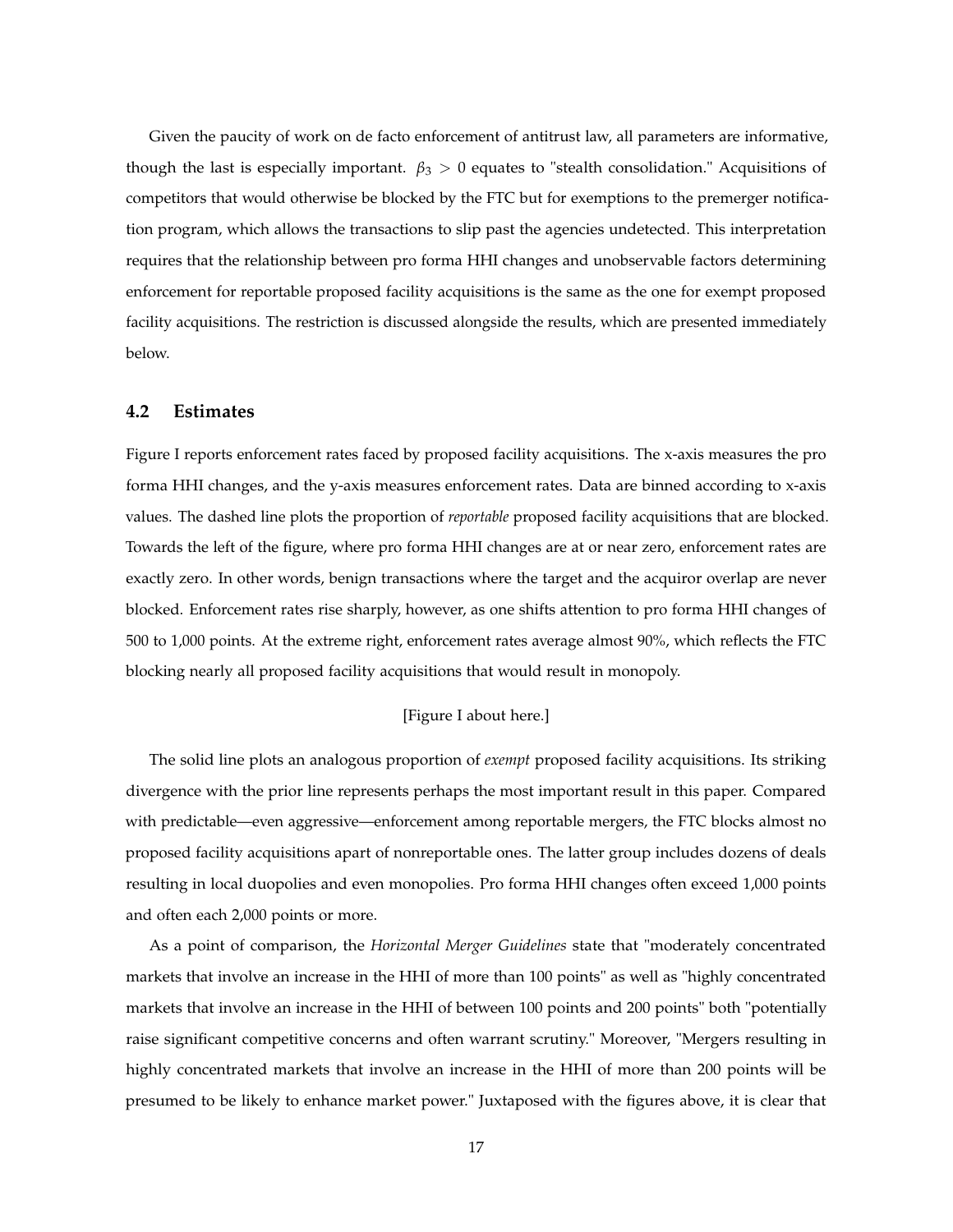Given the paucity of work on de facto enforcement of antitrust law, all parameters are informative, though the last is especially important. $\beta_3 > 0$ equates to "stealth consolidation." Acquisitions of competitors that would otherwise be blocked by the FTC but for exemptions to the premerger notification program, which allows the transactions to slip past the agencies undetected. This interpretation requires that the relationship between pro forma HHI changes and unobservable factors determining enforcement for reportable proposed facility acquisitions is the same as the one for exempt proposed facility acquisitions. The restriction is discussed alongside the results, which are presented immediately below.

## 4.2 Estimates

Figure I reports enforcement rates faced by proposed facility acquisitions. The x-axis measures the pro forma HHI changes, and the y-axis measures enforcement rates. Data are binned according to x-axis values. The dashed line plots the proportion of *reportable* proposed facility acquisitions that are blocked. Towards the left of the figure, where pro forma HHI changes are at or near zero, enforcement rates are exactly zero. In other words, benign transactions where the target and the acquiror overlap are never blocked. Enforcement rates rise sharply, however, as one shifts attention to pro forma HHI changes of 500 to 1,000 points. At the extreme right, enforcement rates average almost 90%, which reflects the FTC blocking nearly all proposed facility acquisitions that would result in monopoly.

[Figure I about here.]

The solid line plots an analogous proportion of *exempt* proposed facility acquisitions. Its striking divergence with the prior line represents perhaps the most important result in this paper. Compared with predictable—even aggressive—enforcement among reportable mergers, the FTC blocks almost no proposed facility acquisitions apart of nonreportable ones. The latter group includes dozens of deals resulting in local duopolies and even monopolies. Pro forma HHI changes often exceed 1,000 points and often each 2,000 points or more.

As a point of comparison, the *Horizontal Merger Guidelines* state that "moderately concentrated markets that involve an increase in the HHI of more than 100 points" as well as "highly concentrated markets that involve an increase in the HHI of between 100 points and 200 points" both "potentially raise significant competitive concerns and often warrant scrutiny." Moreover, "Mergers resulting in highly concentrated markets that involve an increase in the HHI of more than 200 points will be presumed to be likely to enhance market power." Juxtaposed with the figures above, it is clear that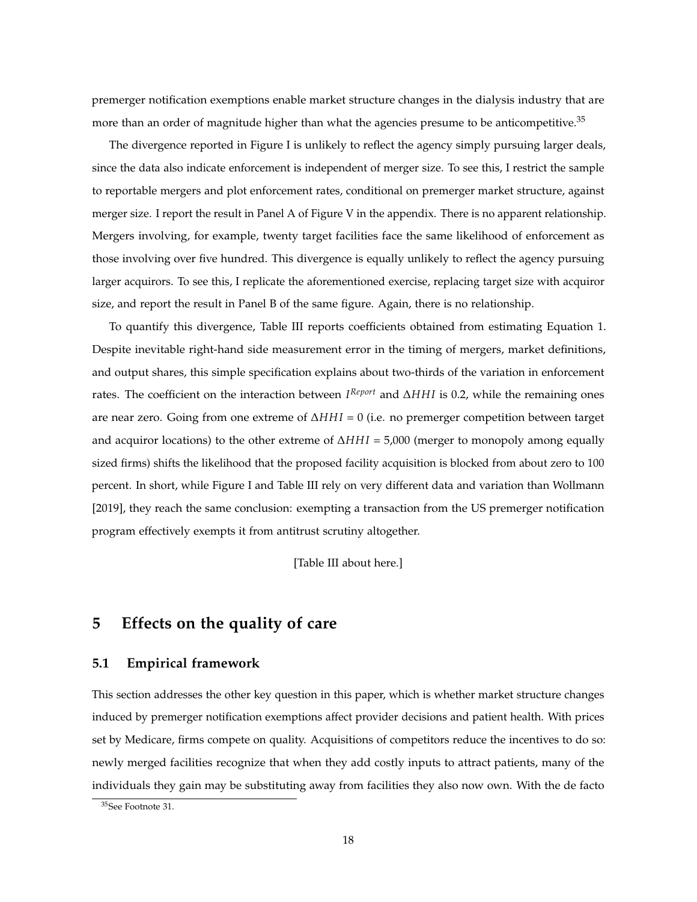premerger notification exemptions enable market structure changes in the dialysis industry that are more than an order of magnitude higher than what the agencies presume to be anticompetitive.[35]

The divergence reported in Figure I is unlikely to reflect the agency simply pursuing larger deals, since the data also indicate enforcement is independent of merger size. To see this, I restrict the sample to reportable mergers and plot enforcement rates, conditional on premerger market structure, against merger size. I report the result in Panel A of Figure V in the appendix. There is no apparent relationship. Mergers involving, for example, twenty target facilities face the same likelihood of enforcement as those involving over five hundred. This divergence is equally unlikely to reflect the agency pursuing larger acquirors. To see this, I replicate the aforementioned exercise, replacing target size with acquiror size, and report the result in Panel B of the same figure. Again, there is no relationship.

To quantify this divergence, Table III reports coefficients obtained from estimating Equation 1. Despite inevitable right-hand side measurement error in the timing of mergers, market definitions, and output shares, this simple specification explains about two-thirds of the variation in enforcement rates. The coefficient on the interaction between $I^{Report}$ and $\Delta HHI$ is 0.2, while the remaining ones are near zero. Going from one extreme of $\Delta HHI = 0$ (i.e. no premerger competition between target and acquiror locations) to the other extreme of $\Delta HHI = 5{,}000$ (merger to monopoly among equally sized firms) shifts the likelihood that the proposed facility acquisition is blocked from about zero to 100 percent. In short, while Figure I and Table III rely on very different data and variation than Wollmann [2019], they reach the same conclusion: exempting a transaction from the US premerger notification program effectively exempts it from antitrust scrutiny altogether.

[Table III about here.]

## 5 Effects on the quality of care

### 5.1 Empirical framework

This section addresses the other key question in this paper, which is whether market structure changes induced by premerger notification exemptions affect provider decisions and patient health. With prices set by Medicare, firms compete on quality. Acquisitions of competitors reduce the incentives to do so: newly merged facilities recognize that when they add costly inputs to attract patients, many of the individuals they gain may be substituting away from facilities they also now own. With the de facto

[35] See Footnote 31.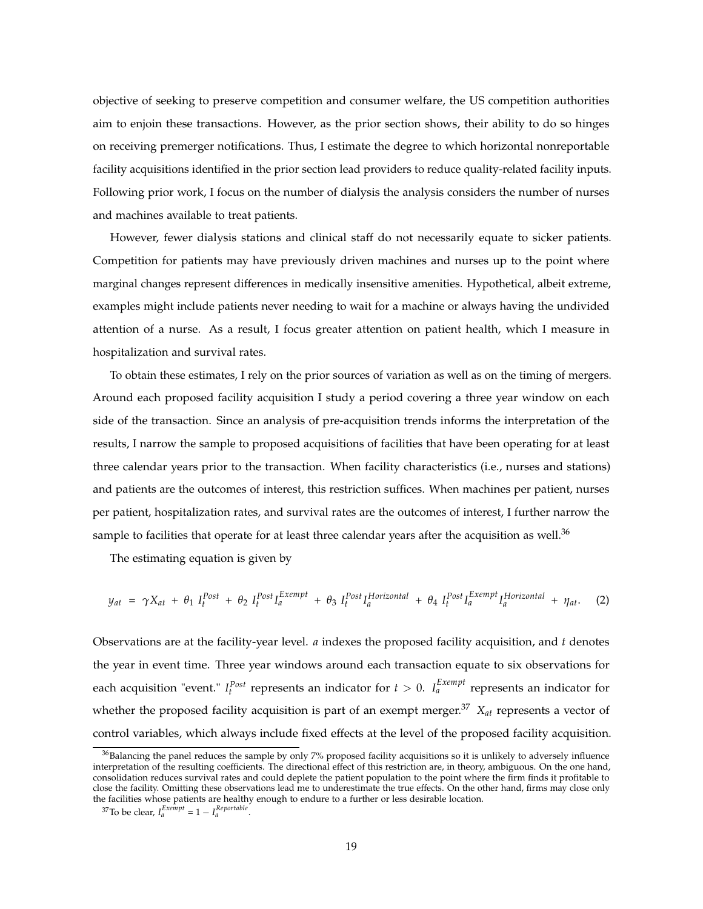objective of seeking to preserve competition and consumer welfare, the US competition authorities aim to enjoin these transactions. However, as the prior section shows, their ability to do so hinges on receiving premerger notifications. Thus, I estimate the degree to which horizontal nonreportable facility acquisitions identified in the prior section lead providers to reduce quality-related facility inputs. Following prior work, I focus on the number of dialysis the analysis considers the number of nurses and machines available to treat patients.

However, fewer dialysis stations and clinical staff do not necessarily equate to sicker patients. Competition for patients may have previously driven machines and nurses up to the point where marginal changes represent differences in medically insensitive amenities. Hypothetical, albeit extreme, examples might include patients never needing to wait for a machine or always having the undivided attention of a nurse. As a result, I focus greater attention on patient health, which I measure in hospitalization and survival rates.

To obtain these estimates, I rely on the prior sources of variation as well as on the timing of mergers. Around each proposed facility acquisition I study a period covering a three year window on each side of the transaction. Since an analysis of pre-acquisition trends informs the interpretation of the results, I narrow the sample to proposed acquisitions of facilities that have been operating for at least three calendar years prior to the transaction. When facility characteristics (i.e., nurses and stations) and patients are the outcomes of interest, this restriction suffices. When machines per patient, nurses per patient, hospitalization rates, and survival rates are the outcomes of interest, I further narrow the sample to facilities that operate for at least three calendar years after the acquisition as well.[36]

The estimating equation is given by

$$y_{at} \;=\; \gamma X_{at} \;+\; \theta_1 \; I_t^{Post} \;+\; \theta_2 \; I_t^{Post} I_a^{Exempt} \;+\; \theta_3 \; I_t^{Post} I_a^{Horizontal} \;+\; \theta_4 \; I_t^{Post} I_a^{Exempt} I_a^{Horizontal} \;+\; \eta_{at}. \qquad (2)$$

Observations are at the facility-year level. $a$ indexes the proposed facility acquisition, and $t$ denotes the year in event time. Three year windows around each transaction equate to six observations for each acquisition "event." $I_t^{Post}$ represents an indicator for $t > 0$. $I_a^{Exempt}$ represents an indicator for whether the proposed facility acquisition is part of an exempt merger.[37] $X_{at}$ represents a vector of control variables, which always include fixed effects at the level of the proposed facility acquisition.

[36] Balancing the panel reduces the sample by only 7% proposed facility acquisitions so it is unlikely to adversely influence interpretation of the resulting coefficients. The directional effect of this restriction are, in theory, ambiguous. On the one hand, consolidation reduces survival rates and could deplete the patient population to the point where the firm finds it profitable to close the facility. Omitting these observations lead me to underestimate the true effects. On the other hand, firms may close only the facilities whose patients are healthy enough to endure to a further or less desirable location.

[37] To be clear, $I_a^{Exempt} = 1 - I_a^{Reportable}$.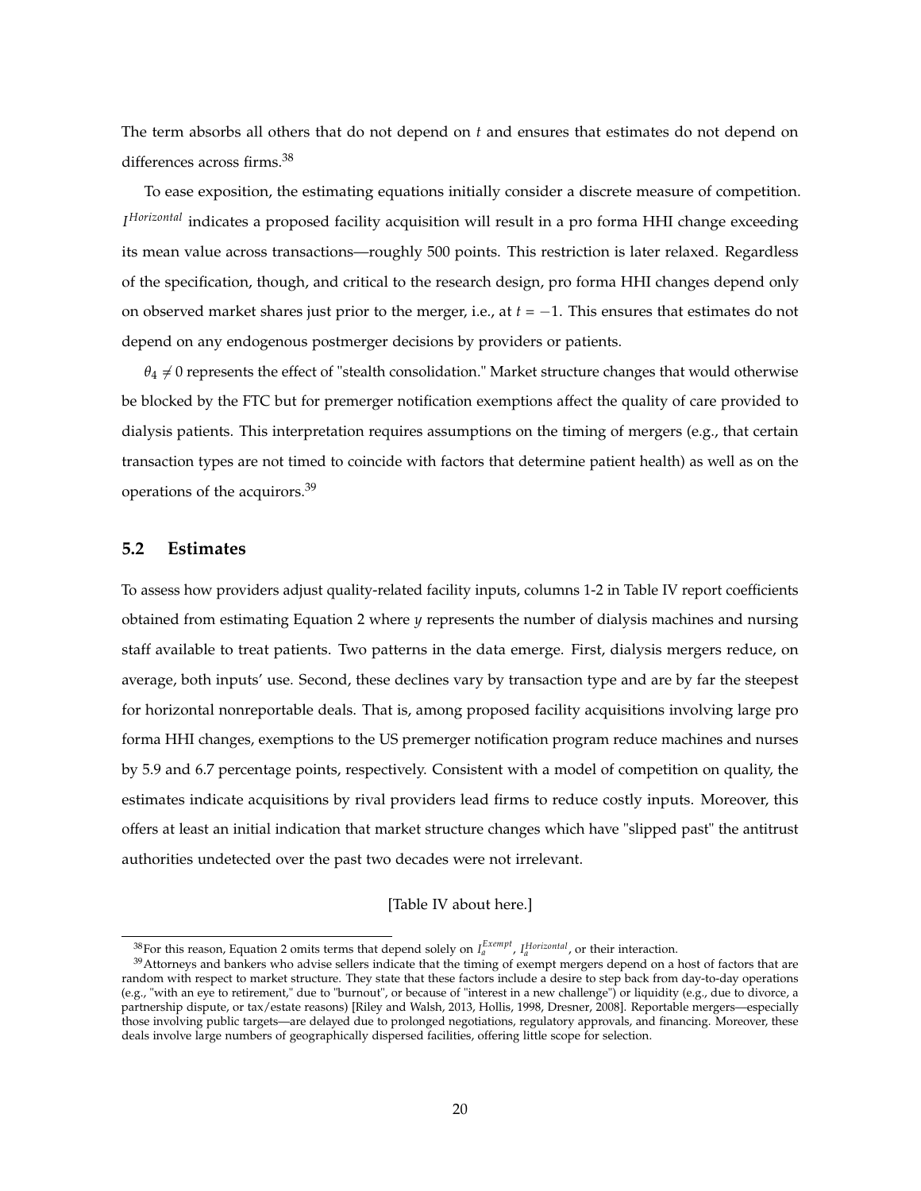The term absorbs all others that do not depend on $t$ and ensures that estimates do not depend on differences across firms.[38]

To ease exposition, the estimating equations initially consider a discrete measure of competition. $I^{Horizontal}$ indicates a proposed facility acquisition will result in a pro forma HHI change exceeding its mean value across transactions—roughly 500 points. This restriction is later relaxed. Regardless of the specification, though, and critical to the research design, pro forma HHI changes depend only on observed market shares just prior to the merger, i.e., at $t = -1$. This ensures that estimates do not depend on any endogenous postmerger decisions by providers or patients.

$\theta_4 \neq 0$ represents the effect of "stealth consolidation." Market structure changes that would otherwise be blocked by the FTC but for premerger notification exemptions affect the quality of care provided to dialysis patients. This interpretation requires assumptions on the timing of mergers (e.g., that certain transaction types are not timed to coincide with factors that determine patient health) as well as on the operations of the acquirors.[39]

## 5.2 Estimates

To assess how providers adjust quality-related facility inputs, columns 1-2 in Table IV report coefficients obtained from estimating Equation 2 where $y$ represents the number of dialysis machines and nursing staff available to treat patients. Two patterns in the data emerge. First, dialysis mergers reduce, on average, both inputs' use. Second, these declines vary by transaction type and are by far the steepest for horizontal nonreportable deals. That is, among proposed facility acquisitions involving large pro forma HHI changes, exemptions to the US premerger notification program reduce machines and nurses by 5.9 and 6.7 percentage points, respectively. Consistent with a model of competition on quality, the estimates indicate acquisitions by rival providers lead firms to reduce costly inputs. Moreover, this offers at least an initial indication that market structure changes which have "slipped past" the antitrust authorities undetected over the past two decades were not irrelevant.

[Table IV about here.]

[38] For this reason, Equation 2 omits terms that depend solely on $I_a^{Exempt}$, $I_a^{Horizontal}$, or their interaction.

[39] Attorneys and bankers who advise sellers indicate that the timing of exempt mergers depend on a host of factors that are random with respect to market structure. They state that these factors include a desire to step back from day-to-day operations (e.g., "with an eye to retirement," due to "burnout", or because of "interest in a new challenge") or liquidity (e.g., due to divorce, a partnership dispute, or tax/estate reasons) [Riley and Walsh, 2013, Hollis, 1998, Dresner, 2008]. Reportable mergers—especially those involving public targets—are delayed due to prolonged negotiations, regulatory approvals, and financing. Moreover, these deals involve large numbers of geographically dispersed facilities, offering little scope for selection.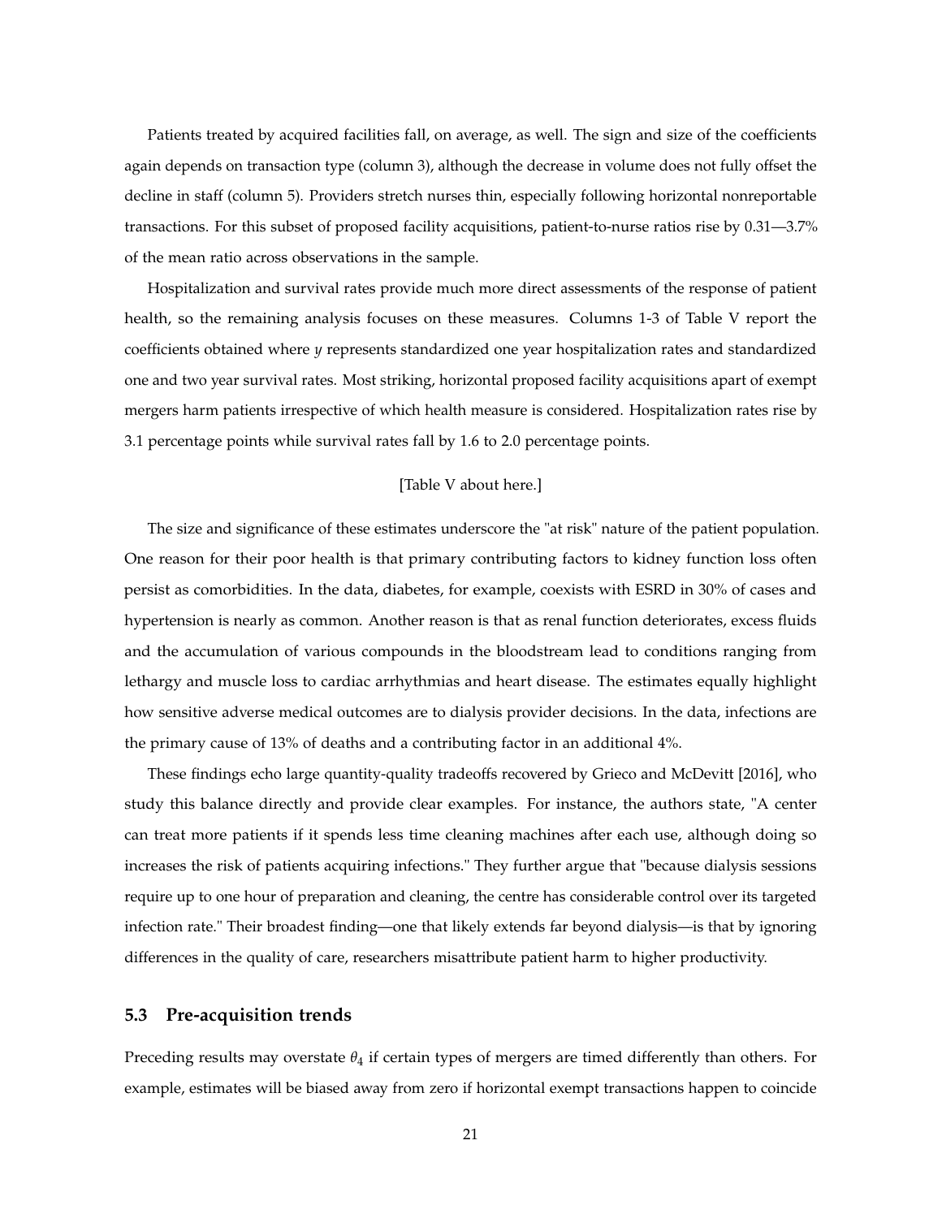Patients treated by acquired facilities fall, on average, as well. The sign and size of the coefficients again depends on transaction type (column 3), although the decrease in volume does not fully offset the decline in staff (column 5). Providers stretch nurses thin, especially following horizontal nonreportable transactions. For this subset of proposed facility acquisitions, patient-to-nurse ratios rise by 0.31—3.7% of the mean ratio across observations in the sample.

Hospitalization and survival rates provide much more direct assessments of the response of patient health, so the remaining analysis focuses on these measures. Columns 1-3 of Table V report the coefficients obtained where $y$ represents standardized one year hospitalization rates and standardized one and two year survival rates. Most striking, horizontal proposed facility acquisitions apart of exempt mergers harm patients irrespective of which health measure is considered. Hospitalization rates rise by 3.1 percentage points while survival rates fall by 1.6 to 2.0 percentage points.

[Table V about here.]

The size and significance of these estimates underscore the "at risk" nature of the patient population. One reason for their poor health is that primary contributing factors to kidney function loss often persist as comorbidities. In the data, diabetes, for example, coexists with ESRD in 30% of cases and hypertension is nearly as common. Another reason is that as renal function deteriorates, excess fluids and the accumulation of various compounds in the bloodstream lead to conditions ranging from lethargy and muscle loss to cardiac arrhythmias and heart disease. The estimates equally highlight how sensitive adverse medical outcomes are to dialysis provider decisions. In the data, infections are the primary cause of 13% of deaths and a contributing factor in an additional 4%.

These findings echo large quantity-quality tradeoffs recovered by Grieco and McDevitt [2016], who study this balance directly and provide clear examples. For instance, the authors state, "A center can treat more patients if it spends less time cleaning machines after each use, although doing so increases the risk of patients acquiring infections." They further argue that "because dialysis sessions require up to one hour of preparation and cleaning, the centre has considerable control over its targeted infection rate." Their broadest finding—one that likely extends far beyond dialysis—is that by ignoring differences in the quality of care, researchers misattribute patient harm to higher productivity.

### 5.3 Pre-acquisition trends

Preceding results may overstate $\theta_4$ if certain types of mergers are timed differently than others. For example, estimates will be biased away from zero if horizontal exempt transactions happen to coincide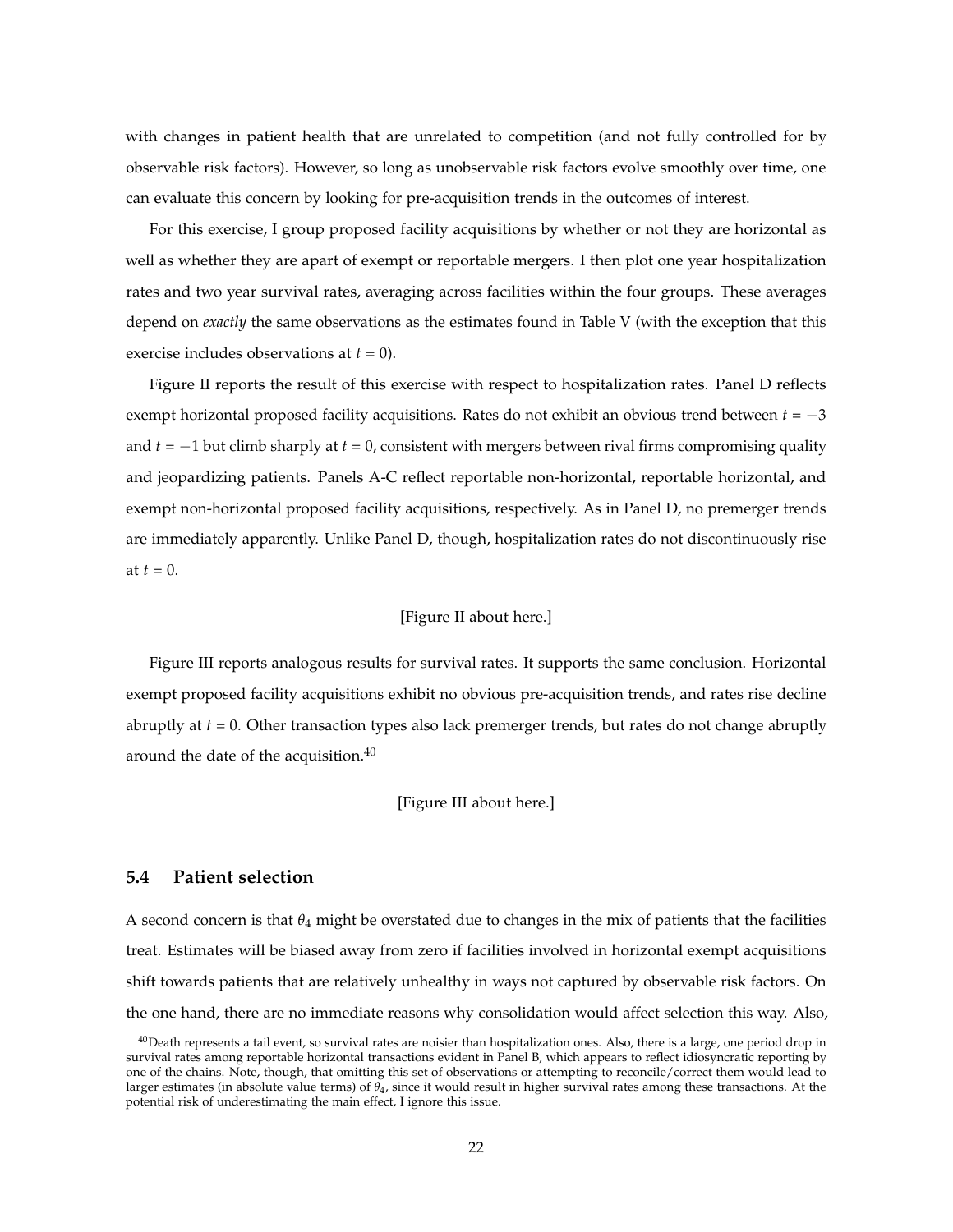with changes in patient health that are unrelated to competition (and not fully controlled for by observable risk factors). However, so long as unobservable risk factors evolve smoothly over time, one can evaluate this concern by looking for pre-acquisition trends in the outcomes of interest.

For this exercise, I group proposed facility acquisitions by whether or not they are horizontal as well as whether they are apart of exempt or reportable mergers. I then plot one year hospitalization rates and two year survival rates, averaging across facilities within the four groups. These averages depend on *exactly* the same observations as the estimates found in Table V (with the exception that this exercise includes observations at $t = 0$).

Figure II reports the result of this exercise with respect to hospitalization rates. Panel D reflects exempt horizontal proposed facility acquisitions. Rates do not exhibit an obvious trend between $t = -3$ and $t = -1$ but climb sharply at $t = 0$, consistent with mergers between rival firms compromising quality and jeopardizing patients. Panels A-C reflect reportable non-horizontal, reportable horizontal, and exempt non-horizontal proposed facility acquisitions, respectively. As in Panel D, no premerger trends are immediately apparently. Unlike Panel D, though, hospitalization rates do not discontinuously rise at $t = 0$.

[Figure II about here.]

Figure III reports analogous results for survival rates. It supports the same conclusion. Horizontal exempt proposed facility acquisitions exhibit no obvious pre-acquisition trends, and rates rise decline abruptly at $t = 0$. Other transaction types also lack premerger trends, but rates do not change abruptly around the date of the acquisition.[40]

[Figure III about here.]

### 5.4 Patient selection

A second concern is that $\theta_4$ might be overstated due to changes in the mix of patients that the facilities treat. Estimates will be biased away from zero if facilities involved in horizontal exempt acquisitions shift towards patients that are relatively unhealthy in ways not captured by observable risk factors. On the one hand, there are no immediate reasons why consolidation would affect selection this way. Also,

[40] Death represents a tail event, so survival rates are noisier than hospitalization ones. Also, there is a large, one period drop in survival rates among reportable horizontal transactions evident in Panel B, which appears to reflect idiosyncratic reporting by one of the chains. Note, though, that omitting this set of observations or attempting to reconcile/correct them would lead to larger estimates (in absolute value terms) of $\theta_4$, since it would result in higher survival rates among these transactions. At the potential risk of underestimating the main effect, I ignore this issue.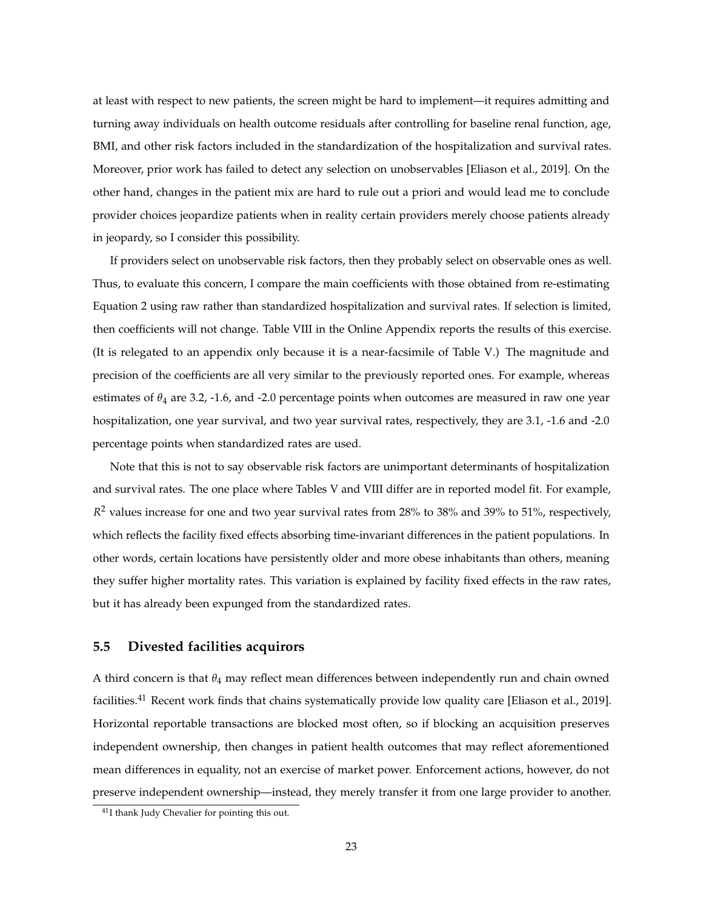at least with respect to new patients, the screen might be hard to implement—it requires admitting and turning away individuals on health outcome residuals after controlling for baseline renal function, age, BMI, and other risk factors included in the standardization of the hospitalization and survival rates. Moreover, prior work has failed to detect any selection on unobservables [Eliason et al., 2019]. On the other hand, changes in the patient mix are hard to rule out a priori and would lead me to conclude provider choices jeopardize patients when in reality certain providers merely choose patients already in jeopardy, so I consider this possibility.

If providers select on unobservable risk factors, then they probably select on observable ones as well. Thus, to evaluate this concern, I compare the main coefficients with those obtained from re-estimating Equation 2 using raw rather than standardized hospitalization and survival rates. If selection is limited, then coefficients will not change. Table VIII in the Online Appendix reports the results of this exercise. (It is relegated to an appendix only because it is a near-facsimile of Table V.) The magnitude and precision of the coefficients are all very similar to the previously reported ones. For example, whereas estimates of $\theta_4$ are 3.2, -1.6, and -2.0 percentage points when outcomes are measured in raw one year hospitalization, one year survival, and two year survival rates, respectively, they are 3.1, -1.6 and -2.0 percentage points when standardized rates are used.

Note that this is not to say observable risk factors are unimportant determinants of hospitalization and survival rates. The one place where Tables V and VIII differ are in reported model fit. For example, $R^2$ values increase for one and two year survival rates from 28% to 38% and 39% to 51%, respectively, which reflects the facility fixed effects absorbing time-invariant differences in the patient populations. In other words, certain locations have persistently older and more obese inhabitants than others, meaning they suffer higher mortality rates. This variation is explained by facility fixed effects in the raw rates, but it has already been expunged from the standardized rates.

## 5.5 Divested facilities acquirors

A third concern is that $\theta_4$ may reflect mean differences between independently run and chain owned facilities.[41] Recent work finds that chains systematically provide low quality care [Eliason et al., 2019]. Horizontal reportable transactions are blocked most often, so if blocking an acquisition preserves independent ownership, then changes in patient health outcomes that may reflect aforementioned mean differences in equality, not an exercise of market power. Enforcement actions, however, do not preserve independent ownership—instead, they merely transfer it from one large provider to another.

[41] I thank Judy Chevalier for pointing this out.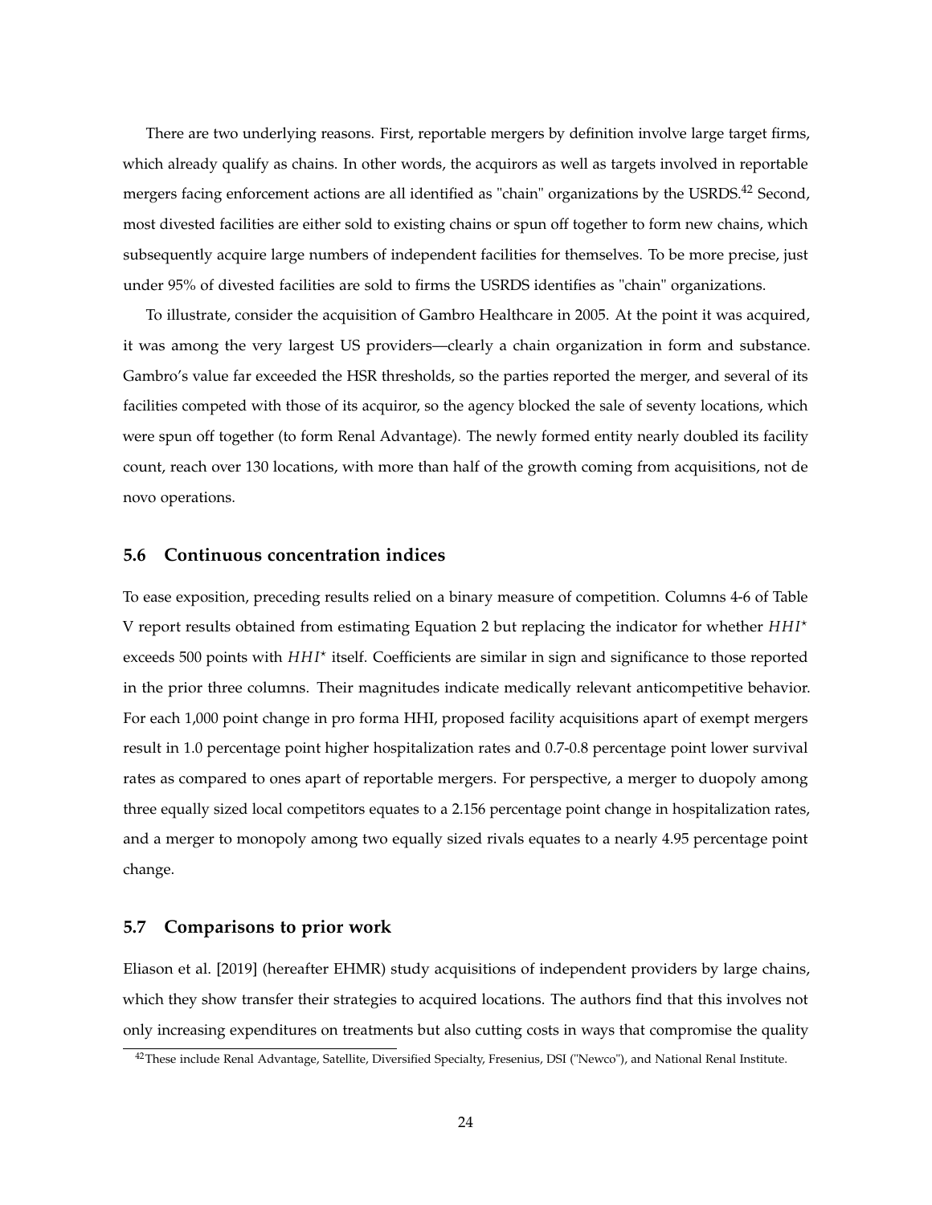There are two underlying reasons. First, reportable mergers by definition involve large target firms, which already qualify as chains. In other words, the acquirors as well as targets involved in reportable mergers facing enforcement actions are all identified as "chain" organizations by the USRDS.[42] Second, most divested facilities are either sold to existing chains or spun off together to form new chains, which subsequently acquire large numbers of independent facilities for themselves. To be more precise, just under 95% of divested facilities are sold to firms the USRDS identifies as "chain" organizations.

To illustrate, consider the acquisition of Gambro Healthcare in 2005. At the point it was acquired, it was among the very largest US providers—clearly a chain organization in form and substance. Gambro's value far exceeded the HSR thresholds, so the parties reported the merger, and several of its facilities competed with those of its acquiror, so the agency blocked the sale of seventy locations, which were spun off together (to form Renal Advantage). The newly formed entity nearly doubled its facility count, reach over 130 locations, with more than half of the growth coming from acquisitions, not de novo operations.

### 5.6 Continuous concentration indices

To ease exposition, preceding results relied on a binary measure of competition. Columns 4-6 of Table V report results obtained from estimating Equation 2 but replacing the indicator for whether $HHI^{\star}$ exceeds 500 points with $HHI^{\star}$ itself. Coefficients are similar in sign and significance to those reported in the prior three columns. Their magnitudes indicate medically relevant anticompetitive behavior. For each 1,000 point change in pro forma HHI, proposed facility acquisitions apart of exempt mergers result in 1.0 percentage point higher hospitalization rates and 0.7-0.8 percentage point lower survival rates as compared to ones apart of reportable mergers. For perspective, a merger to duopoly among three equally sized local competitors equates to a 2.156 percentage point change in hospitalization rates, and a merger to monopoly among two equally sized rivals equates to a nearly 4.95 percentage point change.

### 5.7 Comparisons to prior work

Eliason et al. [2019] (hereafter EHMR) study acquisitions of independent providers by large chains, which they show transfer their strategies to acquired locations. The authors find that this involves not only increasing expenditures on treatments but also cutting costs in ways that compromise the quality

[42] These include Renal Advantage, Satellite, Diversified Specialty, Fresenius, DSI ("Newco"), and National Renal Institute.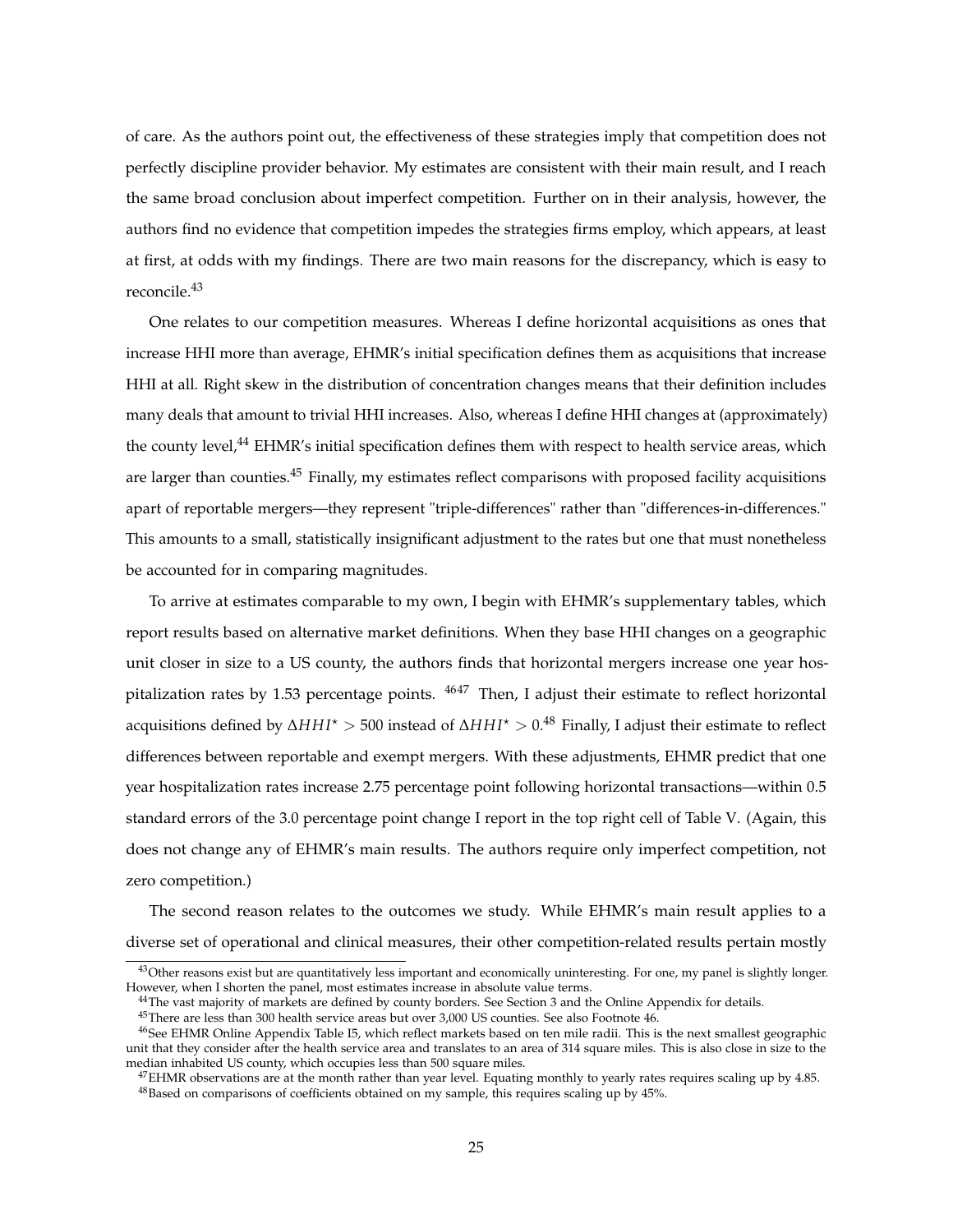of care. As the authors point out, the effectiveness of these strategies imply that competition does not perfectly discipline provider behavior. My estimates are consistent with their main result, and I reach the same broad conclusion about imperfect competition. Further on in their analysis, however, the authors find no evidence that competition impedes the strategies firms employ, which appears, at least at first, at odds with my findings. There are two main reasons for the discrepancy, which is easy to reconcile.[43]

One relates to our competition measures. Whereas I define horizontal acquisitions as ones that increase HHI more than average, EHMR's initial specification defines them as acquisitions that increase HHI at all. Right skew in the distribution of concentration changes means that their definition includes many deals that amount to trivial HHI increases. Also, whereas I define HHI changes at (approximately) the county level,[44] EHMR's initial specification defines them with respect to health service areas, which are larger than counties.[45] Finally, my estimates reflect comparisons with proposed facility acquisitions apart of reportable mergers—they represent "triple-differences" rather than "differences-in-differences." This amounts to a small, statistically insignificant adjustment to the rates but one that must nonetheless be accounted for in comparing magnitudes.

To arrive at estimates comparable to my own, I begin with EHMR's supplementary tables, which report results based on alternative market definitions. When they base HHI changes on a geographic unit closer in size to a US county, the authors finds that horizontal mergers increase one year hospitalization rates by 1.53 percentage points. [46][47] Then, I adjust their estimate to reflect horizontal acquisitions defined by $\Delta HHI^{\star} > 500$ instead of $\Delta HHI^{\star} > 0$.[48] Finally, I adjust their estimate to reflect differences between reportable and exempt mergers. With these adjustments, EHMR predict that one year hospitalization rates increase 2.75 percentage point following horizontal transactions—within 0.5 standard errors of the 3.0 percentage point change I report in the top right cell of Table V. (Again, this does not change any of EHMR's main results. The authors require only imperfect competition, not zero competition.)

The second reason relates to the outcomes we study. While EHMR's main result applies to a diverse set of operational and clinical measures, their other competition-related results pertain mostly

[43]Other reasons exist but are quantitatively less important and economically uninteresting. For one, my panel is slightly longer. However, when I shorten the panel, most estimates increase in absolute value terms.

[44]The vast majority of markets are defined by county borders. See Section 3 and the Online Appendix for details.

[45]There are less than 300 health service areas but over 3,000 US counties. See also Footnote 46.

[46]See EHMR Online Appendix Table I5, which reflect markets based on ten mile radii. This is the next smallest geographic unit that they consider after the health service area and translates to an area of 314 square miles. This is also close in size to the median inhabited US county, which occupies less than 500 square miles.

[47]EHMR observations are at the month rather than year level. Equating monthly to yearly rates requires scaling up by 4.85.

[48]Based on comparisons of coefficients obtained on my sample, this requires scaling up by 45%.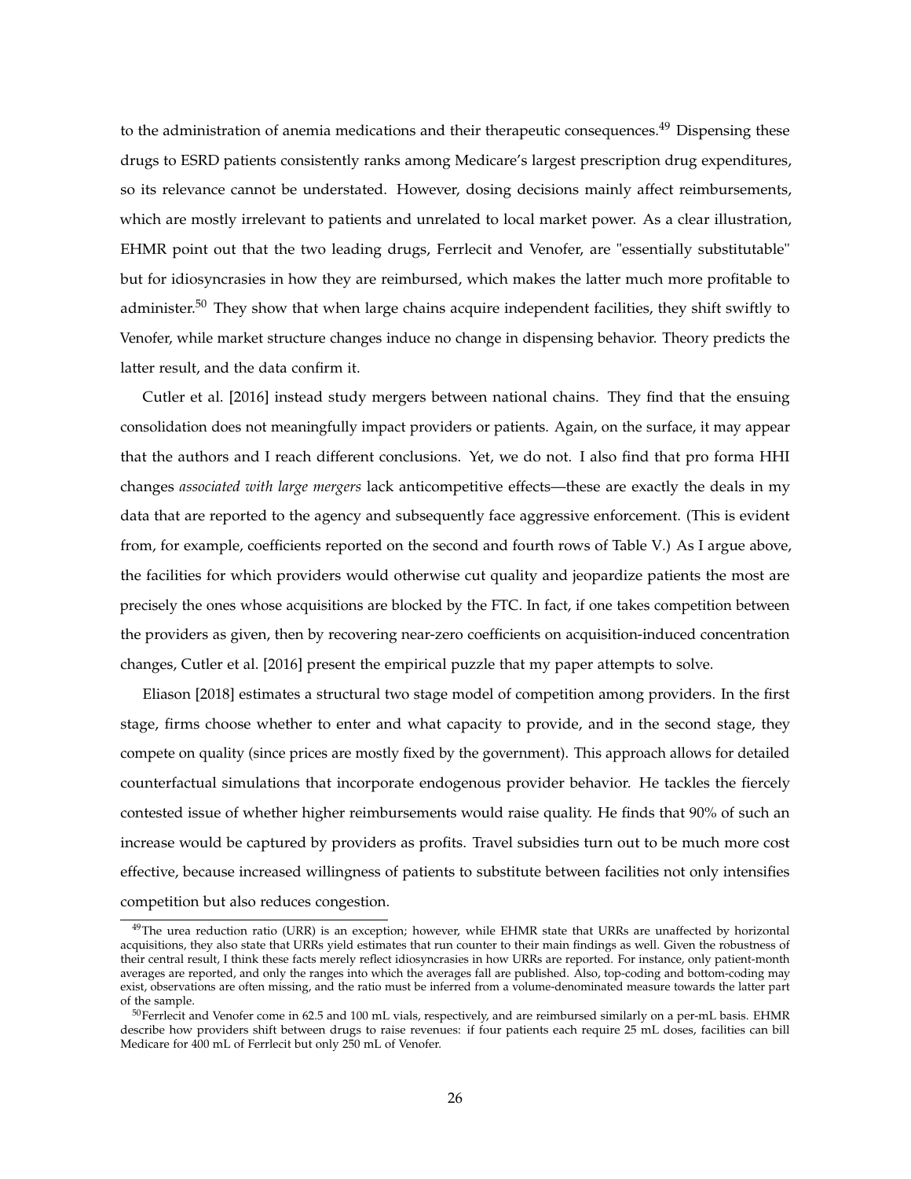to the administration of anemia medications and their therapeutic consequences.[49] Dispensing these drugs to ESRD patients consistently ranks among Medicare's largest prescription drug expenditures, so its relevance cannot be understated. However, dosing decisions mainly affect reimbursements, which are mostly irrelevant to patients and unrelated to local market power. As a clear illustration, EHMR point out that the two leading drugs, Ferrlecit and Venofer, are "essentially substitutable" but for idiosyncrasies in how they are reimbursed, which makes the latter much more profitable to administer.[50] They show that when large chains acquire independent facilities, they shift swiftly to Venofer, while market structure changes induce no change in dispensing behavior. Theory predicts the latter result, and the data confirm it.

Cutler et al. [2016] instead study mergers between national chains. They find that the ensuing consolidation does not meaningfully impact providers or patients. Again, on the surface, it may appear that the authors and I reach different conclusions. Yet, we do not. I also find that pro forma HHI changes *associated with large mergers* lack anticompetitive effects—these are exactly the deals in my data that are reported to the agency and subsequently face aggressive enforcement. (This is evident from, for example, coefficients reported on the second and fourth rows of Table V.) As I argue above, the facilities for which providers would otherwise cut quality and jeopardize patients the most are precisely the ones whose acquisitions are blocked by the FTC. In fact, if one takes competition between the providers as given, then by recovering near-zero coefficients on acquisition-induced concentration changes, Cutler et al. [2016] present the empirical puzzle that my paper attempts to solve.

Eliason [2018] estimates a structural two stage model of competition among providers. In the first stage, firms choose whether to enter and what capacity to provide, and in the second stage, they compete on quality (since prices are mostly fixed by the government). This approach allows for detailed counterfactual simulations that incorporate endogenous provider behavior. He tackles the fiercely contested issue of whether higher reimbursements would raise quality. He finds that 90% of such an increase would be captured by providers as profits. Travel subsidies turn out to be much more cost effective, because increased willingness of patients to substitute between facilities not only intensifies competition but also reduces congestion.

---

[49] The urea reduction ratio (URR) is an exception; however, while EHMR state that URRs are unaffected by horizontal acquisitions, they also state that URRs yield estimates that run counter to their main findings as well. Given the robustness of their central result, I think these facts merely reflect idiosyncrasies in how URRs are reported. For instance, only patient-month averages are reported, and only the ranges into which the averages fall are published. Also, top-coding and bottom-coding may exist, observations are often missing, and the ratio must be inferred from a volume-denominated measure towards the latter part of the sample.

[50] Ferrlecit and Venofer come in 62.5 and 100 mL vials, respectively, and are reimbursed similarly on a per-mL basis. EHMR describe how providers shift between drugs to raise revenues: if four patients each require 25 mL doses, facilities can bill Medicare for 400 mL of Ferrlecit but only 250 mL of Venofer.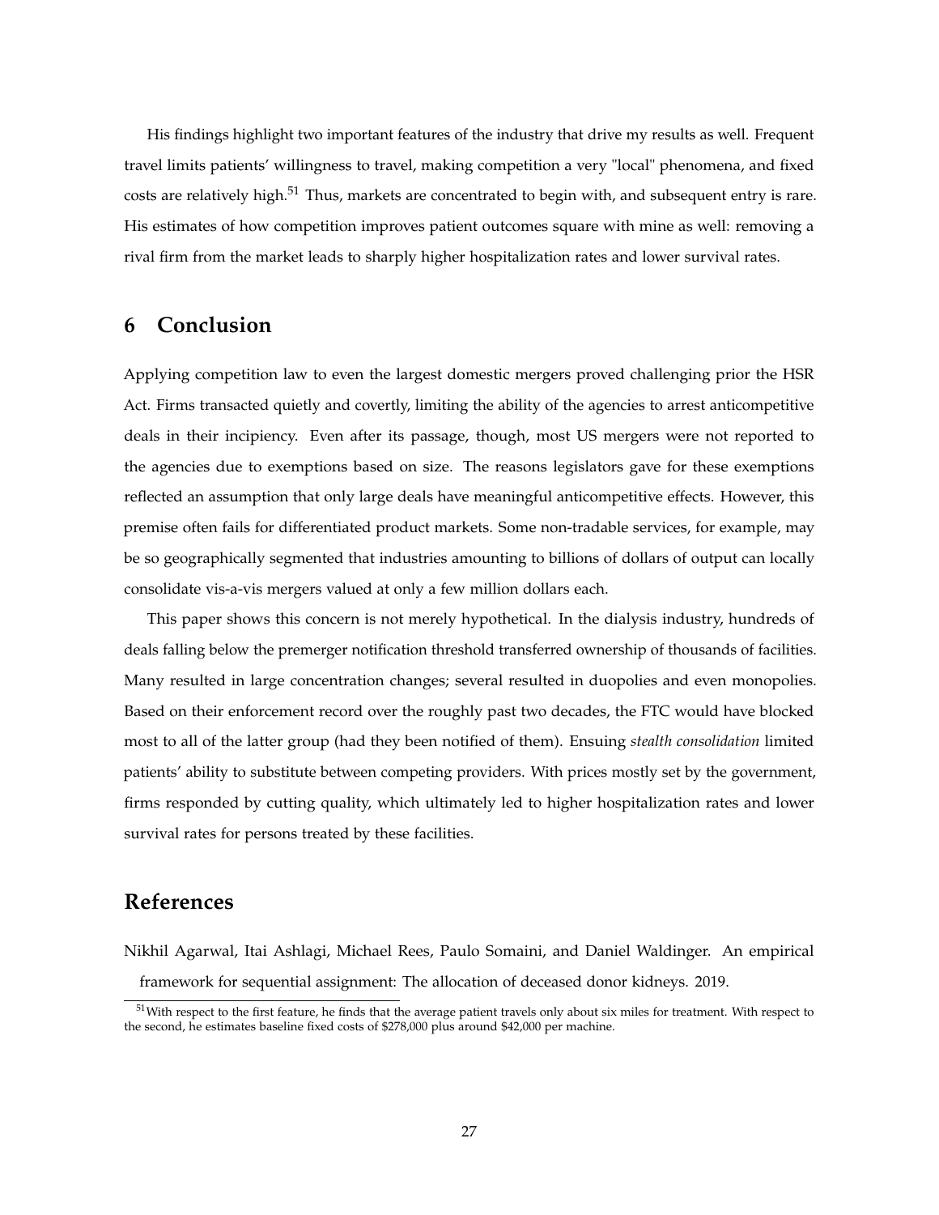His findings highlight two important features of the industry that drive my results as well. Frequent travel limits patients' willingness to travel, making competition a very "local" phenomena, and fixed costs are relatively high.[51] Thus, markets are concentrated to begin with, and subsequent entry is rare. His estimates of how competition improves patient outcomes square with mine as well: removing a rival firm from the market leads to sharply higher hospitalization rates and lower survival rates.

## 6 Conclusion

Applying competition law to even the largest domestic mergers proved challenging prior the HSR Act. Firms transacted quietly and covertly, limiting the ability of the agencies to arrest anticompetitive deals in their incipiency. Even after its passage, though, most US mergers were not reported to the agencies due to exemptions based on size. The reasons legislators gave for these exemptions reflected an assumption that only large deals have meaningful anticompetitive effects. However, this premise often fails for differentiated product markets. Some non-tradable services, for example, may be so geographically segmented that industries amounting to billions of dollars of output can locally consolidate vis-a-vis mergers valued at only a few million dollars each.

This paper shows this concern is not merely hypothetical. In the dialysis industry, hundreds of deals falling below the premerger notification threshold transferred ownership of thousands of facilities. Many resulted in large concentration changes; several resulted in duopolies and even monopolies. Based on their enforcement record over the roughly past two decades, the FTC would have blocked most to all of the latter group (had they been notified of them). Ensuing *stealth consolidation* limited patients' ability to substitute between competing providers. With prices mostly set by the government, firms responded by cutting quality, which ultimately led to higher hospitalization rates and lower survival rates for persons treated by these facilities.

## References

Nikhil Agarwal, Itai Ashlagi, Michael Rees, Paulo Somaini, and Daniel Waldinger. An empirical framework for sequential assignment: The allocation of deceased donor kidneys. 2019.

[51] With respect to the first feature, he finds that the average patient travels only about six miles for treatment. With respect to the second, he estimates baseline fixed costs of $278,000 plus around $42,000 per machine.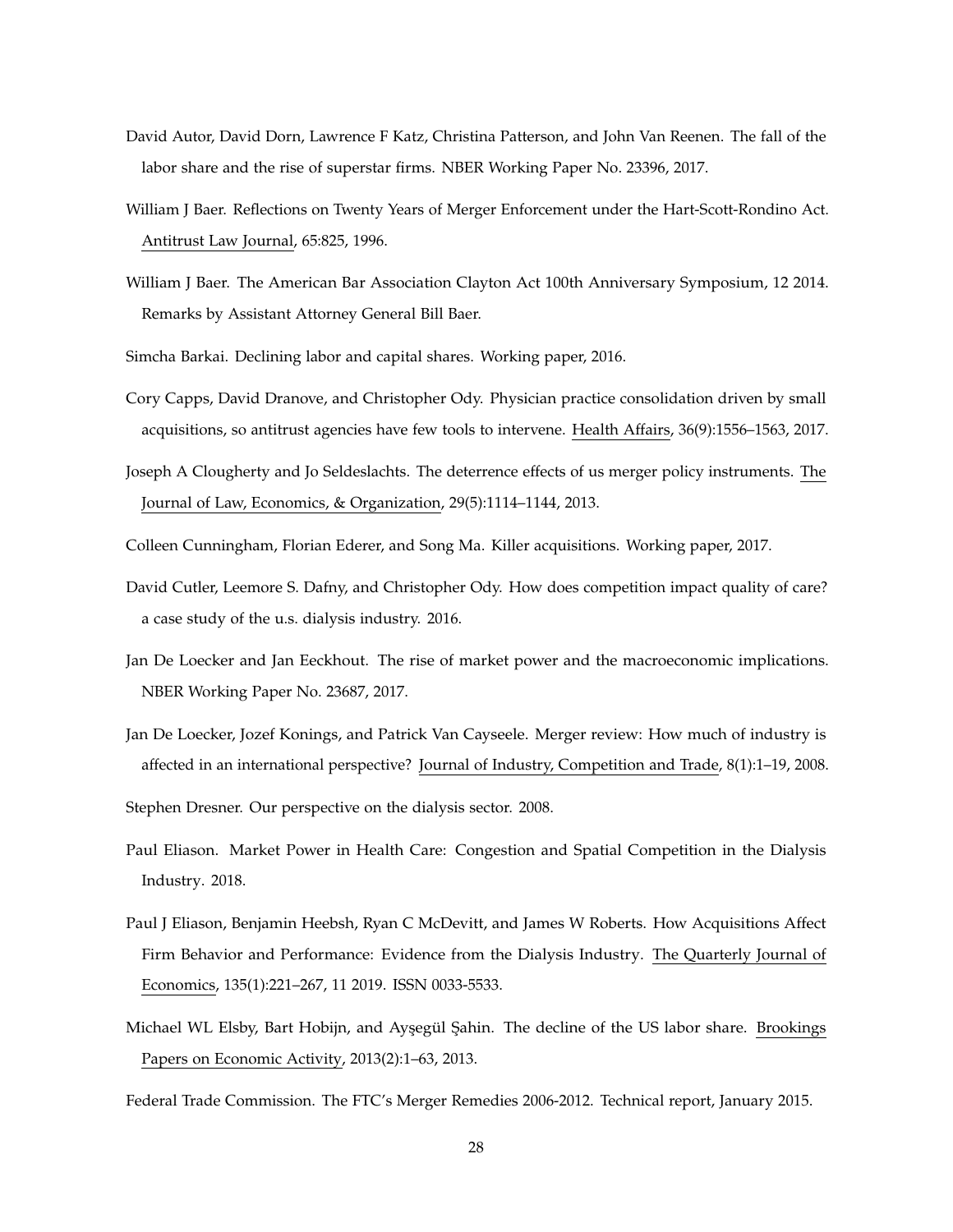David Autor, David Dorn, Lawrence F Katz, Christina Patterson, and John Van Reenen. The fall of the labor share and the rise of superstar firms. NBER Working Paper No. 23396, 2017.

William J Baer. Reflections on Twenty Years of Merger Enforcement under the Hart-Scott-Rondino Act. Antitrust Law Journal, 65:825, 1996.

William J Baer. The American Bar Association Clayton Act 100th Anniversary Symposium, 12 2014. Remarks by Assistant Attorney General Bill Baer.

Simcha Barkai. Declining labor and capital shares. Working paper, 2016.

Cory Capps, David Dranove, and Christopher Ody. Physician practice consolidation driven by small acquisitions, so antitrust agencies have few tools to intervene. Health Affairs, 36(9):1556–1563, 2017.

Joseph A Clougherty and Jo Seldeslachts. The deterrence effects of us merger policy instruments. The Journal of Law, Economics, & Organization, 29(5):1114–1144, 2013.

Colleen Cunningham, Florian Ederer, and Song Ma. Killer acquisitions. Working paper, 2017.

David Cutler, Leemore S. Dafny, and Christopher Ody. How does competition impact quality of care? a case study of the u.s. dialysis industry. 2016.

Jan De Loecker and Jan Eeckhout. The rise of market power and the macroeconomic implications. NBER Working Paper No. 23687, 2017.

Jan De Loecker, Jozef Konings, and Patrick Van Cayseele. Merger review: How much of industry is affected in an international perspective? Journal of Industry, Competition and Trade, 8(1):1–19, 2008.

Stephen Dresner. Our perspective on the dialysis sector. 2008.

Paul Eliason. Market Power in Health Care: Congestion and Spatial Competition in the Dialysis Industry. 2018.

Paul J Eliason, Benjamin Heebsh, Ryan C McDevitt, and James W Roberts. How Acquisitions Affect Firm Behavior and Performance: Evidence from the Dialysis Industry. The Quarterly Journal of Economics, 135(1):221–267, 11 2019. ISSN 0033-5533.

Michael WL Elsby, Bart Hobijn, and Ayşegül Şahin. The decline of the US labor share. Brookings Papers on Economic Activity, 2013(2):1–63, 2013.

Federal Trade Commission. The FTC's Merger Remedies 2006-2012. Technical report, January 2015.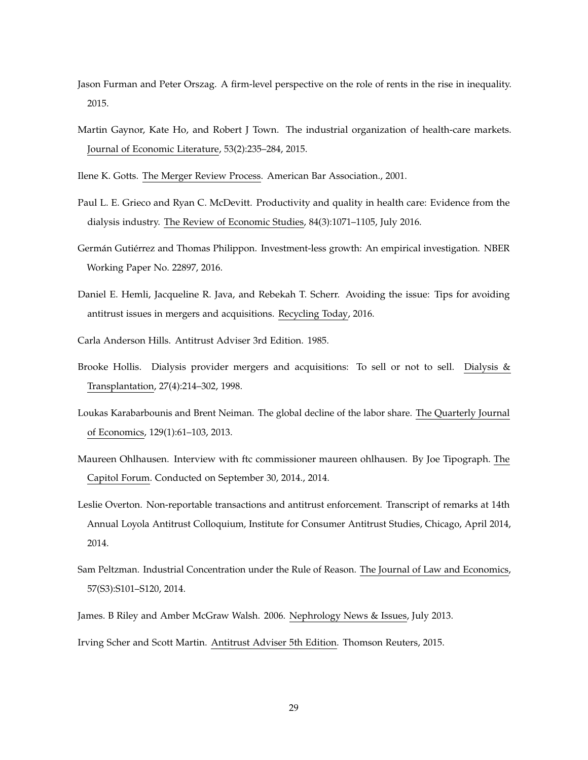Jason Furman and Peter Orszag. A firm-level perspective on the role of rents in the rise in inequality. 2015.

Martin Gaynor, Kate Ho, and Robert J Town. The industrial organization of health-care markets. Journal of Economic Literature, 53(2):235–284, 2015.

Ilene K. Gotts. The Merger Review Process. American Bar Association., 2001.

Paul L. E. Grieco and Ryan C. McDevitt. Productivity and quality in health care: Evidence from the dialysis industry. The Review of Economic Studies, 84(3):1071–1105, July 2016.

Germán Gutiérrez and Thomas Philippon. Investment-less growth: An empirical investigation. NBER Working Paper No. 22897, 2016.

Daniel E. Hemli, Jacqueline R. Java, and Rebekah T. Scherr. Avoiding the issue: Tips for avoiding antitrust issues in mergers and acquisitions. Recycling Today, 2016.

Carla Anderson Hills. Antitrust Adviser 3rd Edition. 1985.

Brooke Hollis. Dialysis provider mergers and acquisitions: To sell or not to sell. Dialysis & Transplantation, 27(4):214–302, 1998.

Loukas Karabarbounis and Brent Neiman. The global decline of the labor share. The Quarterly Journal of Economics, 129(1):61–103, 2013.

Maureen Ohlhausen. Interview with ftc commissioner maureen ohlhausen. By Joe Tipograph. The Capitol Forum. Conducted on September 30, 2014., 2014.

Leslie Overton. Non-reportable transactions and antitrust enforcement. Transcript of remarks at 14th Annual Loyola Antitrust Colloquium, Institute for Consumer Antitrust Studies, Chicago, April 2014, 2014.

Sam Peltzman. Industrial Concentration under the Rule of Reason. The Journal of Law and Economics, 57(S3):S101–S120, 2014.

James. B Riley and Amber McGraw Walsh. 2006. Nephrology News & Issues, July 2013.

Irving Scher and Scott Martin. Antitrust Adviser 5th Edition. Thomson Reuters, 2015.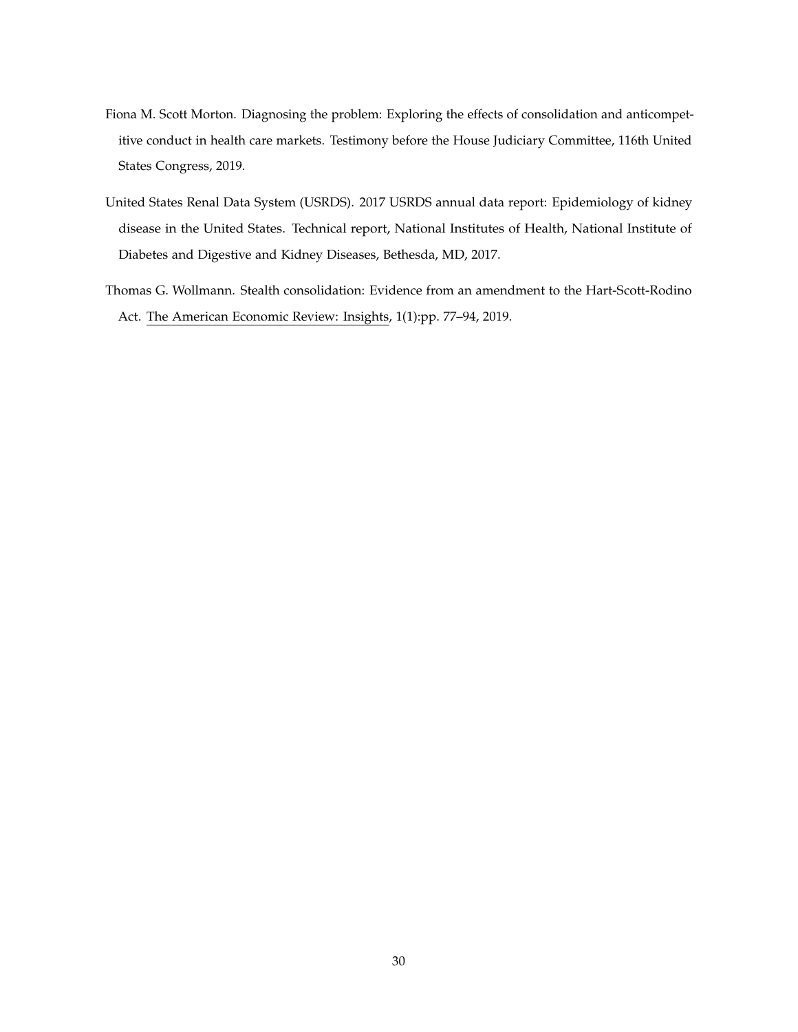Fiona M. Scott Morton. Diagnosing the problem: Exploring the effects of consolidation and anticompetitive conduct in health care markets. Testimony before the House Judiciary Committee, 116th United States Congress, 2019.

United States Renal Data System (USRDS). 2017 USRDS annual data report: Epidemiology of kidney disease in the United States. Technical report, National Institutes of Health, National Institute of Diabetes and Digestive and Kidney Diseases, Bethesda, MD, 2017.

Thomas G. Wollmann. Stealth consolidation: Evidence from an amendment to the Hart-Scott-Rodino Act. The American Economic Review: Insights, 1(1):pp. 77–94, 2019.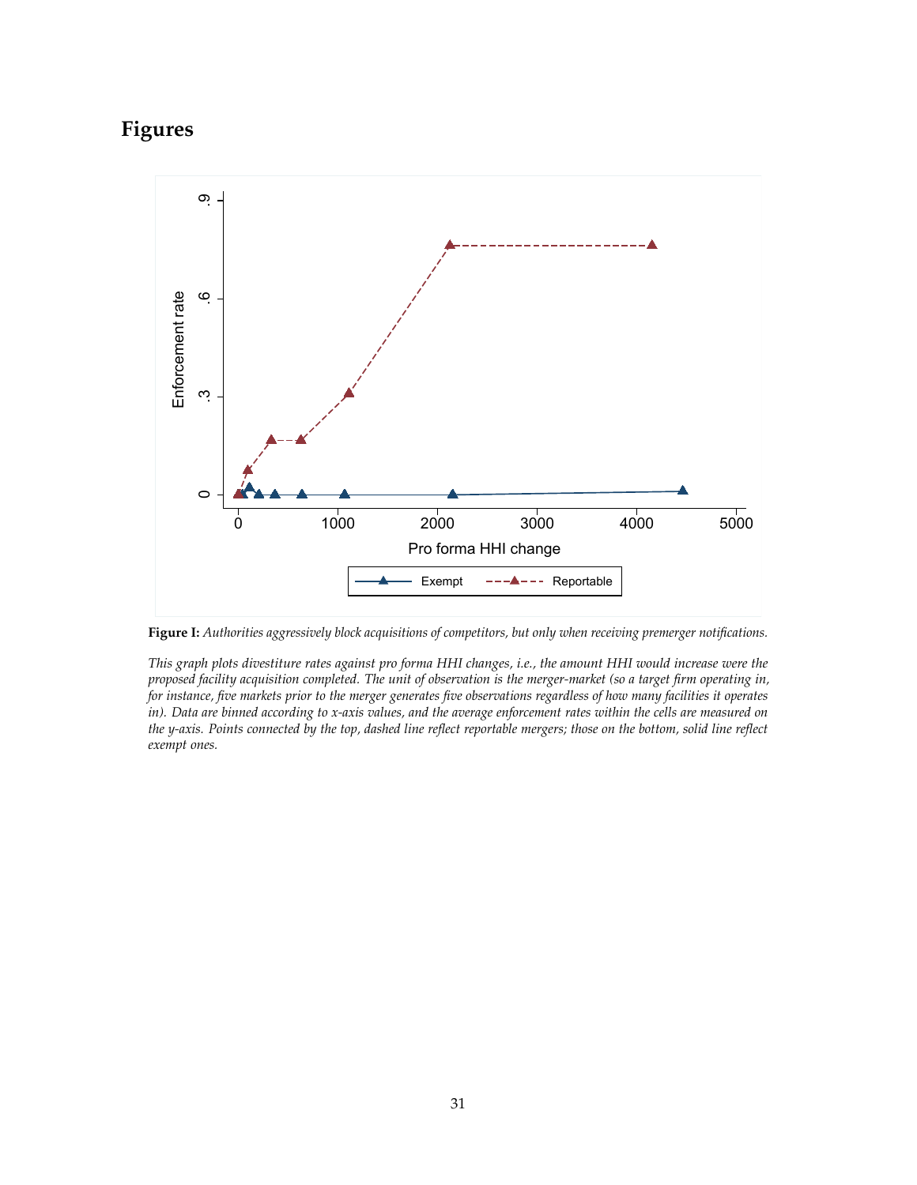# Figures

**Figure I:** *Authorities aggressively block acquisitions of competitors, but only when receiving premerger notifications.*

*This graph plots divestiture rates against pro forma HHI changes, i.e., the amount HHI would increase were the proposed facility acquisition completed. The unit of observation is the merger-market (so a target firm operating in, for instance, five markets prior to the merger generates five observations regardless of how many facilities it operates in). Data are binned according to x-axis values, and the average enforcement rates within the cells are measured on the y-axis. Points connected by the top, dashed line reflect reportable mergers; those on the bottom, solid line reflect exempt ones.*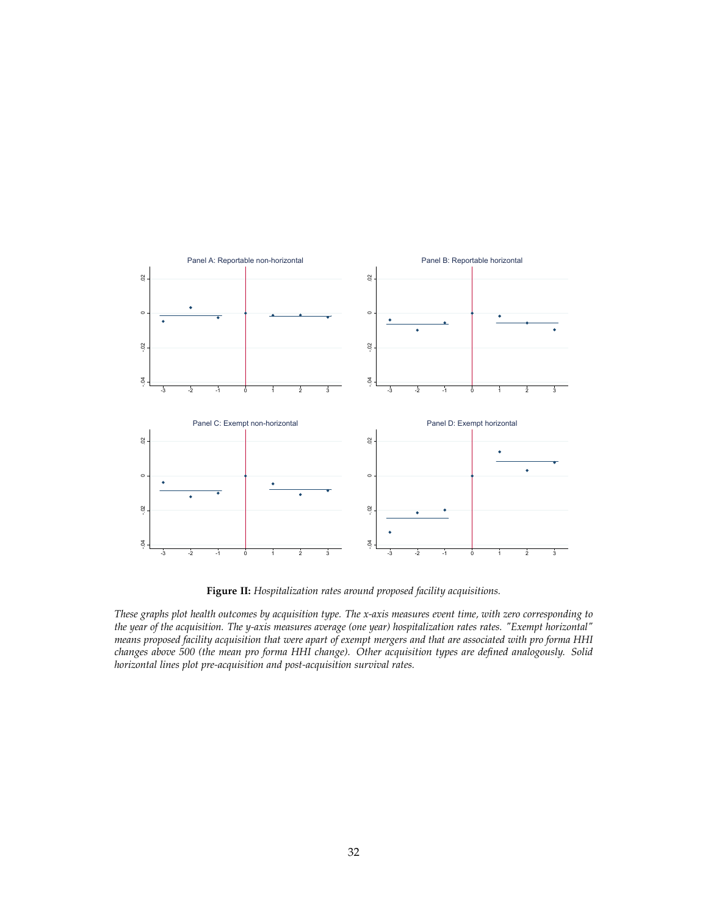**Figure II:** *Hospitalization rates around proposed facility acquisitions.*

*These graphs plot health outcomes by acquisition type. The x-axis measures event time, with zero corresponding to the year of the acquisition. The y-axis measures average (one year) hospitalization rates rates. "Exempt horizontal" means proposed facility acquisition that were apart of exempt mergers and that are associated with pro forma HHI changes above 500 (the mean pro forma HHI change). Other acquisition types are defined analogously. Solid horizontal lines plot pre-acquisition and post-acquisition survival rates.*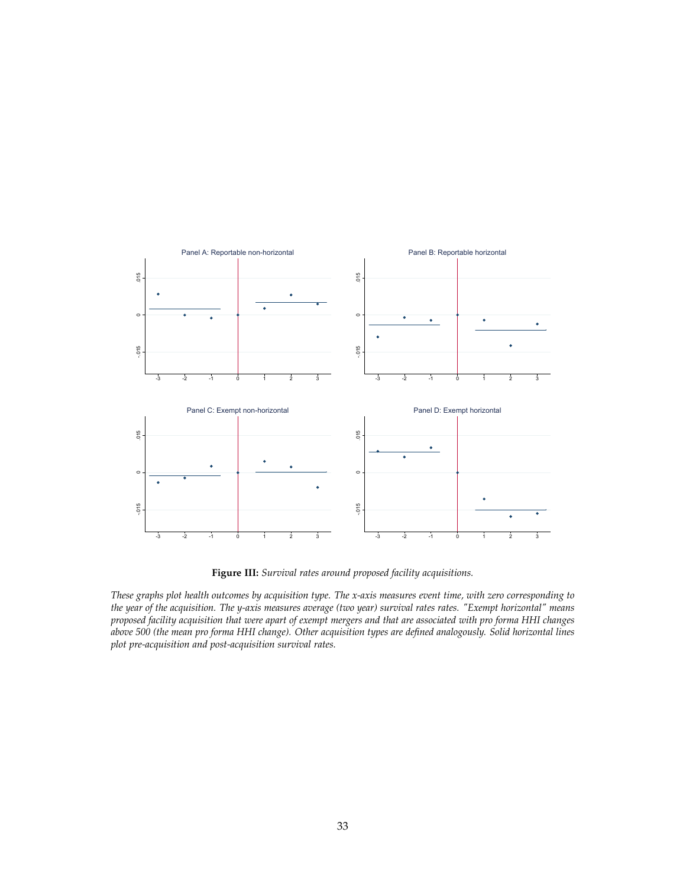Panel A: Reportable non-horizontal

Panel B: Reportable horizontal

Panel C: Exempt non-horizontal

Panel D: Exempt horizontal

**Figure III:** *Survival rates around proposed facility acquisitions.*

*These graphs plot health outcomes by acquisition type. The x-axis measures event time, with zero corresponding to the year of the acquisition. The y-axis measures average (two year) survival rates rates. "Exempt horizontal" means proposed facility acquisition that were apart of exempt mergers and that are associated with pro forma HHI changes above 500 (the mean pro forma HHI change). Other acquisition types are defined analogously. Solid horizontal lines plot pre-acquisition and post-acquisition survival rates.*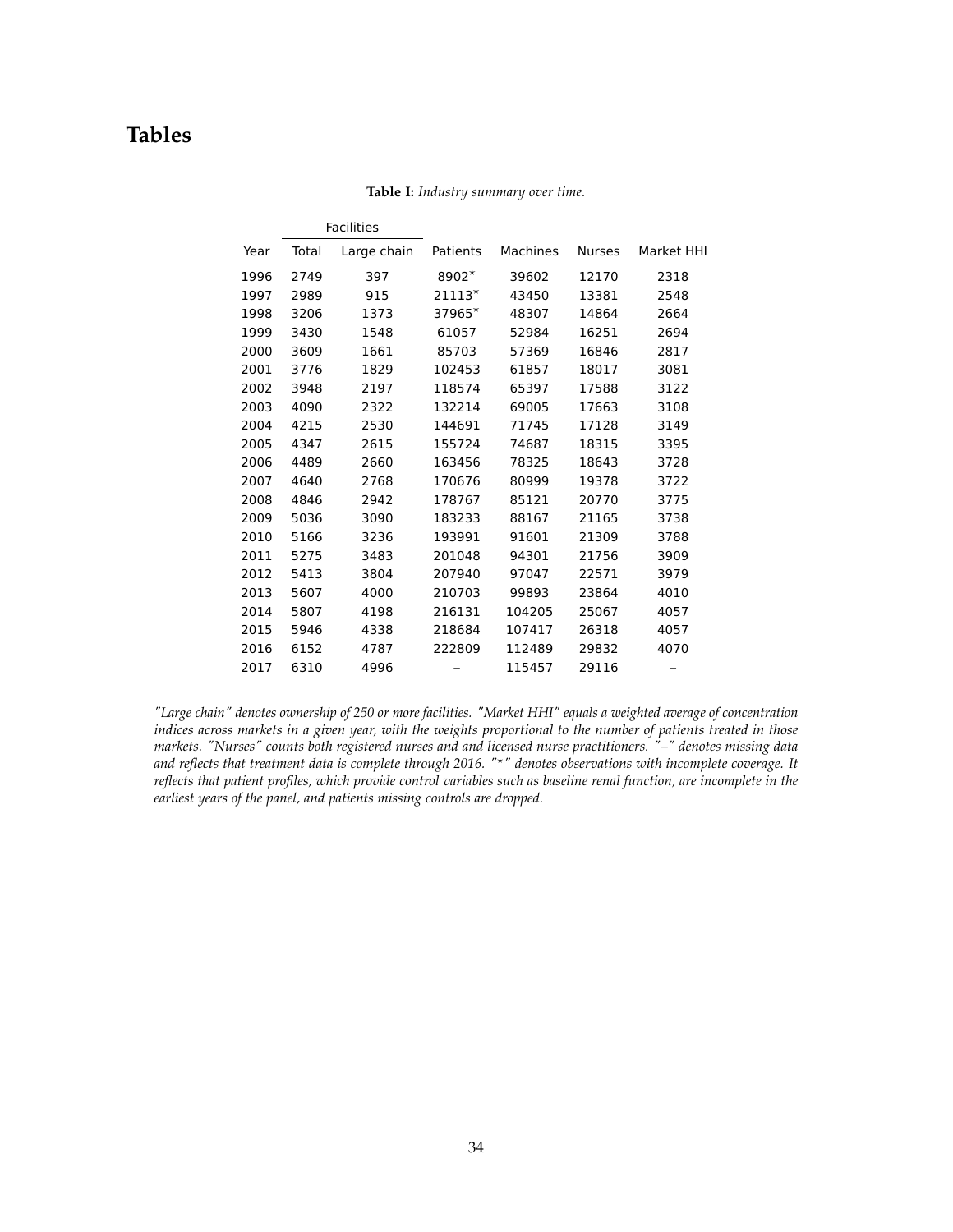# Tables

**Table I:** *Industry summary over time.*

| | Facilities | | | | | |
|---|---|---|---|---|---|---|
| Year | Total | Large chain | Patients | Machines | Nurses | Market HHI |
| 1996 | 2749 | 397 | 8902* | 39602 | 12170 | 2318 |
| 1997 | 2989 | 915 | 21113* | 43450 | 13381 | 2548 |
| 1998 | 3206 | 1373 | 37965* | 48307 | 14864 | 2664 |
| 1999 | 3430 | 1548 | 61057 | 52984 | 16251 | 2694 |
| 2000 | 3609 | 1661 | 85703 | 57369 | 16846 | 2817 |
| 2001 | 3776 | 1829 | 102453 | 61857 | 18017 | 3081 |
| 2002 | 3948 | 2197 | 118574 | 65397 | 17588 | 3122 |
| 2003 | 4090 | 2322 | 132214 | 69005 | 17663 | 3108 |
| 2004 | 4215 | 2530 | 144691 | 71745 | 17128 | 3149 |
| 2005 | 4347 | 2615 | 155724 | 74687 | 18315 | 3395 |
| 2006 | 4489 | 2660 | 163456 | 78325 | 18643 | 3728 |
| 2007 | 4640 | 2768 | 170676 | 80999 | 19378 | 3722 |
| 2008 | 4846 | 2942 | 178767 | 85121 | 20770 | 3775 |
| 2009 | 5036 | 3090 | 183233 | 88167 | 21165 | 3738 |
| 2010 | 5166 | 3236 | 193991 | 91601 | 21309 | 3788 |
| 2011 | 5275 | 3483 | 201048 | 94301 | 21756 | 3909 |
| 2012 | 5413 | 3804 | 207940 | 97047 | 22571 | 3979 |
| 2013 | 5607 | 4000 | 210703 | 99893 | 23864 | 4010 |
| 2014 | 5807 | 4198 | 216131 | 104205 | 25067 | 4057 |
| 2015 | 5946 | 4338 | 218684 | 107417 | 26318 | 4057 |
| 2016 | 6152 | 4787 | 222809 | 112489 | 29832 | 4070 |
| 2017 | 6310 | 4996 | – | 115457 | 29116 | – |

*"Large chain" denotes ownership of 250 or more facilities. "Market HHI" equals a weighted average of concentration indices across markets in a given year, with the weights proportional to the number of patients treated in those markets. "Nurses" counts both registered nurses and and licensed nurse practitioners. "–" denotes missing data and reflects that treatment data is complete through 2016. "\*" denotes observations with incomplete coverage. It reflects that patient profiles, which provide control variables such as baseline renal function, are incomplete in the earliest years of the panel, and patients missing controls are dropped.*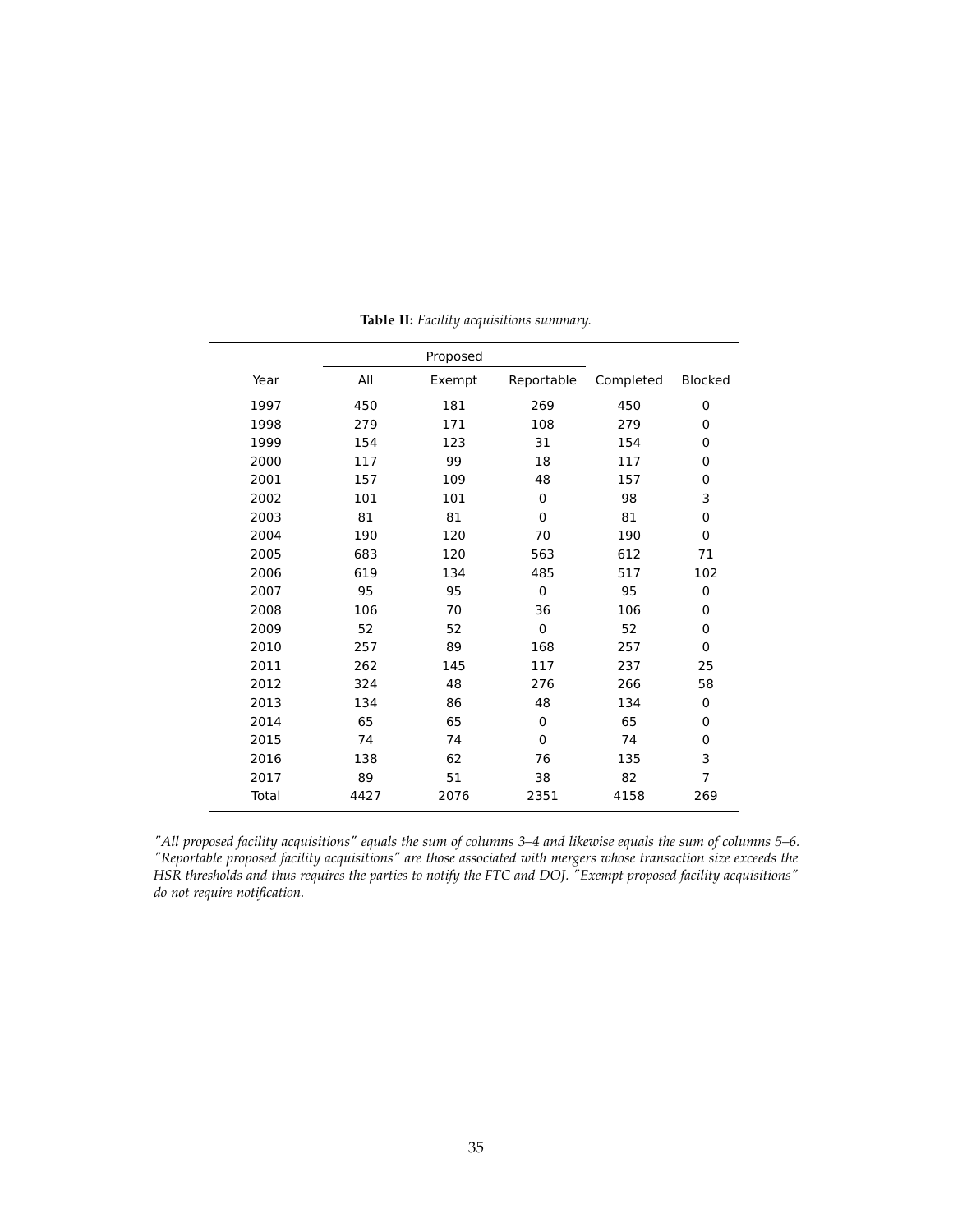**Table II:** *Facility acquisitions summary.*

| Year | Proposed | | | Completed | Blocked |
|---|---|---|---|---|---|
| | All | Exempt | Reportable | | |
| 1997 | 450 | 181 | 269 | 450 | 0 |
| 1998 | 279 | 171 | 108 | 279 | 0 |
| 1999 | 154 | 123 | 31 | 154 | 0 |
| 2000 | 117 | 99 | 18 | 117 | 0 |
| 2001 | 157 | 109 | 48 | 157 | 0 |
| 2002 | 101 | 101 | 0 | 98 | 3 |
| 2003 | 81 | 81 | 0 | 81 | 0 |
| 2004 | 190 | 120 | 70 | 190 | 0 |
| 2005 | 683 | 120 | 563 | 612 | 71 |
| 2006 | 619 | 134 | 485 | 517 | 102 |
| 2007 | 95 | 95 | 0 | 95 | 0 |
| 2008 | 106 | 70 | 36 | 106 | 0 |
| 2009 | 52 | 52 | 0 | 52 | 0 |
| 2010 | 257 | 89 | 168 | 257 | 0 |
| 2011 | 262 | 145 | 117 | 237 | 25 |
| 2012 | 324 | 48 | 276 | 266 | 58 |
| 2013 | 134 | 86 | 48 | 134 | 0 |
| 2014 | 65 | 65 | 0 | 65 | 0 |
| 2015 | 74 | 74 | 0 | 74 | 0 |
| 2016 | 138 | 62 | 76 | 135 | 3 |
| 2017 | 89 | 51 | 38 | 82 | 7 |
| Total | 4427 | 2076 | 2351 | 4158 | 269 |

*"All proposed facility acquisitions" equals the sum of columns 3–4 and likewise equals the sum of columns 5–6. "Reportable proposed facility acquisitions" are those associated with mergers whose transaction size exceeds the HSR thresholds and thus requires the parties to notify the FTC and DOJ. "Exempt proposed facility acquisitions" do not require notification.*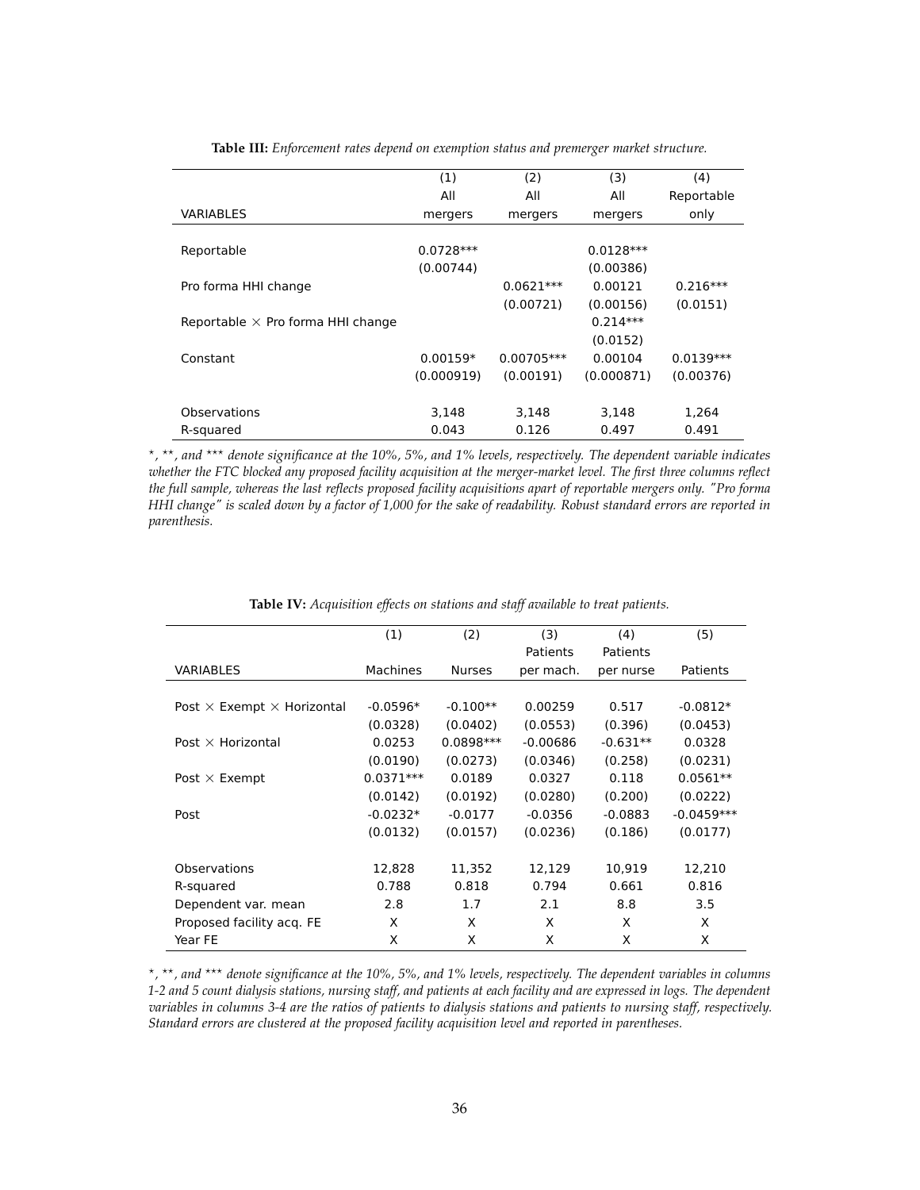**Table III:** *Enforcement rates depend on exemption status and premerger market structure.*

| VARIABLES | (1) All mergers | (2) All mergers | (3) All mergers | (4) Reportable only |
|---|---|---|---|---|
| Reportable | 0.0728*** | | 0.0128*** | |
| | (0.00744) | | (0.00386) | |
| Pro forma HHI change | | 0.0621*** | 0.00121 | 0.216*** |
| | | (0.00721) | (0.00156) | (0.0151) |
| Reportable × Pro forma HHI change | | | 0.214*** | |
| | | | (0.0152) | |
| Constant | 0.00159* | 0.00705*** | 0.00104 | 0.0139*** |
| | (0.000919) | (0.00191) | (0.000871) | (0.00376) |
| Observations | 3,148 | 3,148 | 3,148 | 1,264 |
| R-squared | 0.043 | 0.126 | 0.497 | 0.491 |

*\*, \*\*, and \*\*\* denote significance at the 10%, 5%, and 1% levels, respectively. The dependent variable indicates whether the FTC blocked any proposed facility acquisition at the merger-market level. The first three columns reflect the full sample, whereas the last reflects proposed facility acquisitions apart of reportable mergers only. "Pro forma HHI change" is scaled down by a factor of 1,000 for the sake of readability. Robust standard errors are reported in parenthesis.*

**Table IV:** *Acquisition effects on stations and staff available to treat patients.*

| VARIABLES | (1) Machines | (2) Nurses | (3) Patients per mach. | (4) Patients per nurse | (5) Patients |
|---|---|---|---|---|---|
| Post × Exempt × Horizontal | -0.0596* | -0.100** | 0.00259 | 0.517 | -0.0812* |
| | (0.0328) | (0.0402) | (0.0553) | (0.396) | (0.0453) |
| Post × Horizontal | 0.0253 | 0.0898*** | -0.00686 | -0.631** | 0.0328 |
| | (0.0190) | (0.0273) | (0.0346) | (0.258) | (0.0231) |
| Post × Exempt | 0.0371*** | 0.0189 | 0.0327 | 0.118 | 0.0561** |
| | (0.0142) | (0.0192) | (0.0280) | (0.200) | (0.0222) |
| Post | -0.0232* | -0.0177 | -0.0356 | -0.0883 | -0.0459*** |
| | (0.0132) | (0.0157) | (0.0236) | (0.186) | (0.0177) |
| Observations | 12,828 | 11,352 | 12,129 | 10,919 | 12,210 |
| R-squared | 0.788 | 0.818 | 0.794 | 0.661 | 0.816 |
| Dependent var. mean | 2.8 | 1.7 | 2.1 | 8.8 | 3.5 |
| Proposed facility acq. FE | X | X | X | X | X |
| Year FE | X | X | X | X | X |

*\*, \*\*, and \*\*\* denote significance at the 10%, 5%, and 1% levels, respectively. The dependent variables in columns 1-2 and 5 count dialysis stations, nursing staff, and patients at each facility and are expressed in logs. The dependent variables in columns 3-4 are the ratios of patients to dialysis stations and patients to nursing staff, respectively. Standard errors are clustered at the proposed facility acquisition level and reported in parentheses.*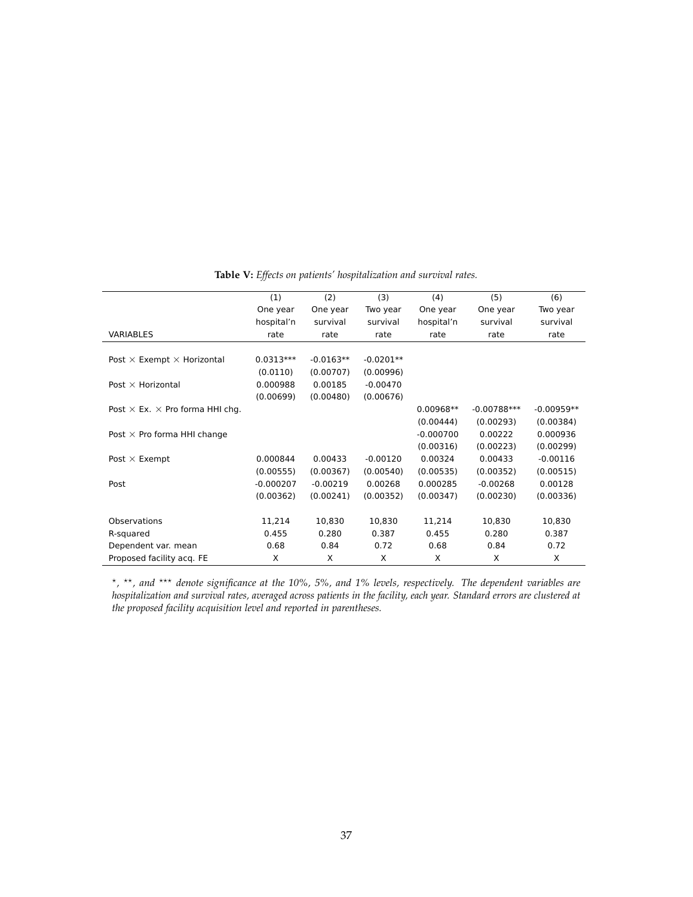**Table V:** *Effects on patients' hospitalization and survival rates.*

| VARIABLES | (1) One year hospital'n rate | (2) One year survival rate | (3) Two year survival rate | (4) One year hospital'n rate | (5) One year survival rate | (6) Two year survival rate |
|---|---|---|---|---|---|---|
| Post × Exempt × Horizontal | 0.0313*** | -0.0163** | -0.0201** | | | |
| | (0.0110) | (0.00707) | (0.00996) | | | |
| Post × Horizontal | 0.000988 | 0.00185 | -0.00470 | | | |
| | (0.00699) | (0.00480) | (0.00676) | | | |
| Post × Ex. × Pro forma HHI chg. | | | | 0.00968** | -0.00788*** | -0.00959** |
| | | | | (0.00444) | (0.00293) | (0.00384) |
| Post × Pro forma HHI change | | | | -0.000700 | 0.00222 | 0.000936 |
| | | | | (0.00316) | (0.00223) | (0.00299) |
| Post × Exempt | 0.000844 | 0.00433 | -0.00120 | 0.00324 | 0.00433 | -0.00116 |
| | (0.00555) | (0.00367) | (0.00540) | (0.00535) | (0.00352) | (0.00515) |
| Post | -0.000207 | -0.00219 | 0.00268 | 0.000285 | -0.00268 | 0.00128 |
| | (0.00362) | (0.00241) | (0.00352) | (0.00347) | (0.00230) | (0.00336) |
| Observations | 11,214 | 10,830 | 10,830 | 11,214 | 10,830 | 10,830 |
| R-squared | 0.455 | 0.280 | 0.387 | 0.455 | 0.280 | 0.387 |
| Dependent var. mean | 0.68 | 0.84 | 0.72 | 0.68 | 0.84 | 0.72 |
| Proposed facility acq. FE | X | X | X | X | X | X |

*\*, \*\*, and \*\*\* denote significance at the 10%, 5%, and 1% levels, respectively. The dependent variables are hospitalization and survival rates, averaged across patients in the facility, each year. Standard errors are clustered at the proposed facility acquisition level and reported in parentheses.*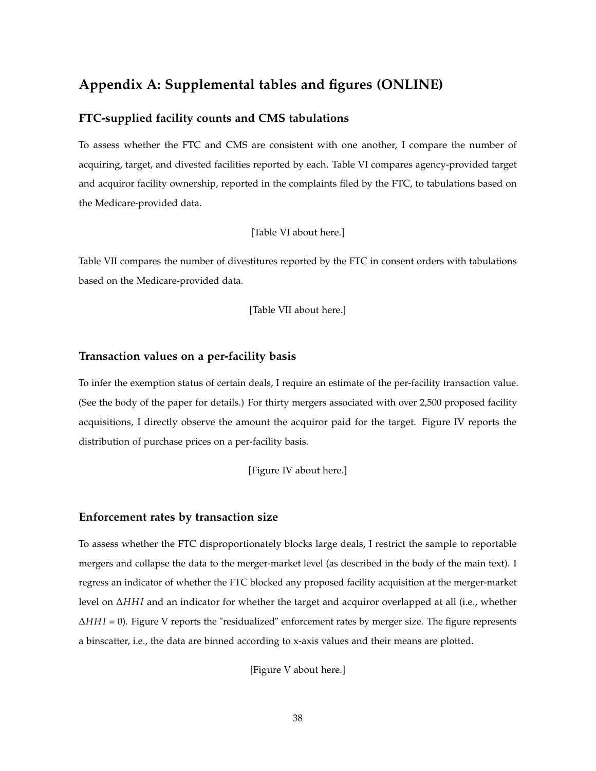## Appendix A: Supplemental tables and figures (ONLINE)

### FTC-supplied facility counts and CMS tabulations

To assess whether the FTC and CMS are consistent with one another, I compare the number of acquiring, target, and divested facilities reported by each. Table VI compares agency-provided target and acquiror facility ownership, reported in the complaints filed by the FTC, to tabulations based on the Medicare-provided data.

[Table VI about here.]

Table VII compares the number of divestitures reported by the FTC in consent orders with tabulations based on the Medicare-provided data.

[Table VII about here.]

### Transaction values on a per-facility basis

To infer the exemption status of certain deals, I require an estimate of the per-facility transaction value. (See the body of the paper for details.) For thirty mergers associated with over 2,500 proposed facility acquisitions, I directly observe the amount the acquiror paid for the target. Figure IV reports the distribution of purchase prices on a per-facility basis.

[Figure IV about here.]

### Enforcement rates by transaction size

To assess whether the FTC disproportionately blocks large deals, I restrict the sample to reportable mergers and collapse the data to the merger-market level (as described in the body of the main text). I regress an indicator of whether the FTC blocked any proposed facility acquisition at the merger-market level on $\Delta HHI$ and an indicator for whether the target and acquiror overlapped at all (i.e., whether $\Delta HHI = 0$). Figure V reports the "residualized" enforcement rates by merger size. The figure represents a binscatter, i.e., the data are binned according to x-axis values and their means are plotted.

[Figure V about here.]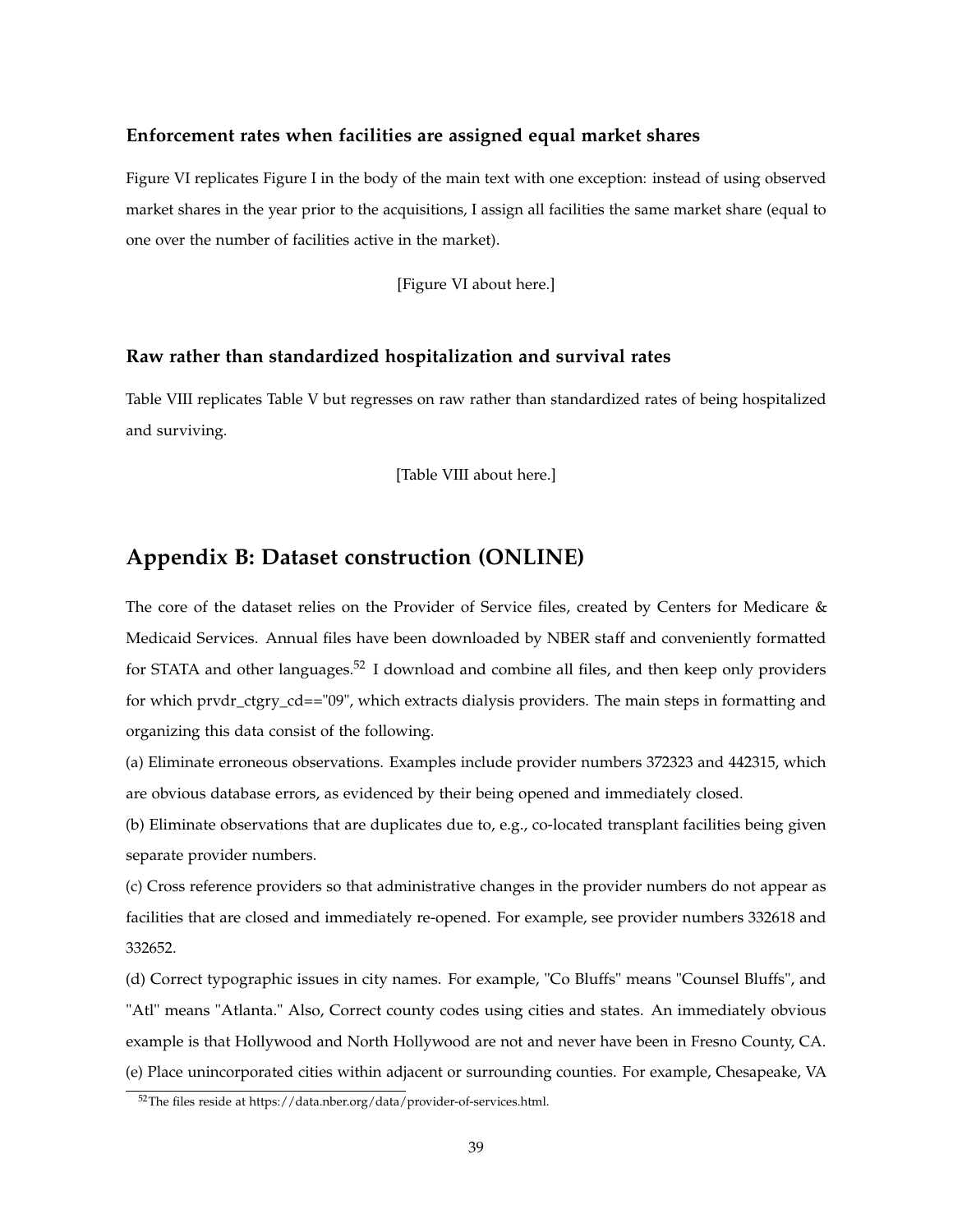### Enforcement rates when facilities are assigned equal market shares

Figure VI replicates Figure I in the body of the main text with one exception: instead of using observed market shares in the year prior to the acquisitions, I assign all facilities the same market share (equal to one over the number of facilities active in the market).

[Figure VI about here.]

### Raw rather than standardized hospitalization and survival rates

Table VIII replicates Table V but regresses on raw rather than standardized rates of being hospitalized and surviving.

[Table VIII about here.]

## Appendix B: Dataset construction (ONLINE)

The core of the dataset relies on the Provider of Service files, created by Centers for Medicare & Medicaid Services. Annual files have been downloaded by NBER staff and conveniently formatted for STATA and other languages.[52] I download and combine all files, and then keep only providers for which prvdr_ctgry_cd=="09", which extracts dialysis providers. The main steps in formatting and organizing this data consist of the following.

(a) Eliminate erroneous observations. Examples include provider numbers 372323 and 442315, which are obvious database errors, as evidenced by their being opened and immediately closed.

(b) Eliminate observations that are duplicates due to, e.g., co-located transplant facilities being given separate provider numbers.

(c) Cross reference providers so that administrative changes in the provider numbers do not appear as facilities that are closed and immediately re-opened. For example, see provider numbers 332618 and 332652.

(d) Correct typographic issues in city names. For example, "Co Bluffs" means "Counsel Bluffs", and "Atl" means "Atlanta." Also, Correct county codes using cities and states. An immediately obvious example is that Hollywood and North Hollywood are not and never have been in Fresno County, CA.

(e) Place unincorporated cities within adjacent or surrounding counties. For example, Chesapeake, VA

[52] The files reside at https://data.nber.org/data/provider-of-services.html.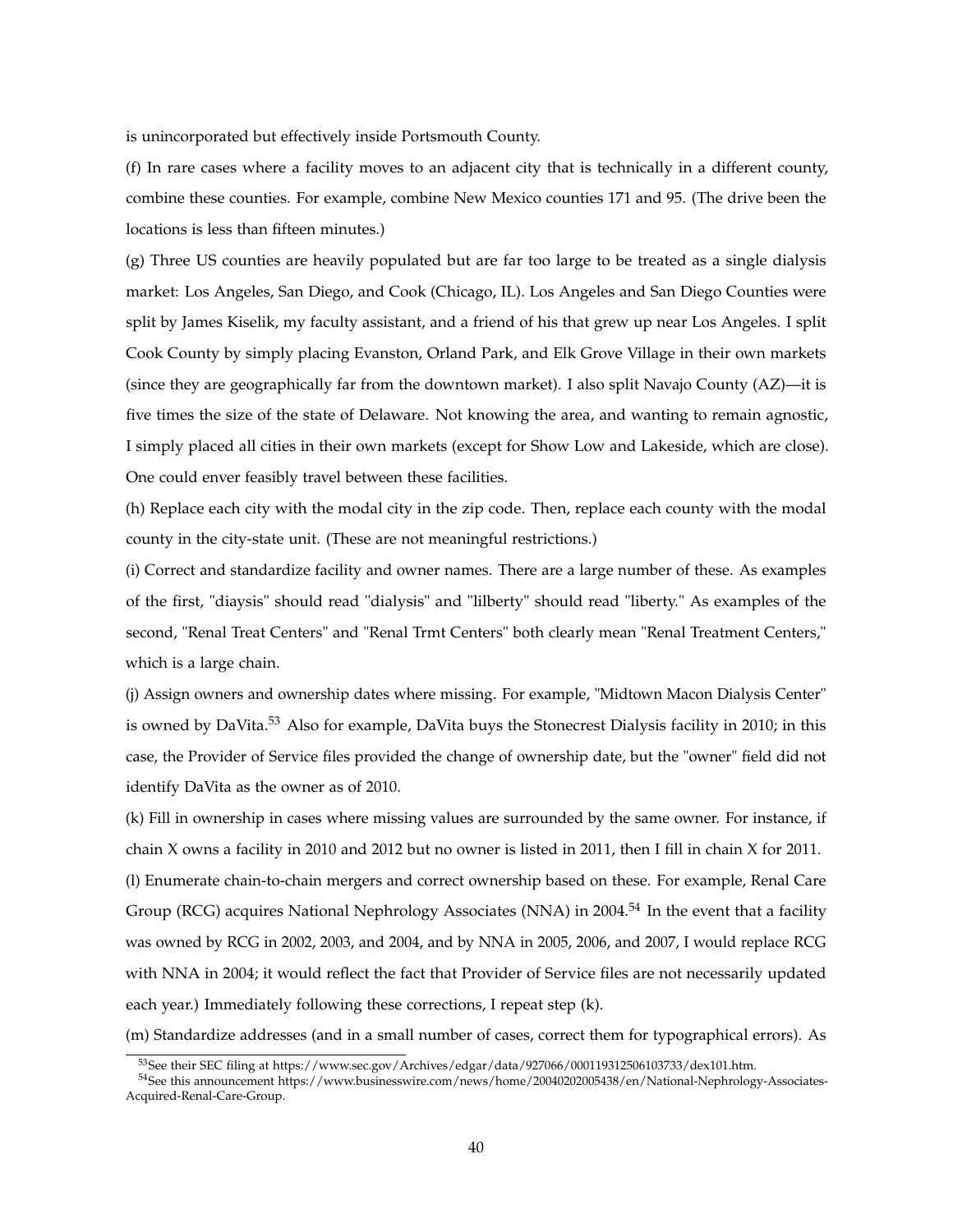is unincorporated but effectively inside Portsmouth County.

(f) In rare cases where a facility moves to an adjacent city that is technically in a different county, combine these counties. For example, combine New Mexico counties 171 and 95. (The drive been the locations is less than fifteen minutes.)

(g) Three US counties are heavily populated but are far too large to be treated as a single dialysis market: Los Angeles, San Diego, and Cook (Chicago, IL). Los Angeles and San Diego Counties were split by James Kiselik, my faculty assistant, and a friend of his that grew up near Los Angeles. I split Cook County by simply placing Evanston, Orland Park, and Elk Grove Village in their own markets (since they are geographically far from the downtown market). I also split Navajo County (AZ)—it is five times the size of the state of Delaware. Not knowing the area, and wanting to remain agnostic, I simply placed all cities in their own markets (except for Show Low and Lakeside, which are close). One could enver feasibly travel between these facilities.

(h) Replace each city with the modal city in the zip code. Then, replace each county with the modal county in the city-state unit. (These are not meaningful restrictions.)

(i) Correct and standardize facility and owner names. There are a large number of these. As examples of the first, "diaysis" should read "dialysis" and "lilberty" should read "liberty." As examples of the second, "Renal Treat Centers" and "Renal Trmt Centers" both clearly mean "Renal Treatment Centers," which is a large chain.

(j) Assign owners and ownership dates where missing. For example, "Midtown Macon Dialysis Center" is owned by DaVita.[53] Also for example, DaVita buys the Stonecrest Dialysis facility in 2010; in this case, the Provider of Service files provided the change of ownership date, but the "owner" field did not identify DaVita as the owner as of 2010.

(k) Fill in ownership in cases where missing values are surrounded by the same owner. For instance, if chain X owns a facility in 2010 and 2012 but no owner is listed in 2011, then I fill in chain X for 2011.

(l) Enumerate chain-to-chain mergers and correct ownership based on these. For example, Renal Care Group (RCG) acquires National Nephrology Associates (NNA) in 2004.[54] In the event that a facility was owned by RCG in 2002, 2003, and 2004, and by NNA in 2005, 2006, and 2007, I would replace RCG with NNA in 2004; it would reflect the fact that Provider of Service files are not necessarily updated each year.) Immediately following these corrections, I repeat step (k).

(m) Standardize addresses (and in a small number of cases, correct them for typographical errors). As

[53]See their SEC filing at https://www.sec.gov/Archives/edgar/data/927066/000119312506103733/dex101.htm.

[54]See this announcement https://www.businesswire.com/news/home/20040202005438/en/National-Nephrology-Associates-Acquired-Renal-Care-Group.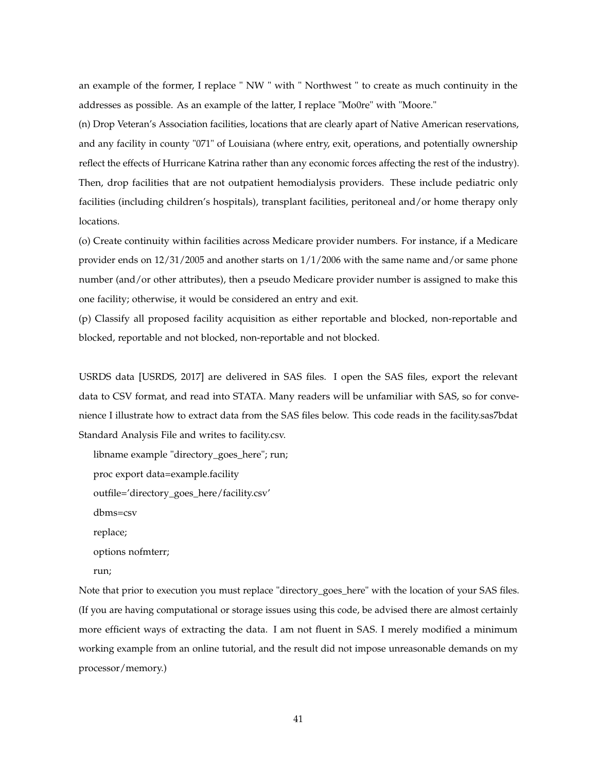an example of the former, I replace " NW " with " Northwest " to create as much continuity in the addresses as possible. As an example of the latter, I replace "Mo0re" with "Moore."

(n) Drop Veteran's Association facilities, locations that are clearly apart of Native American reservations, and any facility in county "071" of Louisiana (where entry, exit, operations, and potentially ownership reflect the effects of Hurricane Katrina rather than any economic forces affecting the rest of the industry). Then, drop facilities that are not outpatient hemodialysis providers. These include pediatric only facilities (including children's hospitals), transplant facilities, peritoneal and/or home therapy only locations.

(o) Create continuity within facilities across Medicare provider numbers. For instance, if a Medicare provider ends on 12/31/2005 and another starts on 1/1/2006 with the same name and/or same phone number (and/or other attributes), then a pseudo Medicare provider number is assigned to make this one facility; otherwise, it would be considered an entry and exit.

(p) Classify all proposed facility acquisition as either reportable and blocked, non-reportable and blocked, reportable and not blocked, non-reportable and not blocked.

USRDS data [USRDS, 2017] are delivered in SAS files. I open the SAS files, export the relevant data to CSV format, and read into STATA. Many readers will be unfamiliar with SAS, so for convenience I illustrate how to extract data from the SAS files below. This code reads in the facility.sas7bdat Standard Analysis File and writes to facility.csv.

```
libname example "directory_goes_here"; run;
proc export data=example.facility
outfile='directory_goes_here/facility.csv'
dbms=csv
replace;
options nofmterr;
run;
```

Note that prior to execution you must replace "directory_goes_here" with the location of your SAS files. (If you are having computational or storage issues using this code, be advised there are almost certainly more efficient ways of extracting the data. I am not fluent in SAS. I merely modified a minimum working example from an online tutorial, and the result did not impose unreasonable demands on my processor/memory.)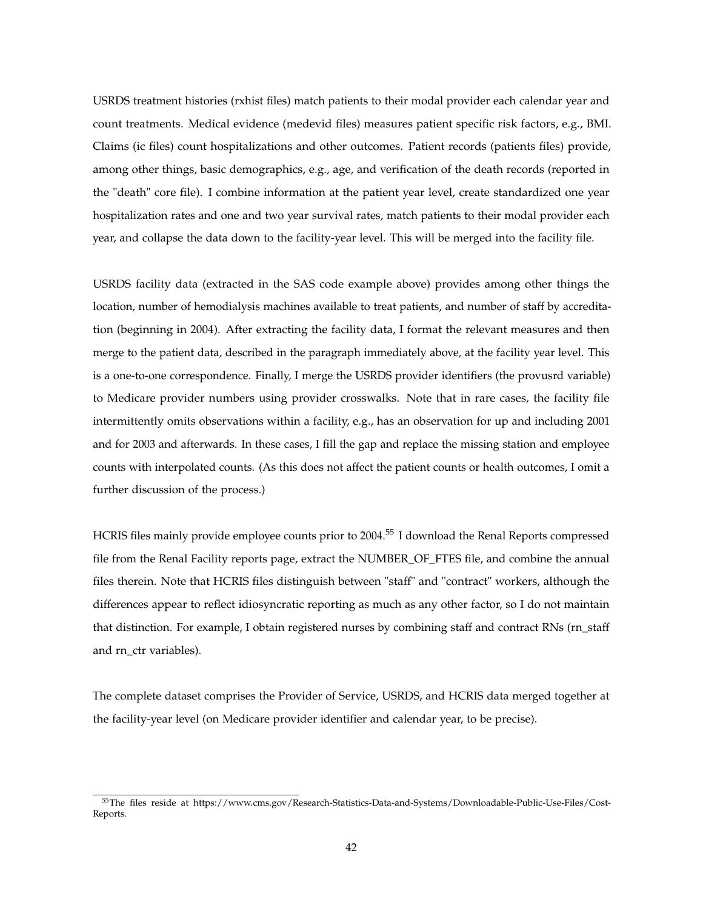USRDS treatment histories (rxhist files) match patients to their modal provider each calendar year and count treatments. Medical evidence (medevid files) measures patient specific risk factors, e.g., BMI. Claims (ic files) count hospitalizations and other outcomes. Patient records (patients files) provide, among other things, basic demographics, e.g., age, and verification of the death records (reported in the "death" core file). I combine information at the patient year level, create standardized one year hospitalization rates and one and two year survival rates, match patients to their modal provider each year, and collapse the data down to the facility-year level. This will be merged into the facility file.

USRDS facility data (extracted in the SAS code example above) provides among other things the location, number of hemodialysis machines available to treat patients, and number of staff by accreditation (beginning in 2004). After extracting the facility data, I format the relevant measures and then merge to the patient data, described in the paragraph immediately above, at the facility year level. This is a one-to-one correspondence. Finally, I merge the USRDS provider identifiers (the provusrd variable) to Medicare provider numbers using provider crosswalks. Note that in rare cases, the facility file intermittently omits observations within a facility, e.g., has an observation for up and including 2001 and for 2003 and afterwards. In these cases, I fill the gap and replace the missing station and employee counts with interpolated counts. (As this does not affect the patient counts or health outcomes, I omit a further discussion of the process.)

HCRIS files mainly provide employee counts prior to 2004.[55] I download the Renal Reports compressed file from the Renal Facility reports page, extract the NUMBER_OF_FTES file, and combine the annual files therein. Note that HCRIS files distinguish between "staff" and "contract" workers, although the differences appear to reflect idiosyncratic reporting as much as any other factor, so I do not maintain that distinction. For example, I obtain registered nurses by combining staff and contract RNs (rn_staff and rn_ctr variables).

The complete dataset comprises the Provider of Service, USRDS, and HCRIS data merged together at the facility-year level (on Medicare provider identifier and calendar year, to be precise).

[55] The files reside at https://www.cms.gov/Research-Statistics-Data-and-Systems/Downloadable-Public-Use-Files/Cost-Reports.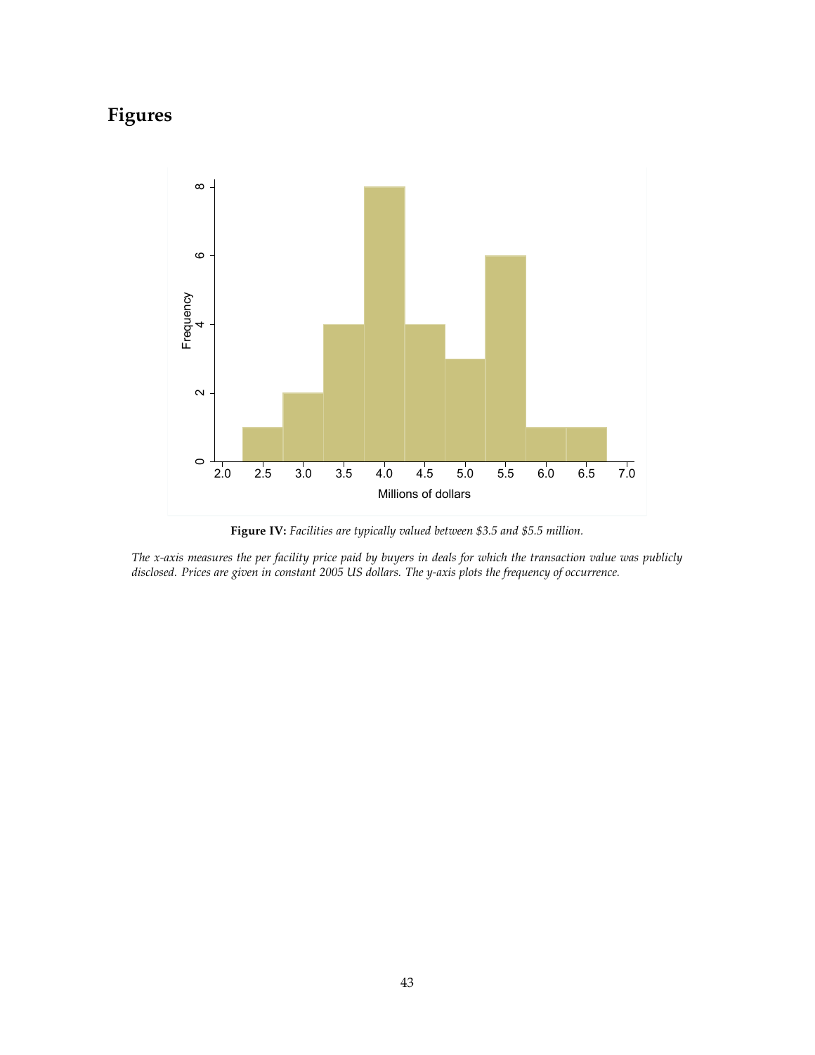# Figures

**Figure IV:** *Facilities are typically valued between $3.5 and $5.5 million.*

*The x-axis measures the per facility price paid by buyers in deals for which the transaction value was publicly disclosed. Prices are given in constant 2005 US dollars. The y-axis plots the frequency of occurrence.*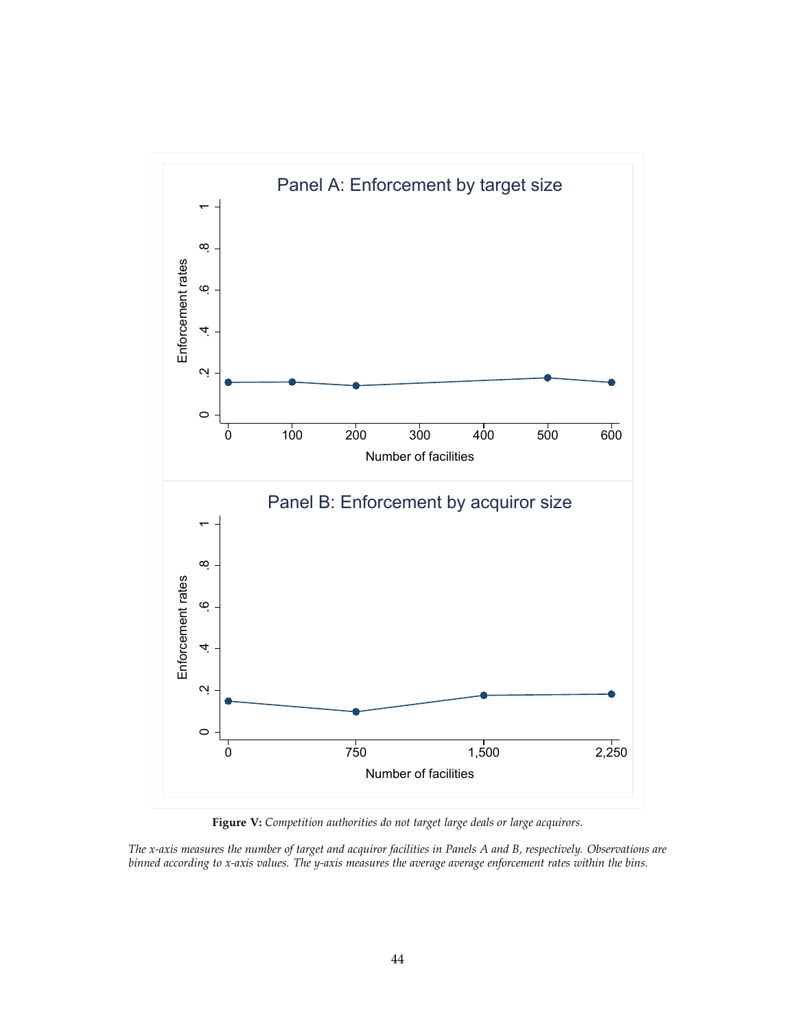**Figure V:** *Competition authorities do not target large deals or large acquirors.*

*The x-axis measures the number of target and acquiror facilities in Panels A and B, respectively. Observations are binned according to x-axis values. The y-axis measures the average average enforcement rates within the bins.*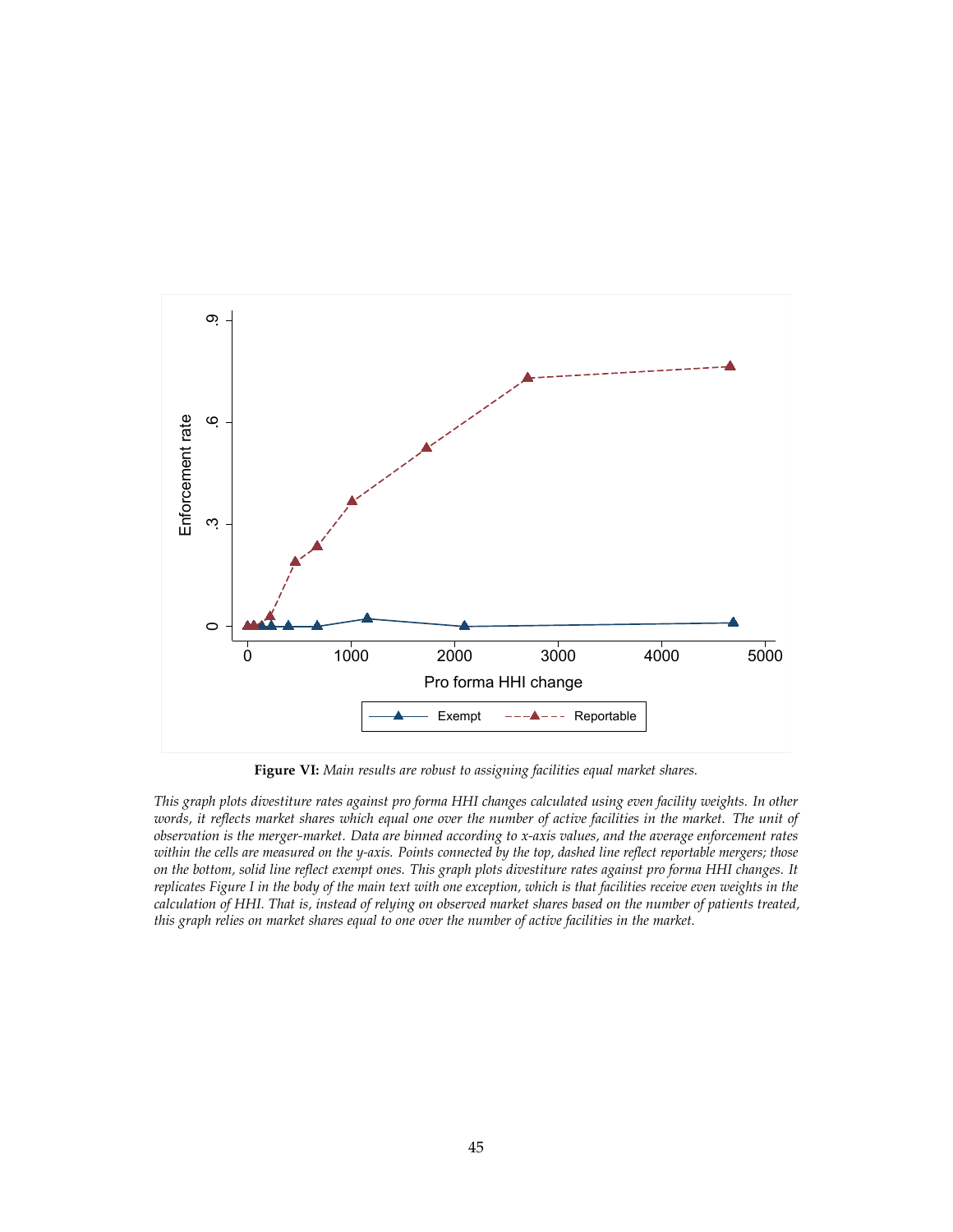**Figure VI:** *Main results are robust to assigning facilities equal market shares.*

*This graph plots divestiture rates against pro forma HHI changes calculated using even facility weights. In other words, it reflects market shares which equal one over the number of active facilities in the market. The unit of observation is the merger-market. Data are binned according to x-axis values, and the average enforcement rates within the cells are measured on the y-axis. Points connected by the top, dashed line reflect reportable mergers; those on the bottom, solid line reflect exempt ones. This graph plots divestiture rates against pro forma HHI changes. It replicates Figure I in the body of the main text with one exception, which is that facilities receive even weights in the calculation of HHI. That is, instead of relying on observed market shares based on the number of patients treated, this graph relies on market shares equal to one over the number of active facilities in the market.*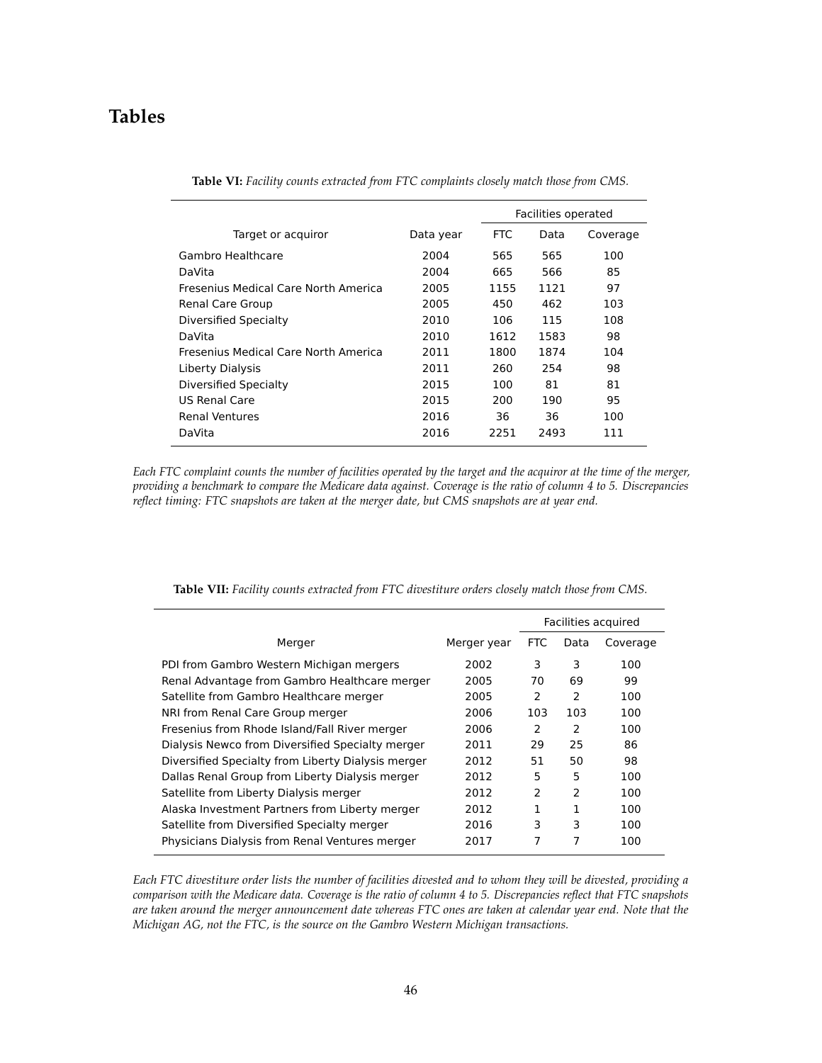# Tables

**Table VI:** *Facility counts extracted from FTC complaints closely match those from CMS.*

| Target or acquiror | Data year | Facilities operated | | |
|---|---|---|---|---|
| | | FTC | Data | Coverage |
| Gambro Healthcare | 2004 | 565 | 565 | 100 |
| DaVita | 2004 | 665 | 566 | 85 |
| Fresenius Medical Care North America | 2005 | 1155 | 1121 | 97 |
| Renal Care Group | 2005 | 450 | 462 | 103 |
| Diversified Specialty | 2010 | 106 | 115 | 108 |
| DaVita | 2010 | 1612 | 1583 | 98 |
| Fresenius Medical Care North America | 2011 | 1800 | 1874 | 104 |
| Liberty Dialysis | 2011 | 260 | 254 | 98 |
| Diversified Specialty | 2015 | 100 | 81 | 81 |
| US Renal Care | 2015 | 200 | 190 | 95 |
| Renal Ventures | 2016 | 36 | 36 | 100 |
| DaVita | 2016 | 2251 | 2493 | 111 |

*Each FTC complaint counts the number of facilities operated by the target and the acquiror at the time of the merger, providing a benchmark to compare the Medicare data against. Coverage is the ratio of column 4 to 5. Discrepancies reflect timing: FTC snapshots are taken at the merger date, but CMS snapshots are at year end.*

**Table VII:** *Facility counts extracted from FTC divestiture orders closely match those from CMS.*

| Merger | Merger year | Facilities acquired | | |
|---|---|---|---|---|
| | | FTC | Data | Coverage |
| PDI from Gambro Western Michigan mergers | 2002 | 3 | 3 | 100 |
| Renal Advantage from Gambro Healthcare merger | 2005 | 70 | 69 | 99 |
| Satellite from Gambro Healthcare merger | 2005 | 2 | 2 | 100 |
| NRI from Renal Care Group merger | 2006 | 103 | 103 | 100 |
| Fresenius from Rhode Island/Fall River merger | 2006 | 2 | 2 | 100 |
| Dialysis Newco from Diversified Specialty merger | 2011 | 29 | 25 | 86 |
| Diversified Specialty from Liberty Dialysis merger | 2012 | 51 | 50 | 98 |
| Dallas Renal Group from Liberty Dialysis merger | 2012 | 5 | 5 | 100 |
| Satellite from Liberty Dialysis merger | 2012 | 2 | 2 | 100 |
| Alaska Investment Partners from Liberty merger | 2012 | 1 | 1 | 100 |
| Satellite from Diversified Specialty merger | 2016 | 3 | 3 | 100 |
| Physicians Dialysis from Renal Ventures merger | 2017 | 7 | 7 | 100 |

*Each FTC divestiture order lists the number of facilities divested and to whom they will be divested, providing a comparison with the Medicare data. Coverage is the ratio of column 4 to 5. Discrepancies reflect that FTC snapshots are taken around the merger announcement date whereas FTC ones are taken at calendar year end. Note that the Michigan AG, not the FTC, is the source on the Gambro Western Michigan transactions.*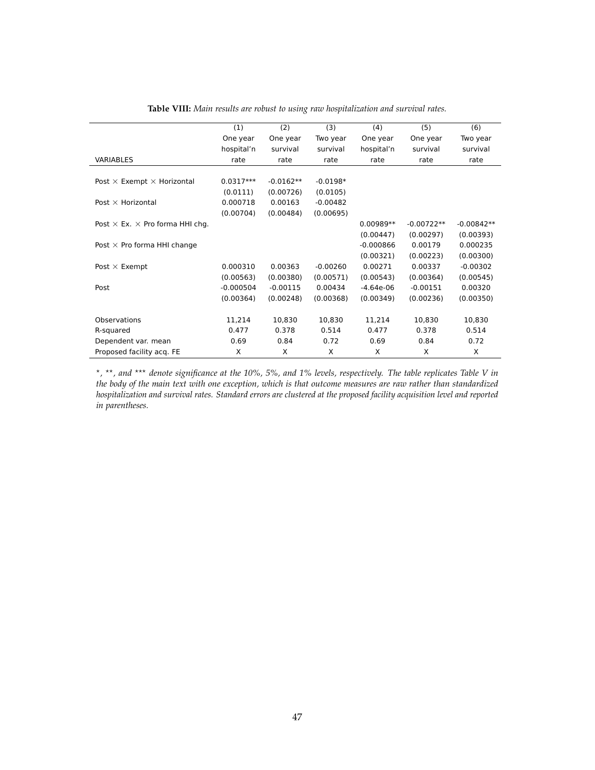**Table VIII:** *Main results are robust to using raw hospitalization and survival rates.*

| VARIABLES | (1) One year hospital'n rate | (2) One year survival rate | (3) Two year survival rate | (4) One year hospital'n rate | (5) One year survival rate | (6) Two year survival rate |
|---|---|---|---|---|---|---|
| Post × Exempt × Horizontal | 0.0317*** | -0.0162** | -0.0198* | | | |
| | (0.0111) | (0.00726) | (0.0105) | | | |
| Post × Horizontal | 0.000718 | 0.00163 | -0.00482 | | | |
| | (0.00704) | (0.00484) | (0.00695) | | | |
| Post × Ex. × Pro forma HHI chg. | | | | 0.00989** | -0.00722** | -0.00842** |
| | | | | (0.00447) | (0.00297) | (0.00393) |
| Post × Pro forma HHI change | | | | -0.000866 | 0.00179 | 0.000235 |
| | | | | (0.00321) | (0.00223) | (0.00300) |
| Post × Exempt | 0.000310 | 0.00363 | -0.00260 | 0.00271 | 0.00337 | -0.00302 |
| | (0.00563) | (0.00380) | (0.00571) | (0.00543) | (0.00364) | (0.00545) |
| Post | -0.000504 | -0.00115 | 0.00434 | -4.64e-06 | -0.00151 | 0.00320 |
| | (0.00364) | (0.00248) | (0.00368) | (0.00349) | (0.00236) | (0.00350) |
| Observations | 11,214 | 10,830 | 10,830 | 11,214 | 10,830 | 10,830 |
| R-squared | 0.477 | 0.378 | 0.514 | 0.477 | 0.378 | 0.514 |
| Dependent var. mean | 0.69 | 0.84 | 0.72 | 0.69 | 0.84 | 0.72 |
| Proposed facility acq. FE | X | X | X | X | X | X |

*\*, \*\*, and \*\*\* denote significance at the 10%, 5%, and 1% levels, respectively. The table replicates Table V in the body of the main text with one exception, which is that outcome measures are raw rather than standardized hospitalization and survival rates. Standard errors are clustered at the proposed facility acquisition level and reported in parentheses.*